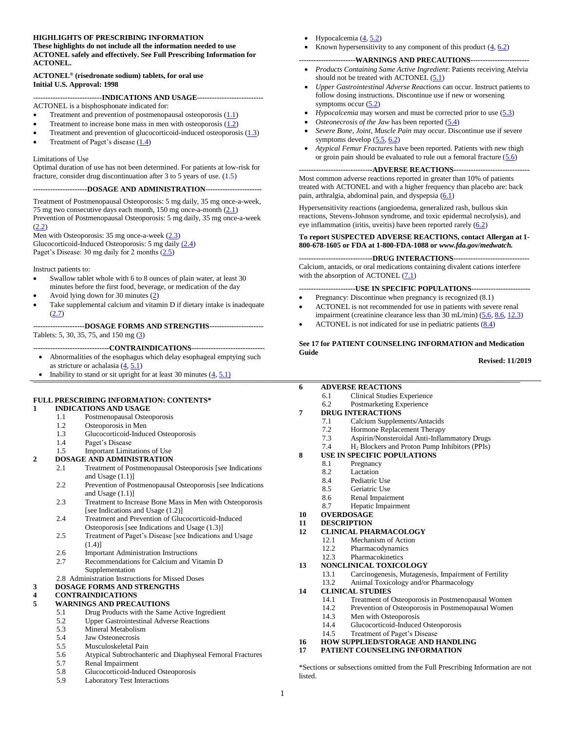**HIGHLIGHTS OF PRESCRIBING INFORMATION**
**These highlights do not include all the information needed to use ACTONEL safely and effectively. See Full Prescribing Information for ACTONEL.**

**ACTONEL® (risedronate sodium) tablets, for oral use**
**Initial U.S. Approval: 1998**

**----------------------------INDICATIONS AND USAGE---------------------------**

ACTONEL is a bisphosphonate indicated for:

- Treatment and prevention of postmenopausal osteoporosis (1.1)
- Treatment to increase bone mass in men with osteoporosis (1.2)
- Treatment and prevention of glucocorticoid-induced osteoporosis (1.3)
- Treatment of Paget's disease (1.4)

Limitations of Use
Optimal duration of use has not been determined. For patients at low-risk for fracture, consider drug discontinuation after 3 to 5 years of use. (1.5)

**----------------------DOSAGE AND ADMINISTRATION----------------------**

Treatment of Postmenopausal Osteoporosis: 5 mg daily, 35 mg once-a-week, 75 mg two consecutive days each month, 150 mg once-a-month (2.1)
Prevention of Postmenopausal Osteoporosis: 5 mg daily, 35 mg once-a-week (2.2)
Men with Osteoporosis: 35 mg once-a-week (2.3)
Glucocorticoid-Induced Osteoporosis: 5 mg daily (2.4)
Paget's Disease: 30 mg daily for 2 months (2.5)

Instruct patients to:

- Swallow tablet whole with 6 to 8 ounces of plain water, at least 30 minutes before the first food, beverage, or medication of the day
- Avoid lying down for 30 minutes (2)
- Take supplemental calcium and vitamin D if dietary intake is inadequate (2.7)

**---------------------DOSAGE FORMS AND STRENGTHS----------------------**

Tablets: 5, 30, 35, 75, and 150 mg (3)

**-------------------------------CONTRAINDICATIONS------------------------------**

- Abnormalities of the esophagus which delay esophageal emptying such as stricture or achalasia (4, 5.1)
- Inability to stand or sit upright for at least 30 minutes (4, 5.1)
- Hypocalcemia (4, 5.2)
- Known hypersensitivity to any component of this product (4, 6.2)

**-----------------------WARNINGS AND PRECAUTIONS------------------------**

- *Products Containing Same Active Ingredient*: Patients receiving Atelvia should not be treated with ACTONEL (5.1)
- *Upper Gastrointestinal Adverse Reactions* can occur. Instruct patients to follow dosing instructions. Discontinue use if new or worsening symptoms occur (5.2)
- *Hypocalcemia* may worsen and must be corrected prior to use (5.3)
- *Osteonecrosis of the Jaw* has been reported (5.4)
- *Severe Bone, Joint, Muscle Pain* may occur. Discontinue use if severe symptoms develop (5.5, 6.2)
- *Atypical Femur Fractures* have been reported. Patients with new thigh or groin pain should be evaluated to rule out a femoral fracture (5.6)

**------------------------------ADVERSE REACTIONS-------------------------------**

Most common adverse reactions reported in greater than 10% of patients treated with ACTONEL and with a higher frequency than placebo are: back pain, arthralgia, abdominal pain, and dyspepsia (6.1)

Hypersensitivity reactions (angioedema, generalized rash, bullous skin reactions, Stevens-Johnson syndrome, and toxic epidermal necrolysis), and eye inflammation (iritis, uveitis) have been reported rarely (6.2)

**To report SUSPECTED ADVERSE REACTIONS, contact Allergan at 1-800-678-1605 or FDA at 1-800-FDA-1088 or *www.fda.gov/medwatch.***

**------------------------------DRUG INTERACTIONS-------------------------------**

Calcium, antacids, or oral medications containing divalent cations interfere with the absorption of ACTONEL (7.1)

**-----------------------USE IN SPECIFIC POPULATIONS------------------------**

- Pregnancy: Discontinue when pregnancy is recognized (8.1)
- ACTONEL is not recommended for use in patients with severe renal impairment (creatinine clearance less than 30 mL/min) (5.6, 8.6, 12.3)
- ACTONEL is not indicated for use in pediatric patients (8.4)

**See 17 for PATIENT COUNSELING INFORMATION and Medication Guide**

**Revised: 11/2019**

**FULL PRESCRIBING INFORMATION: CONTENTS***

**1 INDICATIONS AND USAGE**
- 1.1 Postmenopausal Osteoporosis
- 1.2 Osteoporosis in Men
- 1.3 Glucocorticoid-Induced Osteoporosis
- 1.4 Paget's Disease
- 1.5 Important Limitations of Use

**2 DOSAGE AND ADMINISTRATION**
- 2.1 Treatment of Postmenopausal Osteoporosis [see Indications and Usage (1.1)]
- 2.2 Prevention of Postmenopausal Osteoporosis [see Indications and Usage (1.1)]
- 2.3 Treatment to Increase Bone Mass in Men with Osteoporosis [see Indications and Usage (1.2)]
- 2.4 Treatment and Prevention of Glucocorticoid-Induced Osteoporosis [see Indications and Usage (1.3)]
- 2.5 Treatment of Paget's Disease [see Indications and Usage (1.4)]
- 2.6 Important Administration Instructions
- 2.7 Recommendations for Calcium and Vitamin D Supplementation
- 2.8 Administration Instructions for Missed Doses

**3 DOSAGE FORMS AND STRENGTHS**

**4 CONTRAINDICATIONS**

**5 WARNINGS AND PRECAUTIONS**
- 5.1 Drug Products with the Same Active Ingredient
- 5.2 Upper Gastrointestinal Adverse Reactions
- 5.3 Mineral Metabolism
- 5.4 Jaw Osteonecrosis
- 5.5 Musculoskeletal Pain
- 5.6 Atypical Subtrochanteric and Diaphyseal Femoral Fractures
- 5.7 Renal Impairment
- 5.8 Glucocorticoid-Induced Osteoporosis
- 5.9 Laboratory Test Interactions

**6 ADVERSE REACTIONS**
- 6.1 Clinical Studies Experience
- 6.2 Postmarketing Experience

**7 DRUG INTERACTIONS**
- 7.1 Calcium Supplements/Antacids
- 7.2 Hormone Replacement Therapy
- 7.3 Aspirin/Nonsteroidal Anti-Inflammatory Drugs
- 7.4 $H_2$ Blockers and Proton Pump Inhibitors (PPIs)

**8 USE IN SPECIFIC POPULATIONS**
- 8.1 Pregnancy
- 8.2 Lactation
- 8.4 Pediatric Use
- 8.5 Geriatric Use
- 8.6 Renal Impairment
- 8.7 Hepatic Impairment

**10 OVERDOSAGE**

**11 DESCRIPTION**

**12 CLINICAL PHARMACOLOGY**
- 12.1 Mechanism of Action
- 12.2 Pharmacodynamics
- 12.3 Pharmacokinetics

**13 NONCLINICAL TOXICOLOGY**
- 13.1 Carcinogenesis, Mutagenesis, Impairment of Fertility
- 13.2 Animal Toxicology and/or Pharmacology

**14 CLINICAL STUDIES**
- 14.1 Treatment of Osteoporosis in Postmenopausal Women
- 14.2 Prevention of Osteoporosis in Postmenopausal Women
- 14.3 Men with Osteoporosis
- 14.4 Glucocorticoid-Induced Osteoporosis
- 14.5 Treatment of Paget's Disease

**16 HOW SUPPLIED/STORAGE AND HANDLING**

**17 PATIENT COUNSELING INFORMATION**

*Sections or subsections omitted from the Full Prescribing Information are not listed.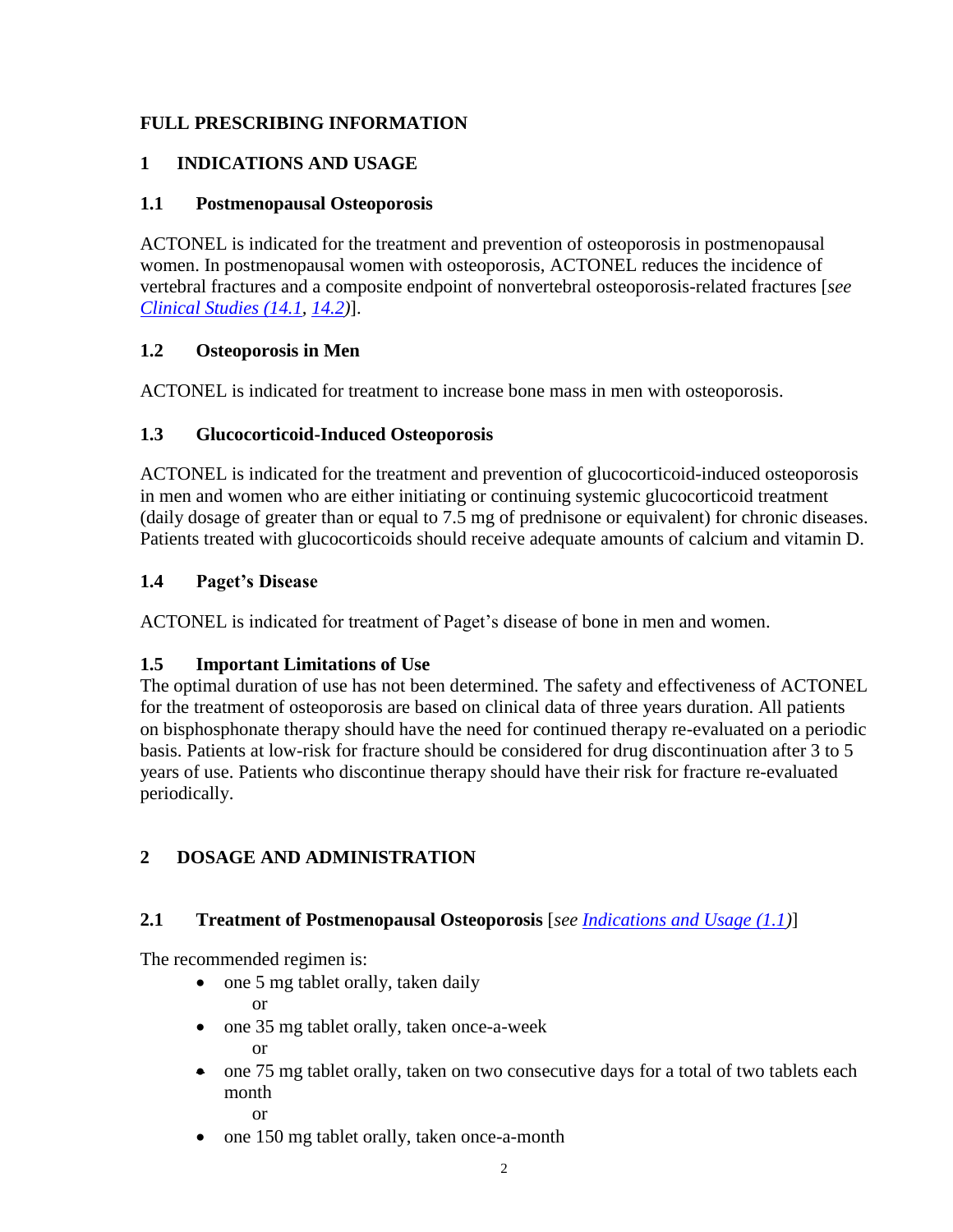# FULL PRESCRIBING INFORMATION

## 1 INDICATIONS AND USAGE

### 1.1 Postmenopausal Osteoporosis

ACTONEL is indicated for the treatment and prevention of osteoporosis in postmenopausal women. In postmenopausal women with osteoporosis, ACTONEL reduces the incidence of vertebral fractures and a composite endpoint of nonvertebral osteoporosis-related fractures [*see Clinical Studies (14.1, 14.2)*].

### 1.2 Osteoporosis in Men

ACTONEL is indicated for treatment to increase bone mass in men with osteoporosis.

### 1.3 Glucocorticoid-Induced Osteoporosis

ACTONEL is indicated for the treatment and prevention of glucocorticoid-induced osteoporosis in men and women who are either initiating or continuing systemic glucocorticoid treatment (daily dosage of greater than or equal to 7.5 mg of prednisone or equivalent) for chronic diseases. Patients treated with glucocorticoids should receive adequate amounts of calcium and vitamin D.

### 1.4 Paget's Disease

ACTONEL is indicated for treatment of Paget's disease of bone in men and women.

### 1.5 Important Limitations of Use

The optimal duration of use has not been determined. The safety and effectiveness of ACTONEL for the treatment of osteoporosis are based on clinical data of three years duration. All patients on bisphosphonate therapy should have the need for continued therapy re-evaluated on a periodic basis. Patients at low-risk for fracture should be considered for drug discontinuation after 3 to 5 years of use. Patients who discontinue therapy should have their risk for fracture re-evaluated periodically.

## 2 DOSAGE AND ADMINISTRATION

### 2.1 Treatment of Postmenopausal Osteoporosis [*see Indications and Usage (1.1)*]

The recommended regimen is:

- one 5 mg tablet orally, taken daily

  or
- one 35 mg tablet orally, taken once-a-week

  or
- one 75 mg tablet orally, taken on two consecutive days for a total of two tablets each month

  or
- one 150 mg tablet orally, taken once-a-month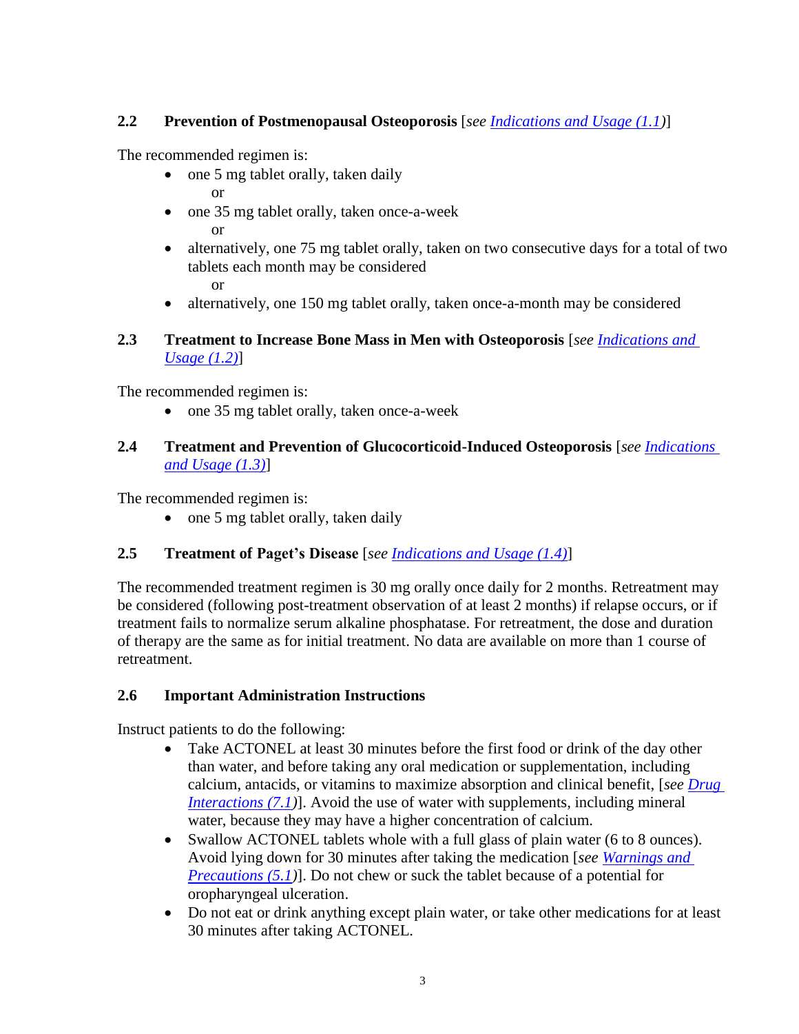### 2.2 Prevention of Postmenopausal Osteoporosis [*see Indications and Usage (1.1)*]

The recommended regimen is:

- one 5 mg tablet orally, taken daily
  
  or
- one 35 mg tablet orally, taken once-a-week
  
  or
- alternatively, one 75 mg tablet orally, taken on two consecutive days for a total of two tablets each month may be considered
  
  or
- alternatively, one 150 mg tablet orally, taken once-a-month may be considered

### 2.3 Treatment to Increase Bone Mass in Men with Osteoporosis [*see Indications and Usage (1.2)*]

The recommended regimen is:

- one 35 mg tablet orally, taken once-a-week

### 2.4 Treatment and Prevention of Glucocorticoid-Induced Osteoporosis [*see Indications and Usage (1.3)*]

The recommended regimen is:

- one 5 mg tablet orally, taken daily

### 2.5 Treatment of Paget's Disease [*see Indications and Usage (1.4)*]

The recommended treatment regimen is 30 mg orally once daily for 2 months. Retreatment may be considered (following post-treatment observation of at least 2 months) if relapse occurs, or if treatment fails to normalize serum alkaline phosphatase. For retreatment, the dose and duration of therapy are the same as for initial treatment. No data are available on more than 1 course of retreatment.

### 2.6 Important Administration Instructions

Instruct patients to do the following:

- Take ACTONEL at least 30 minutes before the first food or drink of the day other than water, and before taking any oral medication or supplementation, including calcium, antacids, or vitamins to maximize absorption and clinical benefit, [*see Drug Interactions (7.1)*]. Avoid the use of water with supplements, including mineral water, because they may have a higher concentration of calcium.
- Swallow ACTONEL tablets whole with a full glass of plain water (6 to 8 ounces). Avoid lying down for 30 minutes after taking the medication [*see Warnings and Precautions (5.1)*]. Do not chew or suck the tablet because of a potential for oropharyngeal ulceration.
- Do not eat or drink anything except plain water, or take other medications for at least 30 minutes after taking ACTONEL.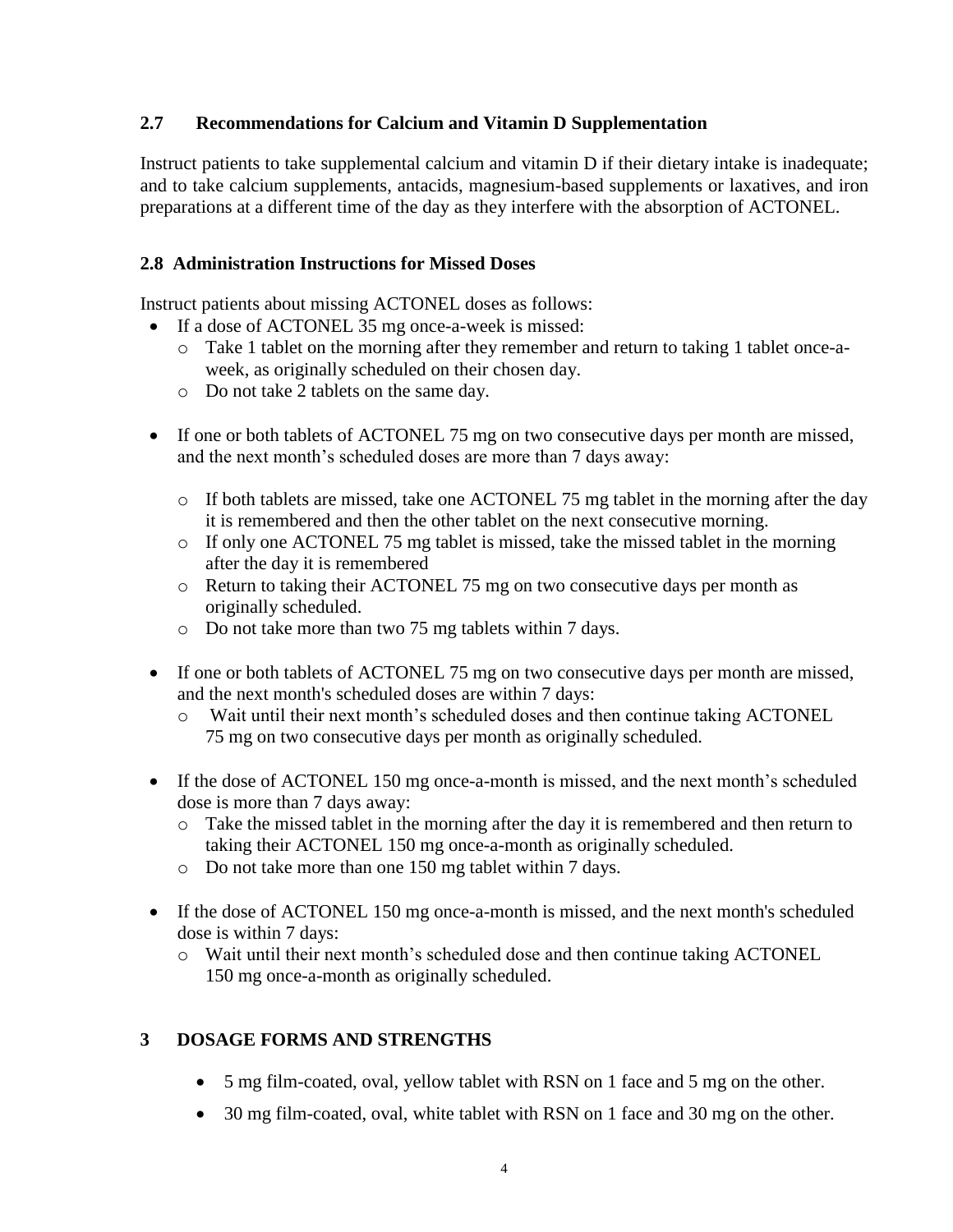### 2.7 Recommendations for Calcium and Vitamin D Supplementation

Instruct patients to take supplemental calcium and vitamin D if their dietary intake is inadequate; and to take calcium supplements, antacids, magnesium-based supplements or laxatives, and iron preparations at a different time of the day as they interfere with the absorption of ACTONEL.

### 2.8 Administration Instructions for Missed Doses

Instruct patients about missing ACTONEL doses as follows:

- If a dose of ACTONEL 35 mg once-a-week is missed:
  - Take 1 tablet on the morning after they remember and return to taking 1 tablet once-a-week, as originally scheduled on their chosen day.
  - Do not take 2 tablets on the same day.
- If one or both tablets of ACTONEL 75 mg on two consecutive days per month are missed, and the next month's scheduled doses are more than 7 days away:
  - If both tablets are missed, take one ACTONEL 75 mg tablet in the morning after the day it is remembered and then the other tablet on the next consecutive morning.
  - If only one ACTONEL 75 mg tablet is missed, take the missed tablet in the morning after the day it is remembered
  - Return to taking their ACTONEL 75 mg on two consecutive days per month as originally scheduled.
  - Do not take more than two 75 mg tablets within 7 days.
- If one or both tablets of ACTONEL 75 mg on two consecutive days per month are missed, and the next month's scheduled doses are within 7 days:
  - Wait until their next month's scheduled doses and then continue taking ACTONEL 75 mg on two consecutive days per month as originally scheduled.
- If the dose of ACTONEL 150 mg once-a-month is missed, and the next month's scheduled dose is more than 7 days away:
  - Take the missed tablet in the morning after the day it is remembered and then return to taking their ACTONEL 150 mg once-a-month as originally scheduled.
  - Do not take more than one 150 mg tablet within 7 days.
- If the dose of ACTONEL 150 mg once-a-month is missed, and the next month's scheduled dose is within 7 days:
  - Wait until their next month's scheduled dose and then continue taking ACTONEL 150 mg once-a-month as originally scheduled.

## 3 DOSAGE FORMS AND STRENGTHS

- 5 mg film-coated, oval, yellow tablet with RSN on 1 face and 5 mg on the other.
- 30 mg film-coated, oval, white tablet with RSN on 1 face and 30 mg on the other.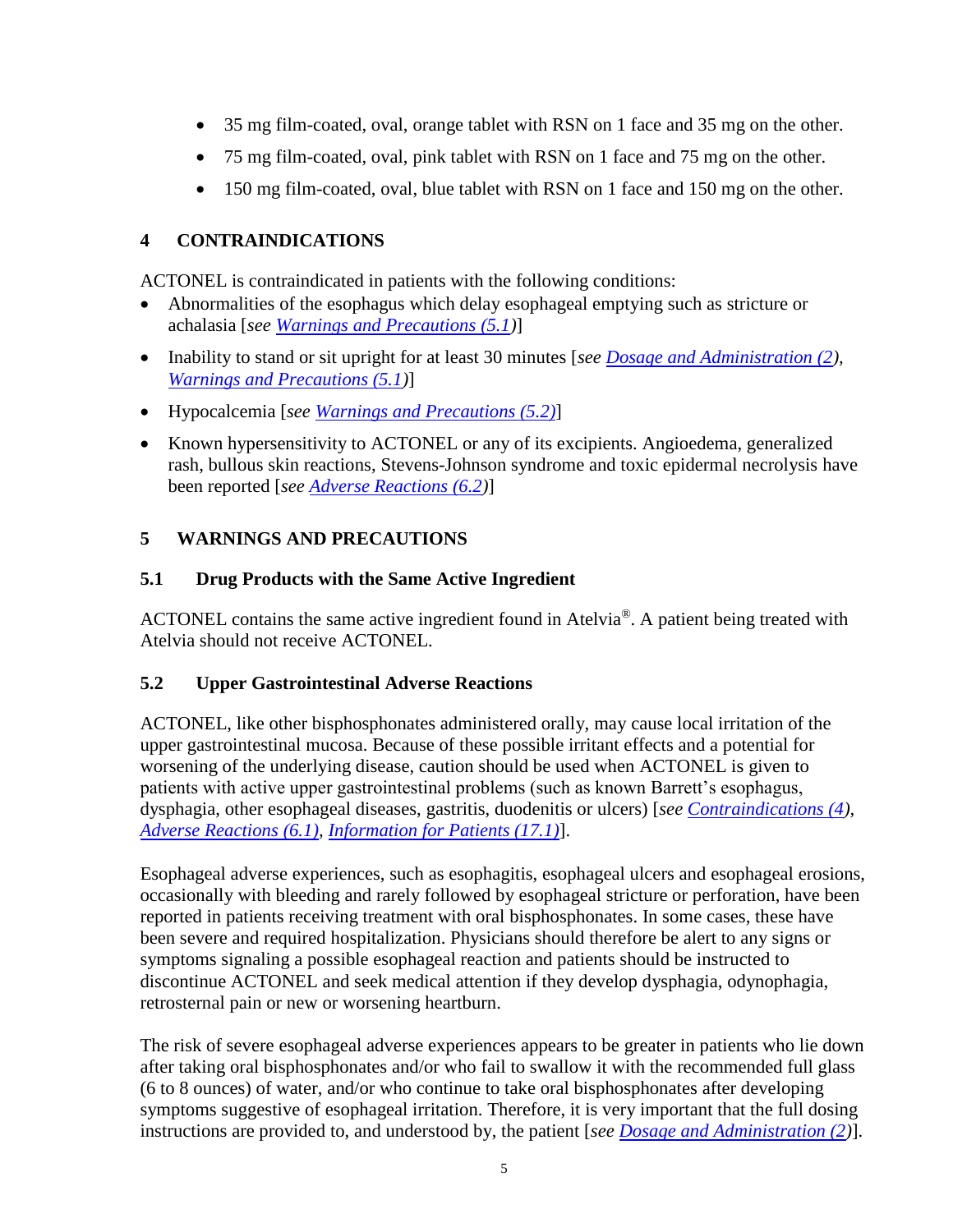- 35 mg film-coated, oval, orange tablet with RSN on 1 face and 35 mg on the other.
- 75 mg film-coated, oval, pink tablet with RSN on 1 face and 75 mg on the other.
- 150 mg film-coated, oval, blue tablet with RSN on 1 face and 150 mg on the other.

## 4 CONTRAINDICATIONS

ACTONEL is contraindicated in patients with the following conditions:

- Abnormalities of the esophagus which delay esophageal emptying such as stricture or achalasia [*see Warnings and Precautions (5.1)*]
- Inability to stand or sit upright for at least 30 minutes [*see Dosage and Administration (2), Warnings and Precautions (5.1)*]
- Hypocalcemia [*see Warnings and Precautions (5.2)*]
- Known hypersensitivity to ACTONEL or any of its excipients. Angioedema, generalized rash, bullous skin reactions, Stevens-Johnson syndrome and toxic epidermal necrolysis have been reported [*see Adverse Reactions (6.2)*]

## 5 WARNINGS AND PRECAUTIONS

### 5.1 Drug Products with the Same Active Ingredient

ACTONEL contains the same active ingredient found in Atelvia®. A patient being treated with Atelvia should not receive ACTONEL.

### 5.2 Upper Gastrointestinal Adverse Reactions

ACTONEL, like other bisphosphonates administered orally, may cause local irritation of the upper gastrointestinal mucosa. Because of these possible irritant effects and a potential for worsening of the underlying disease, caution should be used when ACTONEL is given to patients with active upper gastrointestinal problems (such as known Barrett's esophagus, dysphagia, other esophageal diseases, gastritis, duodenitis or ulcers) [*see Contraindications (4), Adverse Reactions (6.1), Information for Patients (17.1)*].

Esophageal adverse experiences, such as esophagitis, esophageal ulcers and esophageal erosions, occasionally with bleeding and rarely followed by esophageal stricture or perforation, have been reported in patients receiving treatment with oral bisphosphonates. In some cases, these have been severe and required hospitalization. Physicians should therefore be alert to any signs or symptoms signaling a possible esophageal reaction and patients should be instructed to discontinue ACTONEL and seek medical attention if they develop dysphagia, odynophagia, retrosternal pain or new or worsening heartburn.

The risk of severe esophageal adverse experiences appears to be greater in patients who lie down after taking oral bisphosphonates and/or who fail to swallow it with the recommended full glass (6 to 8 ounces) of water, and/or who continue to take oral bisphosphonates after developing symptoms suggestive of esophageal irritation. Therefore, it is very important that the full dosing instructions are provided to, and understood by, the patient [*see Dosage and Administration (2)*].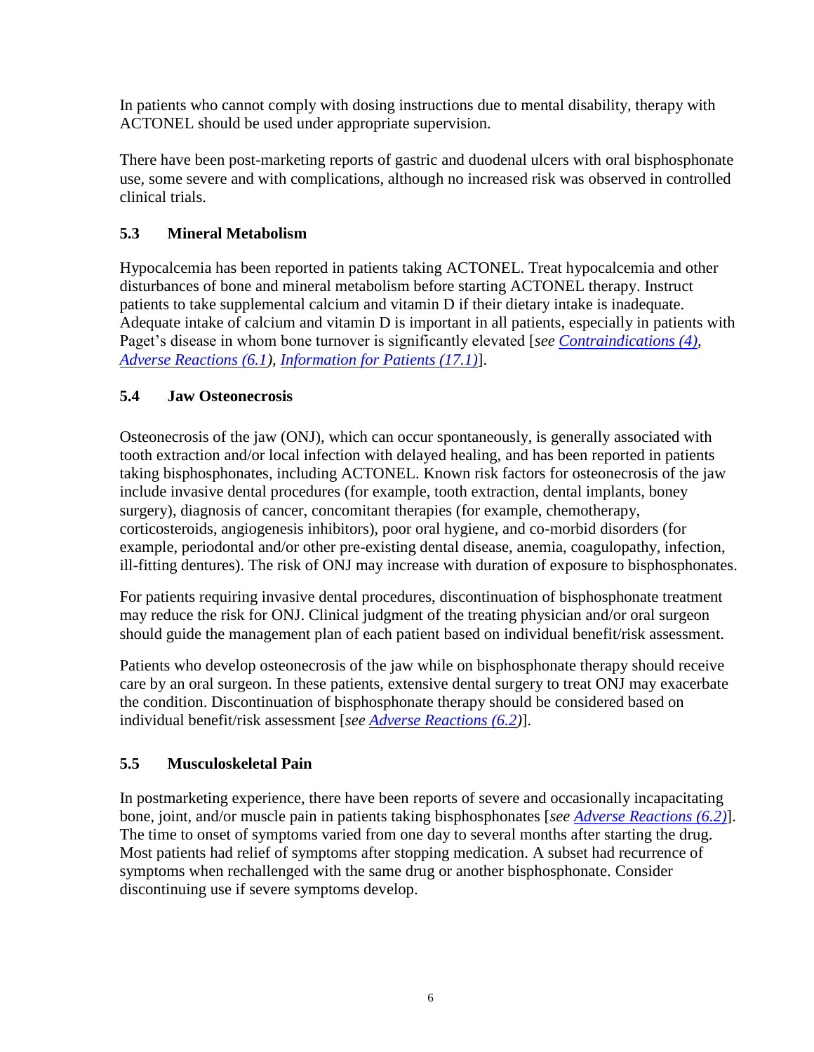In patients who cannot comply with dosing instructions due to mental disability, therapy with ACTONEL should be used under appropriate supervision.

There have been post-marketing reports of gastric and duodenal ulcers with oral bisphosphonate use, some severe and with complications, although no increased risk was observed in controlled clinical trials.

### 5.3 Mineral Metabolism

Hypocalcemia has been reported in patients taking ACTONEL. Treat hypocalcemia and other disturbances of bone and mineral metabolism before starting ACTONEL therapy. Instruct patients to take supplemental calcium and vitamin D if their dietary intake is inadequate. Adequate intake of calcium and vitamin D is important in all patients, especially in patients with Paget's disease in whom bone turnover is significantly elevated [*see Contraindications (4), Adverse Reactions (6.1), Information for Patients (17.1)*].

### 5.4 Jaw Osteonecrosis

Osteonecrosis of the jaw (ONJ), which can occur spontaneously, is generally associated with tooth extraction and/or local infection with delayed healing, and has been reported in patients taking bisphosphonates, including ACTONEL. Known risk factors for osteonecrosis of the jaw include invasive dental procedures (for example, tooth extraction, dental implants, boney surgery), diagnosis of cancer, concomitant therapies (for example, chemotherapy, corticosteroids, angiogenesis inhibitors), poor oral hygiene, and co-morbid disorders (for example, periodontal and/or other pre-existing dental disease, anemia, coagulopathy, infection, ill-fitting dentures). The risk of ONJ may increase with duration of exposure to bisphosphonates.

For patients requiring invasive dental procedures, discontinuation of bisphosphonate treatment may reduce the risk for ONJ. Clinical judgment of the treating physician and/or oral surgeon should guide the management plan of each patient based on individual benefit/risk assessment.

Patients who develop osteonecrosis of the jaw while on bisphosphonate therapy should receive care by an oral surgeon. In these patients, extensive dental surgery to treat ONJ may exacerbate the condition. Discontinuation of bisphosphonate therapy should be considered based on individual benefit/risk assessment [*see Adverse Reactions (6.2)*].

### 5.5 Musculoskeletal Pain

In postmarketing experience, there have been reports of severe and occasionally incapacitating bone, joint, and/or muscle pain in patients taking bisphosphonates [*see Adverse Reactions (6.2)*]. The time to onset of symptoms varied from one day to several months after starting the drug. Most patients had relief of symptoms after stopping medication. A subset had recurrence of symptoms when rechallenged with the same drug or another bisphosphonate. Consider discontinuing use if severe symptoms develop.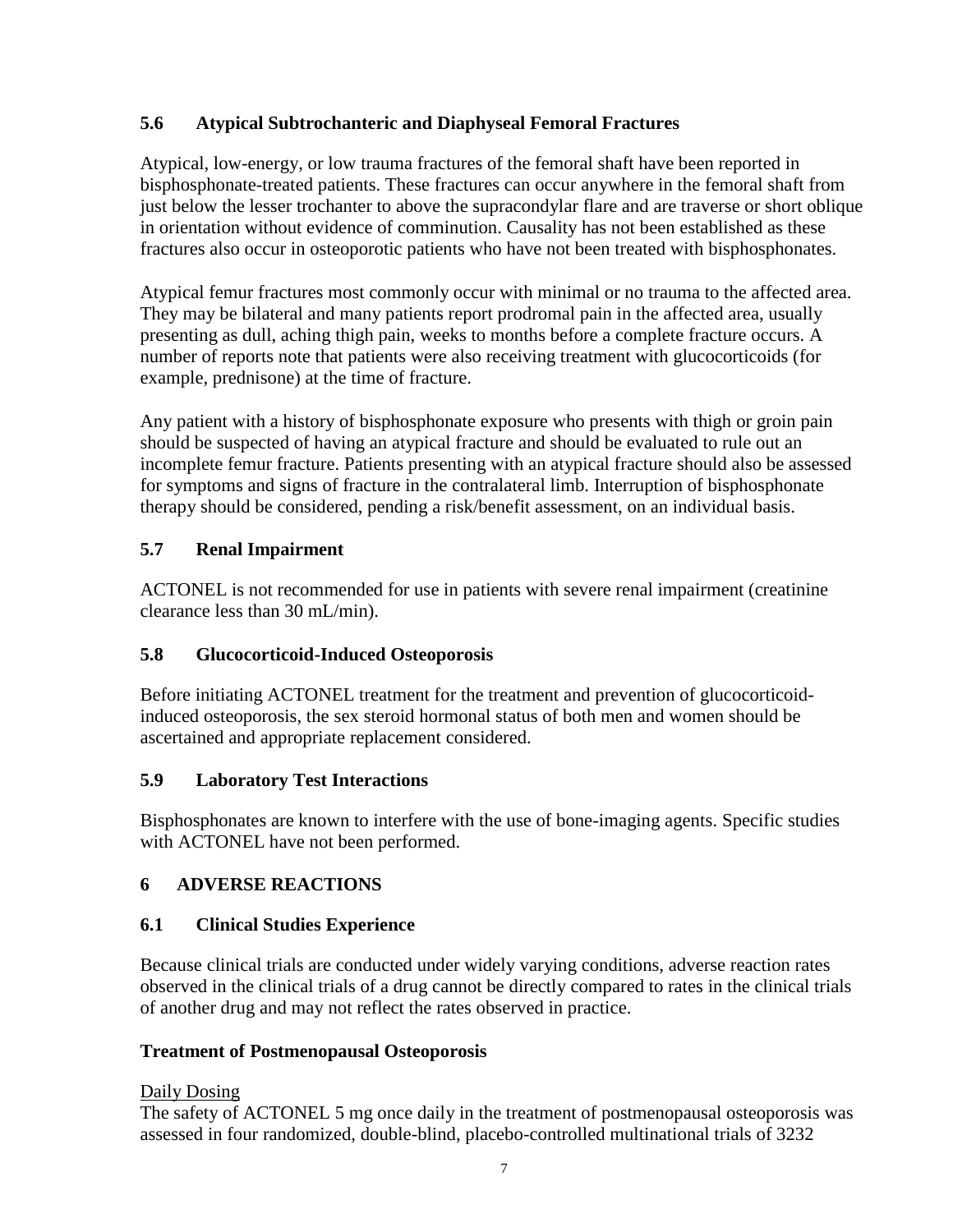### 5.6 Atypical Subtrochanteric and Diaphyseal Femoral Fractures

Atypical, low-energy, or low trauma fractures of the femoral shaft have been reported in bisphosphonate-treated patients. These fractures can occur anywhere in the femoral shaft from just below the lesser trochanter to above the supracondylar flare and are traverse or short oblique in orientation without evidence of comminution. Causality has not been established as these fractures also occur in osteoporotic patients who have not been treated with bisphosphonates.

Atypical femur fractures most commonly occur with minimal or no trauma to the affected area. They may be bilateral and many patients report prodromal pain in the affected area, usually presenting as dull, aching thigh pain, weeks to months before a complete fracture occurs. A number of reports note that patients were also receiving treatment with glucocorticoids (for example, prednisone) at the time of fracture.

Any patient with a history of bisphosphonate exposure who presents with thigh or groin pain should be suspected of having an atypical fracture and should be evaluated to rule out an incomplete femur fracture. Patients presenting with an atypical fracture should also be assessed for symptoms and signs of fracture in the contralateral limb. Interruption of bisphosphonate therapy should be considered, pending a risk/benefit assessment, on an individual basis.

### 5.7 Renal Impairment

ACTONEL is not recommended for use in patients with severe renal impairment (creatinine clearance less than 30 mL/min).

### 5.8 Glucocorticoid-Induced Osteoporosis

Before initiating ACTONEL treatment for the treatment and prevention of glucocorticoid-induced osteoporosis, the sex steroid hormonal status of both men and women should be ascertained and appropriate replacement considered.

### 5.9 Laboratory Test Interactions

Bisphosphonates are known to interfere with the use of bone-imaging agents. Specific studies with ACTONEL have not been performed.

## 6 ADVERSE REACTIONS

### 6.1 Clinical Studies Experience

Because clinical trials are conducted under widely varying conditions, adverse reaction rates observed in the clinical trials of a drug cannot be directly compared to rates in the clinical trials of another drug and may not reflect the rates observed in practice.

**Treatment of Postmenopausal Osteoporosis**

Daily Dosing

The safety of ACTONEL 5 mg once daily in the treatment of postmenopausal osteoporosis was assessed in four randomized, double-blind, placebo-controlled multinational trials of 3232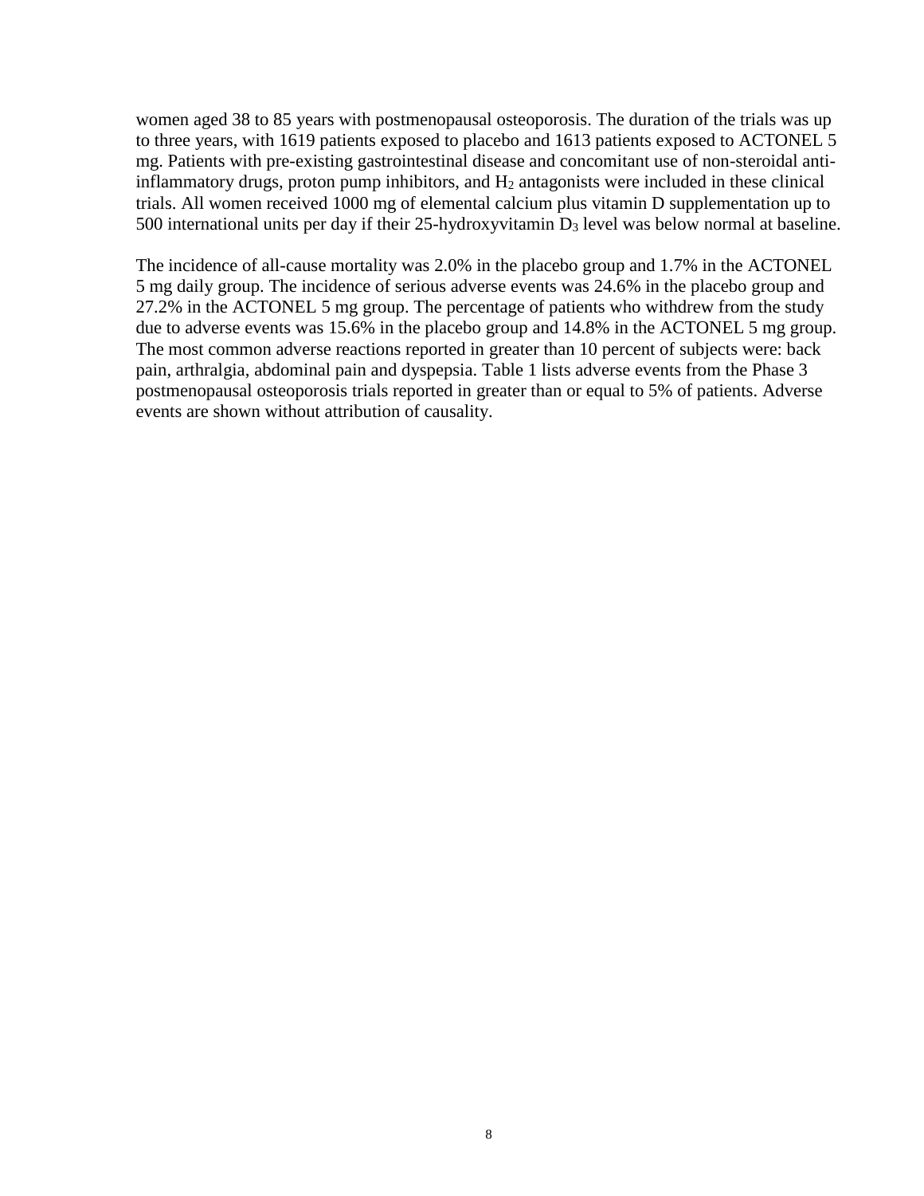women aged 38 to 85 years with postmenopausal osteoporosis. The duration of the trials was up to three years, with 1619 patients exposed to placebo and 1613 patients exposed to ACTONEL 5 mg. Patients with pre-existing gastrointestinal disease and concomitant use of non-steroidal anti-inflammatory drugs, proton pump inhibitors, and $H_2$ antagonists were included in these clinical trials. All women received 1000 mg of elemental calcium plus vitamin D supplementation up to 500 international units per day if their 25-hydroxyvitamin $D_3$ level was below normal at baseline.

The incidence of all-cause mortality was 2.0% in the placebo group and 1.7% in the ACTONEL 5 mg daily group. The incidence of serious adverse events was 24.6% in the placebo group and 27.2% in the ACTONEL 5 mg group. The percentage of patients who withdrew from the study due to adverse events was 15.6% in the placebo group and 14.8% in the ACTONEL 5 mg group. The most common adverse reactions reported in greater than 10 percent of subjects were: back pain, arthralgia, abdominal pain and dyspepsia. Table 1 lists adverse events from the Phase 3 postmenopausal osteoporosis trials reported in greater than or equal to 5% of patients. Adverse events are shown without attribution of causality.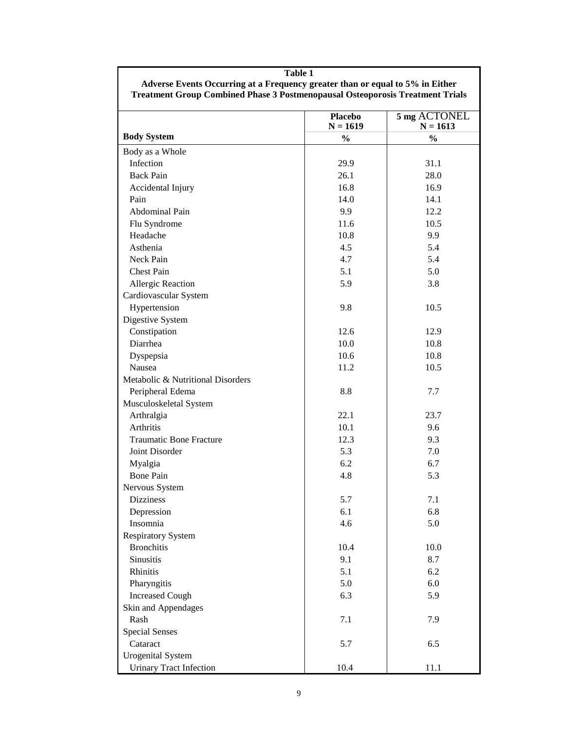**Table 1**
**Adverse Events Occurring at a Frequency greater than or equal to 5% in Either Treatment Group Combined Phase 3 Postmenopausal Osteoporosis Treatment Trials**

| Body System | Placebo N = 1619 % | 5 mg ACTONEL N = 1613 % |
|---|---|---|
| Body as a Whole | | |
| Infection | 29.9 | 31.1 |
| Back Pain | 26.1 | 28.0 |
| Accidental Injury | 16.8 | 16.9 |
| Pain | 14.0 | 14.1 |
| Abdominal Pain | 9.9 | 12.2 |
| Flu Syndrome | 11.6 | 10.5 |
| Headache | 10.8 | 9.9 |
| Asthenia | 4.5 | 5.4 |
| Neck Pain | 4.7 | 5.4 |
| Chest Pain | 5.1 | 5.0 |
| Allergic Reaction | 5.9 | 3.8 |
| Cardiovascular System | | |
| Hypertension | 9.8 | 10.5 |
| Digestive System | | |
| Constipation | 12.6 | 12.9 |
| Diarrhea | 10.0 | 10.8 |
| Dyspepsia | 10.6 | 10.8 |
| Nausea | 11.2 | 10.5 |
| Metabolic & Nutritional Disorders | | |
| Peripheral Edema | 8.8 | 7.7 |
| Musculoskeletal System | | |
| Arthralgia | 22.1 | 23.7 |
| Arthritis | 10.1 | 9.6 |
| Traumatic Bone Fracture | 12.3 | 9.3 |
| Joint Disorder | 5.3 | 7.0 |
| Myalgia | 6.2 | 6.7 |
| Bone Pain | 4.8 | 5.3 |
| Nervous System | | |
| Dizziness | 5.7 | 7.1 |
| Depression | 6.1 | 6.8 |
| Insomnia | 4.6 | 5.0 |
| Respiratory System | | |
| Bronchitis | 10.4 | 10.0 |
| Sinusitis | 9.1 | 8.7 |
| Rhinitis | 5.1 | 6.2 |
| Pharyngitis | 5.0 | 6.0 |
| Increased Cough | 6.3 | 5.9 |
| Skin and Appendages | | |
| Rash | 7.1 | 7.9 |
| Special Senses | | |
| Cataract | 5.7 | 6.5 |
| Urogenital System | | |
| Urinary Tract Infection | 10.4 | 11.1 |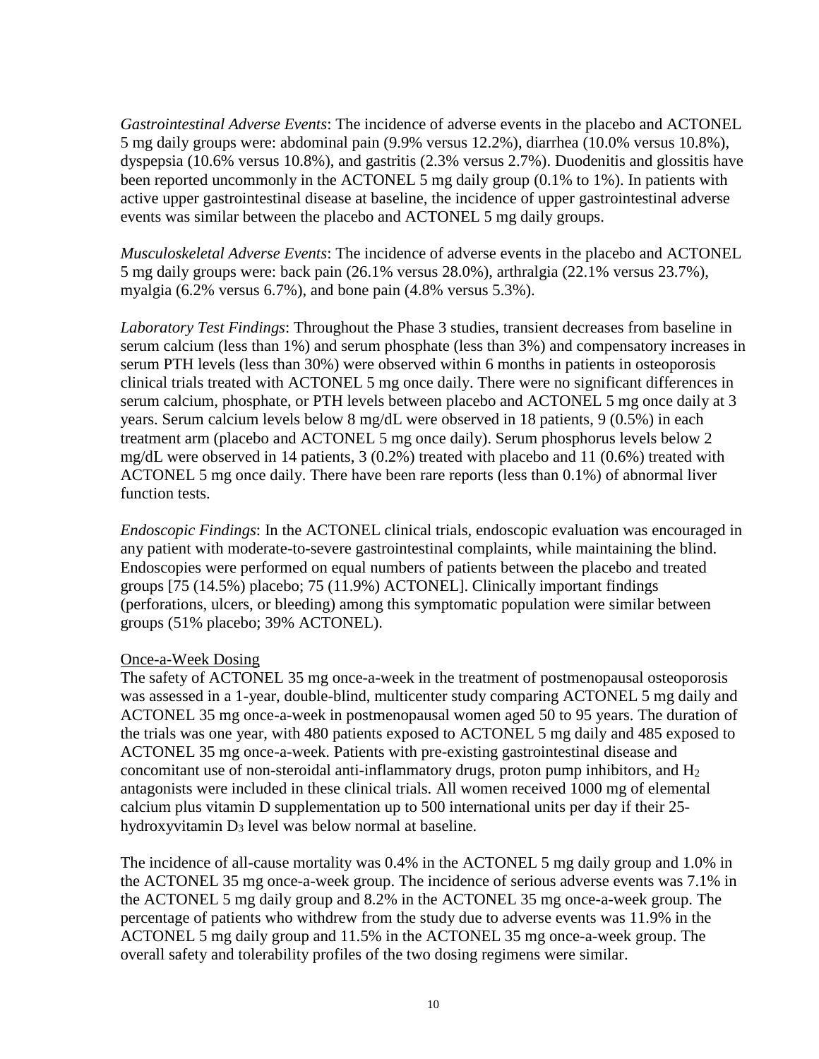*Gastrointestinal Adverse Events*: The incidence of adverse events in the placebo and ACTONEL 5 mg daily groups were: abdominal pain (9.9% versus 12.2%), diarrhea (10.0% versus 10.8%), dyspepsia (10.6% versus 10.8%), and gastritis (2.3% versus 2.7%). Duodenitis and glossitis have been reported uncommonly in the ACTONEL 5 mg daily group (0.1% to 1%). In patients with active upper gastrointestinal disease at baseline, the incidence of upper gastrointestinal adverse events was similar between the placebo and ACTONEL 5 mg daily groups.

*Musculoskeletal Adverse Events*: The incidence of adverse events in the placebo and ACTONEL 5 mg daily groups were: back pain (26.1% versus 28.0%), arthralgia (22.1% versus 23.7%), myalgia (6.2% versus 6.7%), and bone pain (4.8% versus 5.3%).

*Laboratory Test Findings*: Throughout the Phase 3 studies, transient decreases from baseline in serum calcium (less than 1%) and serum phosphate (less than 3%) and compensatory increases in serum PTH levels (less than 30%) were observed within 6 months in patients in osteoporosis clinical trials treated with ACTONEL 5 mg once daily. There were no significant differences in serum calcium, phosphate, or PTH levels between placebo and ACTONEL 5 mg once daily at 3 years. Serum calcium levels below 8 mg/dL were observed in 18 patients, 9 (0.5%) in each treatment arm (placebo and ACTONEL 5 mg once daily). Serum phosphorus levels below 2 mg/dL were observed in 14 patients, 3 (0.2%) treated with placebo and 11 (0.6%) treated with ACTONEL 5 mg once daily. There have been rare reports (less than 0.1%) of abnormal liver function tests.

*Endoscopic Findings*: In the ACTONEL clinical trials, endoscopic evaluation was encouraged in any patient with moderate-to-severe gastrointestinal complaints, while maintaining the blind. Endoscopies were performed on equal numbers of patients between the placebo and treated groups [75 (14.5%) placebo; 75 (11.9%) ACTONEL]. Clinically important findings (perforations, ulcers, or bleeding) among this symptomatic population were similar between groups (51% placebo; 39% ACTONEL).

Once-a-Week Dosing

The safety of ACTONEL 35 mg once-a-week in the treatment of postmenopausal osteoporosis was assessed in a 1-year, double-blind, multicenter study comparing ACTONEL 5 mg daily and ACTONEL 35 mg once-a-week in postmenopausal women aged 50 to 95 years. The duration of the trials was one year, with 480 patients exposed to ACTONEL 5 mg daily and 485 exposed to ACTONEL 35 mg once-a-week. Patients with pre-existing gastrointestinal disease and concomitant use of non-steroidal anti-inflammatory drugs, proton pump inhibitors, and $H_2$ antagonists were included in these clinical trials. All women received 1000 mg of elemental calcium plus vitamin D supplementation up to 500 international units per day if their 25-hydroxyvitamin $D_3$ level was below normal at baseline.

The incidence of all-cause mortality was 0.4% in the ACTONEL 5 mg daily group and 1.0% in the ACTONEL 35 mg once-a-week group. The incidence of serious adverse events was 7.1% in the ACTONEL 5 mg daily group and 8.2% in the ACTONEL 35 mg once-a-week group. The percentage of patients who withdrew from the study due to adverse events was 11.9% in the ACTONEL 5 mg daily group and 11.5% in the ACTONEL 35 mg once-a-week group. The overall safety and tolerability profiles of the two dosing regimens were similar.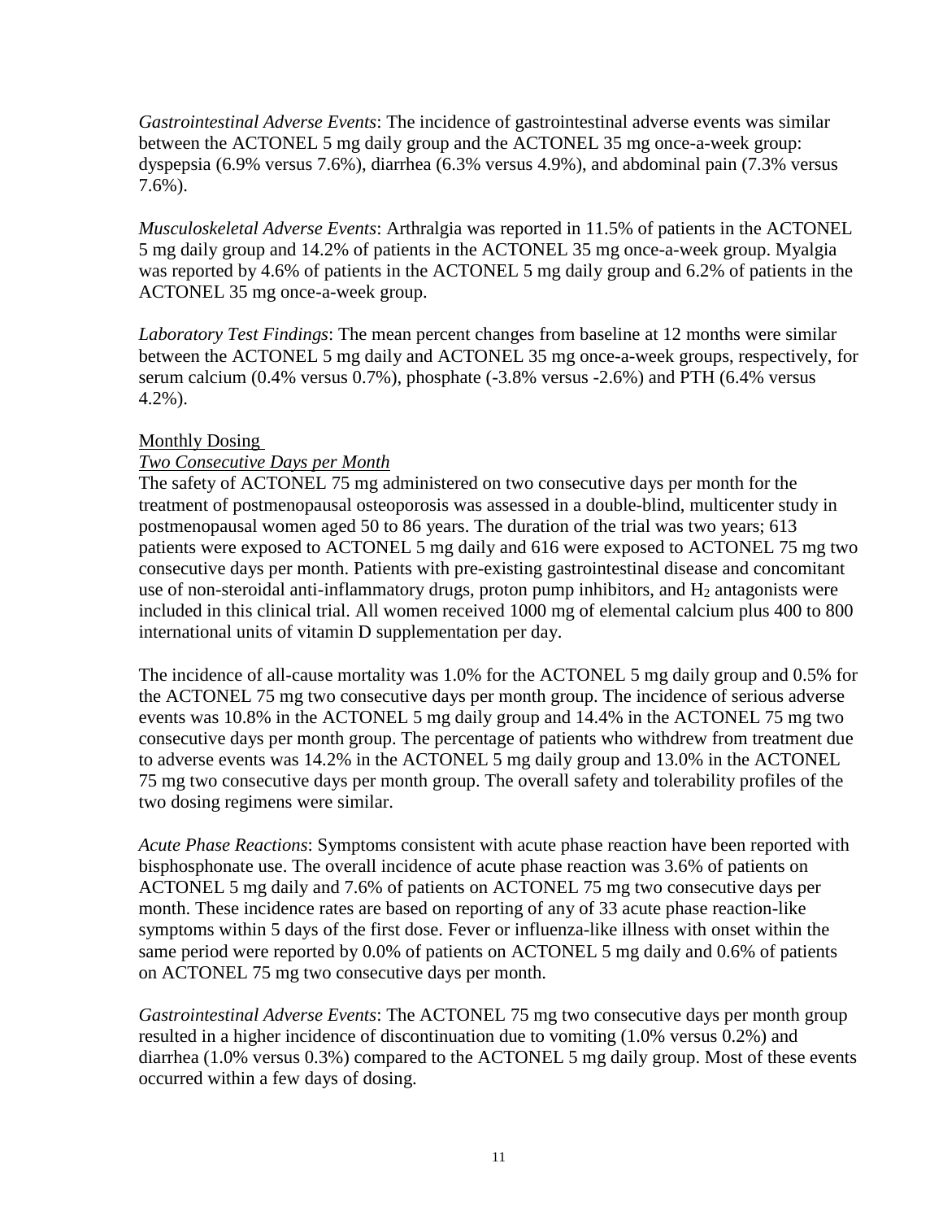*Gastrointestinal Adverse Events*: The incidence of gastrointestinal adverse events was similar between the ACTONEL 5 mg daily group and the ACTONEL 35 mg once-a-week group: dyspepsia (6.9% versus 7.6%), diarrhea (6.3% versus 4.9%), and abdominal pain (7.3% versus 7.6%).

*Musculoskeletal Adverse Events*: Arthralgia was reported in 11.5% of patients in the ACTONEL 5 mg daily group and 14.2% of patients in the ACTONEL 35 mg once-a-week group. Myalgia was reported by 4.6% of patients in the ACTONEL 5 mg daily group and 6.2% of patients in the ACTONEL 35 mg once-a-week group.

*Laboratory Test Findings*: The mean percent changes from baseline at 12 months were similar between the ACTONEL 5 mg daily and ACTONEL 35 mg once-a-week groups, respectively, for serum calcium (0.4% versus 0.7%), phosphate (-3.8% versus -2.6%) and PTH (6.4% versus 4.2%).

Monthly Dosing

*Two Consecutive Days per Month*

The safety of ACTONEL 75 mg administered on two consecutive days per month for the treatment of postmenopausal osteoporosis was assessed in a double-blind, multicenter study in postmenopausal women aged 50 to 86 years. The duration of the trial was two years; 613 patients were exposed to ACTONEL 5 mg daily and 616 were exposed to ACTONEL 75 mg two consecutive days per month. Patients with pre-existing gastrointestinal disease and concomitant use of non-steroidal anti-inflammatory drugs, proton pump inhibitors, and $H_2$ antagonists were included in this clinical trial. All women received 1000 mg of elemental calcium plus 400 to 800 international units of vitamin D supplementation per day.

The incidence of all-cause mortality was 1.0% for the ACTONEL 5 mg daily group and 0.5% for the ACTONEL 75 mg two consecutive days per month group. The incidence of serious adverse events was 10.8% in the ACTONEL 5 mg daily group and 14.4% in the ACTONEL 75 mg two consecutive days per month group. The percentage of patients who withdrew from treatment due to adverse events was 14.2% in the ACTONEL 5 mg daily group and 13.0% in the ACTONEL 75 mg two consecutive days per month group. The overall safety and tolerability profiles of the two dosing regimens were similar.

*Acute Phase Reactions*: Symptoms consistent with acute phase reaction have been reported with bisphosphonate use. The overall incidence of acute phase reaction was 3.6% of patients on ACTONEL 5 mg daily and 7.6% of patients on ACTONEL 75 mg two consecutive days per month. These incidence rates are based on reporting of any of 33 acute phase reaction-like symptoms within 5 days of the first dose. Fever or influenza-like illness with onset within the same period were reported by 0.0% of patients on ACTONEL 5 mg daily and 0.6% of patients on ACTONEL 75 mg two consecutive days per month.

*Gastrointestinal Adverse Events*: The ACTONEL 75 mg two consecutive days per month group resulted in a higher incidence of discontinuation due to vomiting (1.0% versus 0.2%) and diarrhea (1.0% versus 0.3%) compared to the ACTONEL 5 mg daily group. Most of these events occurred within a few days of dosing.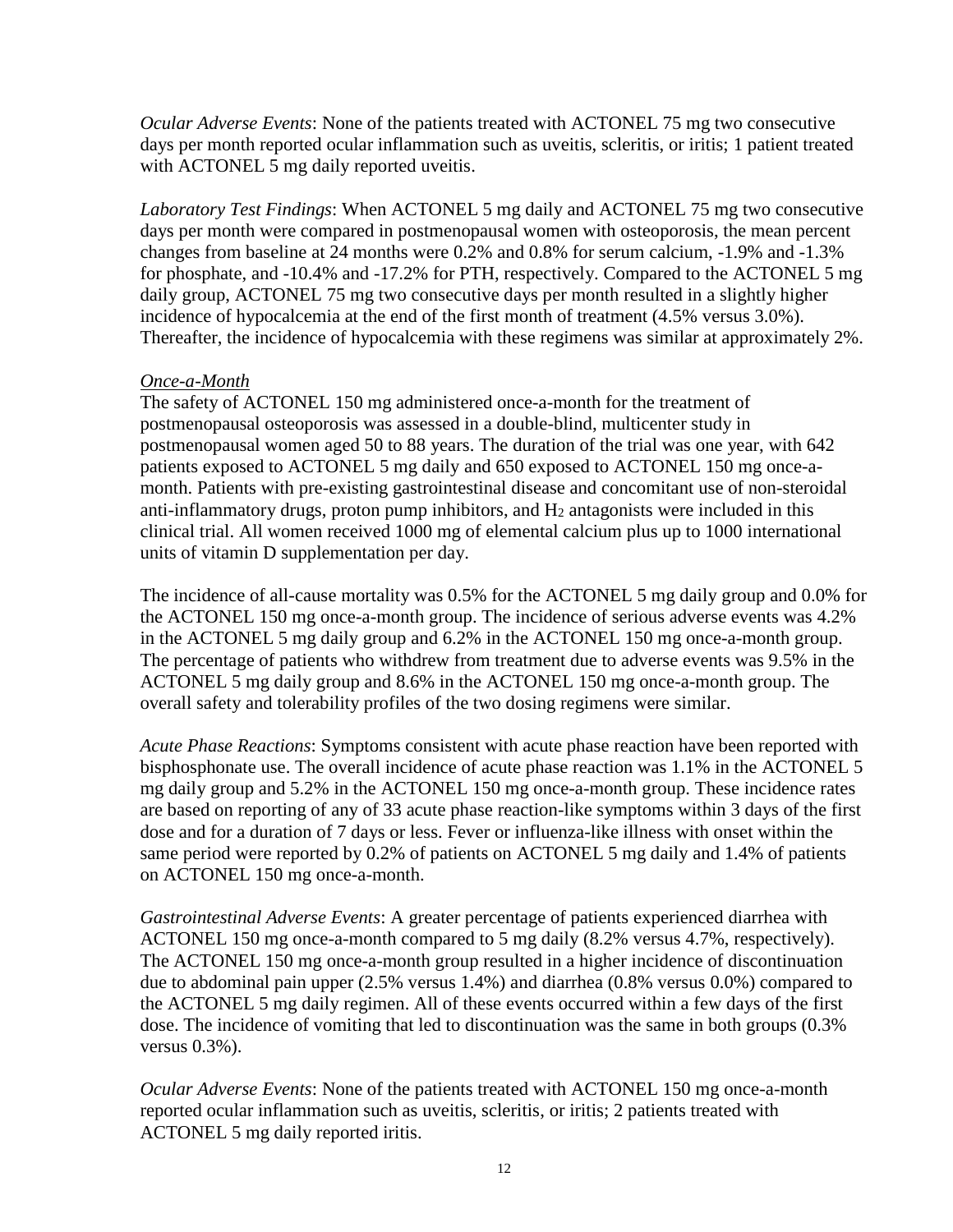*Ocular Adverse Events*: None of the patients treated with ACTONEL 75 mg two consecutive days per month reported ocular inflammation such as uveitis, scleritis, or iritis; 1 patient treated with ACTONEL 5 mg daily reported uveitis.

*Laboratory Test Findings*: When ACTONEL 5 mg daily and ACTONEL 75 mg two consecutive days per month were compared in postmenopausal women with osteoporosis, the mean percent changes from baseline at 24 months were 0.2% and 0.8% for serum calcium, -1.9% and -1.3% for phosphate, and -10.4% and -17.2% for PTH, respectively. Compared to the ACTONEL 5 mg daily group, ACTONEL 75 mg two consecutive days per month resulted in a slightly higher incidence of hypocalcemia at the end of the first month of treatment (4.5% versus 3.0%). Thereafter, the incidence of hypocalcemia with these regimens was similar at approximately 2%.

<u>*Once-a-Month*</u>

The safety of ACTONEL 150 mg administered once-a-month for the treatment of postmenopausal osteoporosis was assessed in a double-blind, multicenter study in postmenopausal women aged 50 to 88 years. The duration of the trial was one year, with 642 patients exposed to ACTONEL 5 mg daily and 650 exposed to ACTONEL 150 mg once-a-month. Patients with pre-existing gastrointestinal disease and concomitant use of non-steroidal anti-inflammatory drugs, proton pump inhibitors, and $H_2$ antagonists were included in this clinical trial. All women received 1000 mg of elemental calcium plus up to 1000 international units of vitamin D supplementation per day.

The incidence of all-cause mortality was 0.5% for the ACTONEL 5 mg daily group and 0.0% for the ACTONEL 150 mg once-a-month group. The incidence of serious adverse events was 4.2% in the ACTONEL 5 mg daily group and 6.2% in the ACTONEL 150 mg once-a-month group. The percentage of patients who withdrew from treatment due to adverse events was 9.5% in the ACTONEL 5 mg daily group and 8.6% in the ACTONEL 150 mg once-a-month group. The overall safety and tolerability profiles of the two dosing regimens were similar.

*Acute Phase Reactions*: Symptoms consistent with acute phase reaction have been reported with bisphosphonate use. The overall incidence of acute phase reaction was 1.1% in the ACTONEL 5 mg daily group and 5.2% in the ACTONEL 150 mg once-a-month group. These incidence rates are based on reporting of any of 33 acute phase reaction-like symptoms within 3 days of the first dose and for a duration of 7 days or less. Fever or influenza-like illness with onset within the same period were reported by 0.2% of patients on ACTONEL 5 mg daily and 1.4% of patients on ACTONEL 150 mg once-a-month.

*Gastrointestinal Adverse Events*: A greater percentage of patients experienced diarrhea with ACTONEL 150 mg once-a-month compared to 5 mg daily (8.2% versus 4.7%, respectively). The ACTONEL 150 mg once-a-month group resulted in a higher incidence of discontinuation due to abdominal pain upper (2.5% versus 1.4%) and diarrhea (0.8% versus 0.0%) compared to the ACTONEL 5 mg daily regimen. All of these events occurred within a few days of the first dose. The incidence of vomiting that led to discontinuation was the same in both groups (0.3% versus 0.3%).

*Ocular Adverse Events*: None of the patients treated with ACTONEL 150 mg once-a-month reported ocular inflammation such as uveitis, scleritis, or iritis; 2 patients treated with ACTONEL 5 mg daily reported iritis.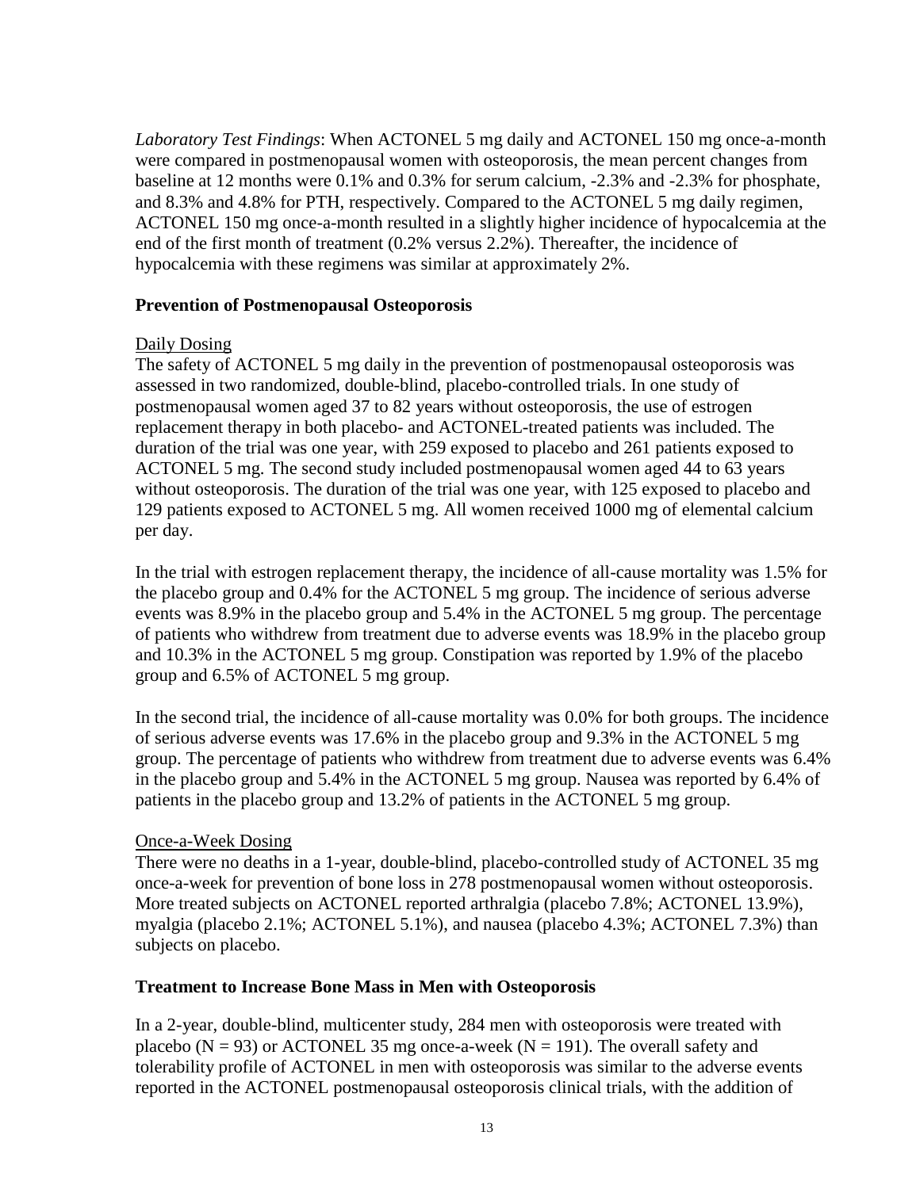*Laboratory Test Findings*: When ACTONEL 5 mg daily and ACTONEL 150 mg once-a-month were compared in postmenopausal women with osteoporosis, the mean percent changes from baseline at 12 months were 0.1% and 0.3% for serum calcium, -2.3% and -2.3% for phosphate, and 8.3% and 4.8% for PTH, respectively. Compared to the ACTONEL 5 mg daily regimen, ACTONEL 150 mg once-a-month resulted in a slightly higher incidence of hypocalcemia at the end of the first month of treatment (0.2% versus 2.2%). Thereafter, the incidence of hypocalcemia with these regimens was similar at approximately 2%.

**Prevention of Postmenopausal Osteoporosis**

Daily Dosing

The safety of ACTONEL 5 mg daily in the prevention of postmenopausal osteoporosis was assessed in two randomized, double-blind, placebo-controlled trials. In one study of postmenopausal women aged 37 to 82 years without osteoporosis, the use of estrogen replacement therapy in both placebo- and ACTONEL-treated patients was included. The duration of the trial was one year, with 259 exposed to placebo and 261 patients exposed to ACTONEL 5 mg. The second study included postmenopausal women aged 44 to 63 years without osteoporosis. The duration of the trial was one year, with 125 exposed to placebo and 129 patients exposed to ACTONEL 5 mg. All women received 1000 mg of elemental calcium per day.

In the trial with estrogen replacement therapy, the incidence of all-cause mortality was 1.5% for the placebo group and 0.4% for the ACTONEL 5 mg group. The incidence of serious adverse events was 8.9% in the placebo group and 5.4% in the ACTONEL 5 mg group. The percentage of patients who withdrew from treatment due to adverse events was 18.9% in the placebo group and 10.3% in the ACTONEL 5 mg group. Constipation was reported by 1.9% of the placebo group and 6.5% of ACTONEL 5 mg group.

In the second trial, the incidence of all-cause mortality was 0.0% for both groups. The incidence of serious adverse events was 17.6% in the placebo group and 9.3% in the ACTONEL 5 mg group. The percentage of patients who withdrew from treatment due to adverse events was 6.4% in the placebo group and 5.4% in the ACTONEL 5 mg group. Nausea was reported by 6.4% of patients in the placebo group and 13.2% of patients in the ACTONEL 5 mg group.

Once-a-Week Dosing

There were no deaths in a 1-year, double-blind, placebo-controlled study of ACTONEL 35 mg once-a-week for prevention of bone loss in 278 postmenopausal women without osteoporosis. More treated subjects on ACTONEL reported arthralgia (placebo 7.8%; ACTONEL 13.9%), myalgia (placebo 2.1%; ACTONEL 5.1%), and nausea (placebo 4.3%; ACTONEL 7.3%) than subjects on placebo.

**Treatment to Increase Bone Mass in Men with Osteoporosis**

In a 2-year, double-blind, multicenter study, 284 men with osteoporosis were treated with placebo ($N = 93$) or ACTONEL 35 mg once-a-week ($N = 191$). The overall safety and tolerability profile of ACTONEL in men with osteoporosis was similar to the adverse events reported in the ACTONEL postmenopausal osteoporosis clinical trials, with the addition of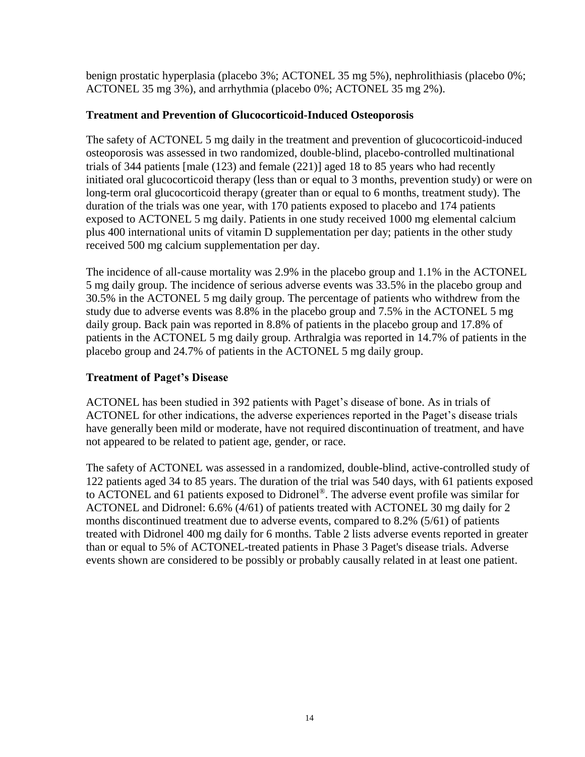benign prostatic hyperplasia (placebo 3%; ACTONEL 35 mg 5%), nephrolithiasis (placebo 0%; ACTONEL 35 mg 3%), and arrhythmia (placebo 0%; ACTONEL 35 mg 2%).

### Treatment and Prevention of Glucocorticoid-Induced Osteoporosis

The safety of ACTONEL 5 mg daily in the treatment and prevention of glucocorticoid-induced osteoporosis was assessed in two randomized, double-blind, placebo-controlled multinational trials of 344 patients [male (123) and female (221)] aged 18 to 85 years who had recently initiated oral glucocorticoid therapy (less than or equal to 3 months, prevention study) or were on long-term oral glucocorticoid therapy (greater than or equal to 6 months, treatment study). The duration of the trials was one year, with 170 patients exposed to placebo and 174 patients exposed to ACTONEL 5 mg daily. Patients in one study received 1000 mg elemental calcium plus 400 international units of vitamin D supplementation per day; patients in the other study received 500 mg calcium supplementation per day.

The incidence of all-cause mortality was 2.9% in the placebo group and 1.1% in the ACTONEL 5 mg daily group. The incidence of serious adverse events was 33.5% in the placebo group and 30.5% in the ACTONEL 5 mg daily group. The percentage of patients who withdrew from the study due to adverse events was 8.8% in the placebo group and 7.5% in the ACTONEL 5 mg daily group. Back pain was reported in 8.8% of patients in the placebo group and 17.8% of patients in the ACTONEL 5 mg daily group. Arthralgia was reported in 14.7% of patients in the placebo group and 24.7% of patients in the ACTONEL 5 mg daily group.

### Treatment of Paget's Disease

ACTONEL has been studied in 392 patients with Paget's disease of bone. As in trials of ACTONEL for other indications, the adverse experiences reported in the Paget's disease trials have generally been mild or moderate, have not required discontinuation of treatment, and have not appeared to be related to patient age, gender, or race.

The safety of ACTONEL was assessed in a randomized, double-blind, active-controlled study of 122 patients aged 34 to 85 years. The duration of the trial was 540 days, with 61 patients exposed to ACTONEL and 61 patients exposed to Didronel®. The adverse event profile was similar for ACTONEL and Didronel: 6.6% (4/61) of patients treated with ACTONEL 30 mg daily for 2 months discontinued treatment due to adverse events, compared to 8.2% (5/61) of patients treated with Didronel 400 mg daily for 6 months. Table 2 lists adverse events reported in greater than or equal to 5% of ACTONEL-treated patients in Phase 3 Paget's disease trials. Adverse events shown are considered to be possibly or probably causally related in at least one patient.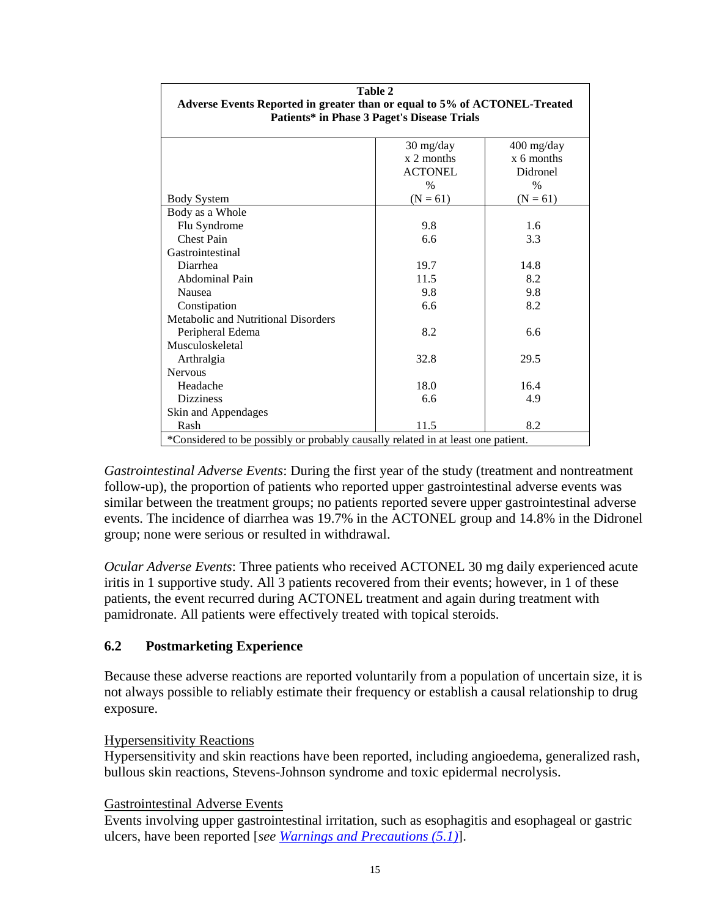**Table 2**
**Adverse Events Reported in greater than or equal to 5% of ACTONEL-Treated Patients* in Phase 3 Paget's Disease Trials**

| Body System | 30 mg/day x 2 months ACTONEL % (N = 61) | 400 mg/day x 6 months Didronel % (N = 61) |
|---|---|---|
| Body as a Whole | | |
| Flu Syndrome | 9.8 | 1.6 |
| Chest Pain | 6.6 | 3.3 |
| Gastrointestinal | | |
| Diarrhea | 19.7 | 14.8 |
| Abdominal Pain | 11.5 | 8.2 |
| Nausea | 9.8 | 9.8 |
| Constipation | 6.6 | 8.2 |
| Metabolic and Nutritional Disorders | | |
| Peripheral Edema | 8.2 | 6.6 |
| Musculoskeletal | | |
| Arthralgia | 32.8 | 29.5 |
| Nervous | | |
| Headache | 18.0 | 16.4 |
| Dizziness | 6.6 | 4.9 |
| Skin and Appendages | | |
| Rash | 11.5 | 8.2 |

*Considered to be possibly or probably causally related in at least one patient.

*Gastrointestinal Adverse Events*: During the first year of the study (treatment and nontreatment follow-up), the proportion of patients who reported upper gastrointestinal adverse events was similar between the treatment groups; no patients reported severe upper gastrointestinal adverse events. The incidence of diarrhea was 19.7% in the ACTONEL group and 14.8% in the Didronel group; none were serious or resulted in withdrawal.

*Ocular Adverse Events*: Three patients who received ACTONEL 30 mg daily experienced acute iritis in 1 supportive study. All 3 patients recovered from their events; however, in 1 of these patients, the event recurred during ACTONEL treatment and again during treatment with pamidronate. All patients were effectively treated with topical steroids.

## 6.2 Postmarketing Experience

Because these adverse reactions are reported voluntarily from a population of uncertain size, it is not always possible to reliably estimate their frequency or establish a causal relationship to drug exposure.

Hypersensitivity Reactions

Hypersensitivity and skin reactions have been reported, including angioedema, generalized rash, bullous skin reactions, Stevens-Johnson syndrome and toxic epidermal necrolysis.

Gastrointestinal Adverse Events

Events involving upper gastrointestinal irritation, such as esophagitis and esophageal or gastric ulcers, have been reported [*see Warnings and Precautions (5.1)*].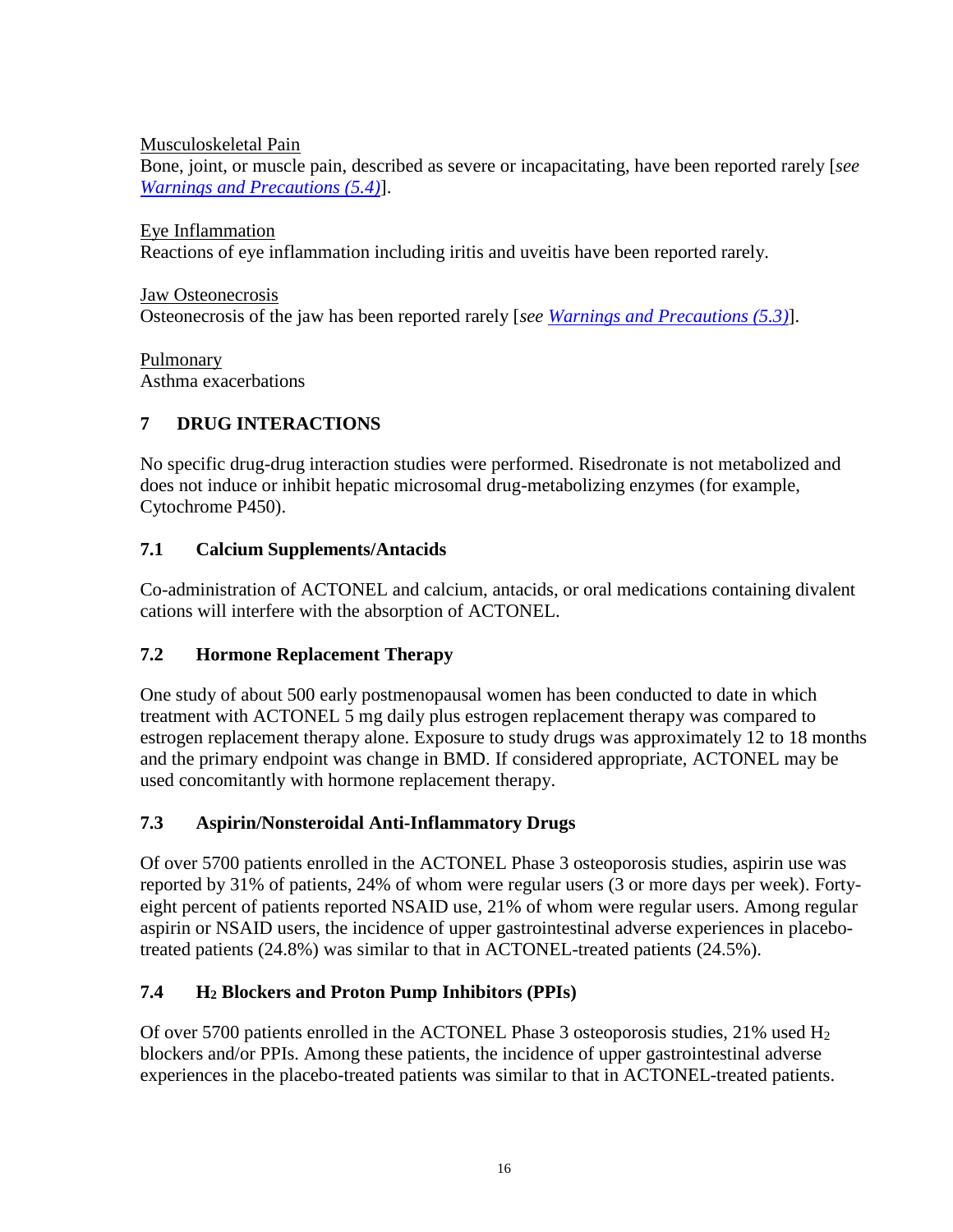Musculoskeletal Pain

Bone, joint, or muscle pain, described as severe or incapacitating, have been reported rarely [*see Warnings and Precautions (5.4)*].

Eye Inflammation

Reactions of eye inflammation including iritis and uveitis have been reported rarely.

Jaw Osteonecrosis

Osteonecrosis of the jaw has been reported rarely [*see Warnings and Precautions (5.3)*].

Pulmonary

Asthma exacerbations

## 7 DRUG INTERACTIONS

No specific drug-drug interaction studies were performed. Risedronate is not metabolized and does not induce or inhibit hepatic microsomal drug-metabolizing enzymes (for example, Cytochrome P450).

### 7.1 Calcium Supplements/Antacids

Co-administration of ACTONEL and calcium, antacids, or oral medications containing divalent cations will interfere with the absorption of ACTONEL.

### 7.2 Hormone Replacement Therapy

One study of about 500 early postmenopausal women has been conducted to date in which treatment with ACTONEL 5 mg daily plus estrogen replacement therapy was compared to estrogen replacement therapy alone. Exposure to study drugs was approximately 12 to 18 months and the primary endpoint was change in BMD. If considered appropriate, ACTONEL may be used concomitantly with hormone replacement therapy.

### 7.3 Aspirin/Nonsteroidal Anti-Inflammatory Drugs

Of over 5700 patients enrolled in the ACTONEL Phase 3 osteoporosis studies, aspirin use was reported by 31% of patients, 24% of whom were regular users (3 or more days per week). Forty-eight percent of patients reported NSAID use, 21% of whom were regular users. Among regular aspirin or NSAID users, the incidence of upper gastrointestinal adverse experiences in placebo-treated patients (24.8%) was similar to that in ACTONEL-treated patients (24.5%).

### 7.4 $H_2$ Blockers and Proton Pump Inhibitors (PPIs)

Of over 5700 patients enrolled in the ACTONEL Phase 3 osteoporosis studies, 21% used $H_2$ blockers and/or PPIs. Among these patients, the incidence of upper gastrointestinal adverse experiences in the placebo-treated patients was similar to that in ACTONEL-treated patients.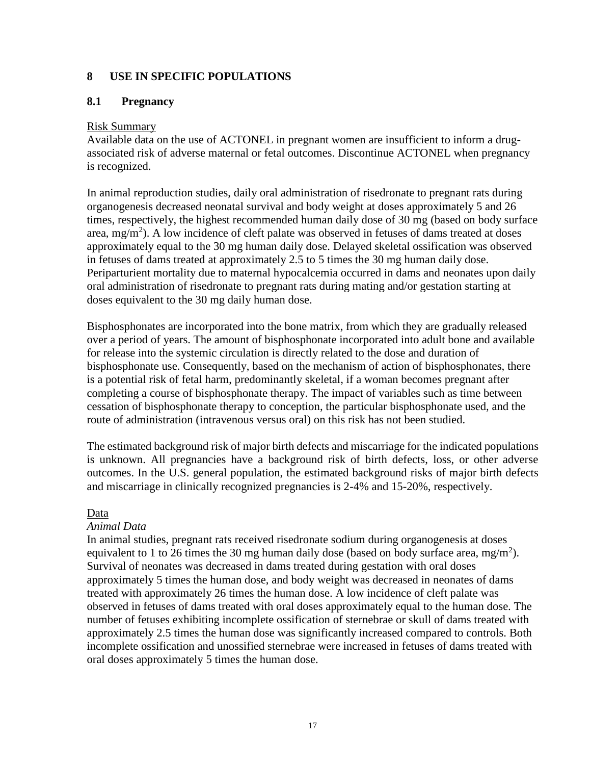## 8 USE IN SPECIFIC POPULATIONS

### 8.1 Pregnancy

Risk Summary

Available data on the use of ACTONEL in pregnant women are insufficient to inform a drug-associated risk of adverse maternal or fetal outcomes. Discontinue ACTONEL when pregnancy is recognized.

In animal reproduction studies, daily oral administration of risedronate to pregnant rats during organogenesis decreased neonatal survival and body weight at doses approximately 5 and 26 times, respectively, the highest recommended human daily dose of 30 mg (based on body surface area, $mg/m^2$). A low incidence of cleft palate was observed in fetuses of dams treated at doses approximately equal to the 30 mg human daily dose. Delayed skeletal ossification was observed in fetuses of dams treated at approximately 2.5 to 5 times the 30 mg human daily dose. Periparturient mortality due to maternal hypocalcemia occurred in dams and neonates upon daily oral administration of risedronate to pregnant rats during mating and/or gestation starting at doses equivalent to the 30 mg daily human dose.

Bisphosphonates are incorporated into the bone matrix, from which they are gradually released over a period of years. The amount of bisphosphonate incorporated into adult bone and available for release into the systemic circulation is directly related to the dose and duration of bisphosphonate use. Consequently, based on the mechanism of action of bisphosphonates, there is a potential risk of fetal harm, predominantly skeletal, if a woman becomes pregnant after completing a course of bisphosphonate therapy. The impact of variables such as time between cessation of bisphosphonate therapy to conception, the particular bisphosphonate used, and the route of administration (intravenous versus oral) on this risk has not been studied.

The estimated background risk of major birth defects and miscarriage for the indicated populations is unknown. All pregnancies have a background risk of birth defects, loss, or other adverse outcomes. In the U.S. general population, the estimated background risks of major birth defects and miscarriage in clinically recognized pregnancies is 2-4% and 15-20%, respectively.

Data

*Animal Data*

In animal studies, pregnant rats received risedronate sodium during organogenesis at doses equivalent to 1 to 26 times the 30 mg human daily dose (based on body surface area, $mg/m^2$). Survival of neonates was decreased in dams treated during gestation with oral doses approximately 5 times the human dose, and body weight was decreased in neonates of dams treated with approximately 26 times the human dose. A low incidence of cleft palate was observed in fetuses of dams treated with oral doses approximately equal to the human dose. The number of fetuses exhibiting incomplete ossification of sternebrae or skull of dams treated with approximately 2.5 times the human dose was significantly increased compared to controls. Both incomplete ossification and unossified sternebrae were increased in fetuses of dams treated with oral doses approximately 5 times the human dose.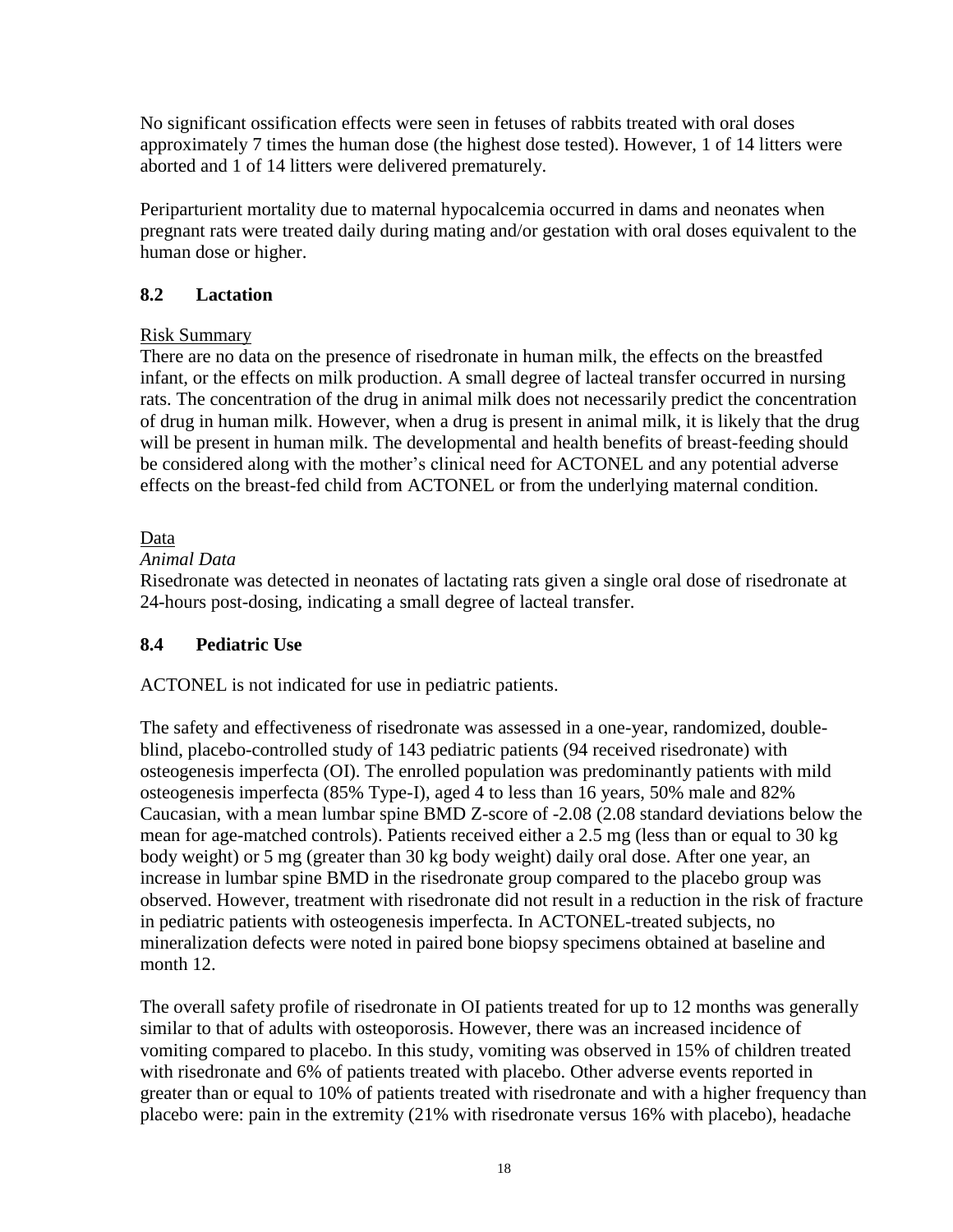No significant ossification effects were seen in fetuses of rabbits treated with oral doses approximately 7 times the human dose (the highest dose tested). However, 1 of 14 litters were aborted and 1 of 14 litters were delivered prematurely.

Periparturient mortality due to maternal hypocalcemia occurred in dams and neonates when pregnant rats were treated daily during mating and/or gestation with oral doses equivalent to the human dose or higher.

## 8.2 Lactation

Risk Summary

There are no data on the presence of risedronate in human milk, the effects on the breastfed infant, or the effects on milk production. A small degree of lacteal transfer occurred in nursing rats. The concentration of the drug in animal milk does not necessarily predict the concentration of drug in human milk. However, when a drug is present in animal milk, it is likely that the drug will be present in human milk. The developmental and health benefits of breast-feeding should be considered along with the mother's clinical need for ACTONEL and any potential adverse effects on the breast-fed child from ACTONEL or from the underlying maternal condition.

Data

*Animal Data*

Risedronate was detected in neonates of lactating rats given a single oral dose of risedronate at 24-hours post-dosing, indicating a small degree of lacteal transfer.

## 8.4 Pediatric Use

ACTONEL is not indicated for use in pediatric patients.

The safety and effectiveness of risedronate was assessed in a one-year, randomized, double-blind, placebo-controlled study of 143 pediatric patients (94 received risedronate) with osteogenesis imperfecta (OI). The enrolled population was predominantly patients with mild osteogenesis imperfecta (85% Type-I), aged 4 to less than 16 years, 50% male and 82% Caucasian, with a mean lumbar spine BMD Z-score of -2.08 (2.08 standard deviations below the mean for age-matched controls). Patients received either a 2.5 mg (less than or equal to 30 kg body weight) or 5 mg (greater than 30 kg body weight) daily oral dose. After one year, an increase in lumbar spine BMD in the risedronate group compared to the placebo group was observed. However, treatment with risedronate did not result in a reduction in the risk of fracture in pediatric patients with osteogenesis imperfecta. In ACTONEL-treated subjects, no mineralization defects were noted in paired bone biopsy specimens obtained at baseline and month 12.

The overall safety profile of risedronate in OI patients treated for up to 12 months was generally similar to that of adults with osteoporosis. However, there was an increased incidence of vomiting compared to placebo. In this study, vomiting was observed in 15% of children treated with risedronate and 6% of patients treated with placebo. Other adverse events reported in greater than or equal to 10% of patients treated with risedronate and with a higher frequency than placebo were: pain in the extremity (21% with risedronate versus 16% with placebo), headache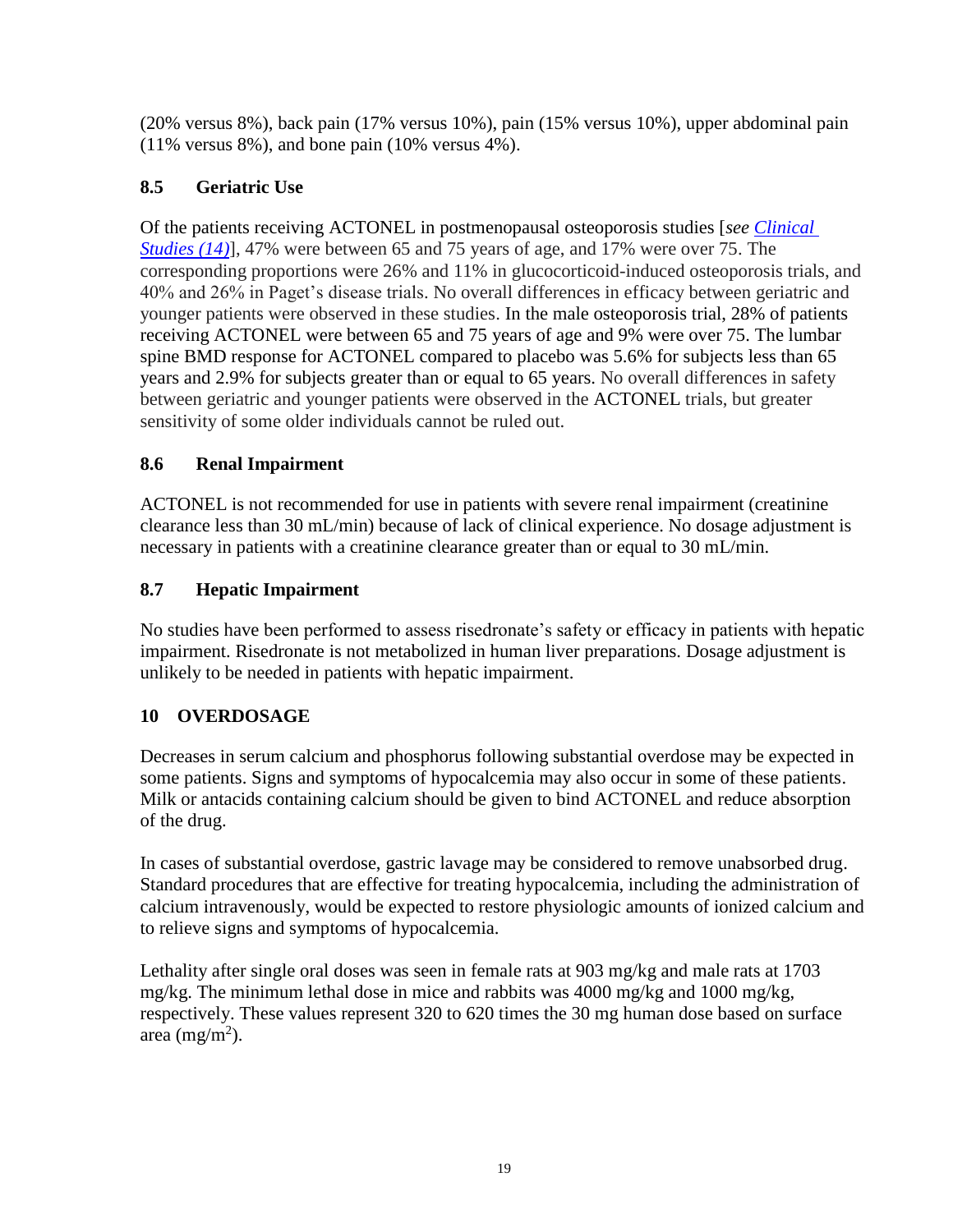(20% versus 8%), back pain (17% versus 10%), pain (15% versus 10%), upper abdominal pain (11% versus 8%), and bone pain (10% versus 4%).

### 8.5 Geriatric Use

Of the patients receiving ACTONEL in postmenopausal osteoporosis studies [*see Clinical Studies (14)*], 47% were between 65 and 75 years of age, and 17% were over 75. The corresponding proportions were 26% and 11% in glucocorticoid-induced osteoporosis trials, and 40% and 26% in Paget's disease trials. No overall differences in efficacy between geriatric and younger patients were observed in these studies. In the male osteoporosis trial, 28% of patients receiving ACTONEL were between 65 and 75 years of age and 9% were over 75. The lumbar spine BMD response for ACTONEL compared to placebo was 5.6% for subjects less than 65 years and 2.9% for subjects greater than or equal to 65 years. No overall differences in safety between geriatric and younger patients were observed in the ACTONEL trials, but greater sensitivity of some older individuals cannot be ruled out.

### 8.6 Renal Impairment

ACTONEL is not recommended for use in patients with severe renal impairment (creatinine clearance less than 30 mL/min) because of lack of clinical experience. No dosage adjustment is necessary in patients with a creatinine clearance greater than or equal to 30 mL/min.

### 8.7 Hepatic Impairment

No studies have been performed to assess risedronate's safety or efficacy in patients with hepatic impairment. Risedronate is not metabolized in human liver preparations. Dosage adjustment is unlikely to be needed in patients with hepatic impairment.

## 10 OVERDOSAGE

Decreases in serum calcium and phosphorus following substantial overdose may be expected in some patients. Signs and symptoms of hypocalcemia may also occur in some of these patients. Milk or antacids containing calcium should be given to bind ACTONEL and reduce absorption of the drug.

In cases of substantial overdose, gastric lavage may be considered to remove unabsorbed drug. Standard procedures that are effective for treating hypocalcemia, including the administration of calcium intravenously, would be expected to restore physiologic amounts of ionized calcium and to relieve signs and symptoms of hypocalcemia.

Lethality after single oral doses was seen in female rats at 903 mg/kg and male rats at 1703 mg/kg. The minimum lethal dose in mice and rabbits was 4000 mg/kg and 1000 mg/kg, respectively. These values represent 320 to 620 times the 30 mg human dose based on surface area ($mg/m^2$).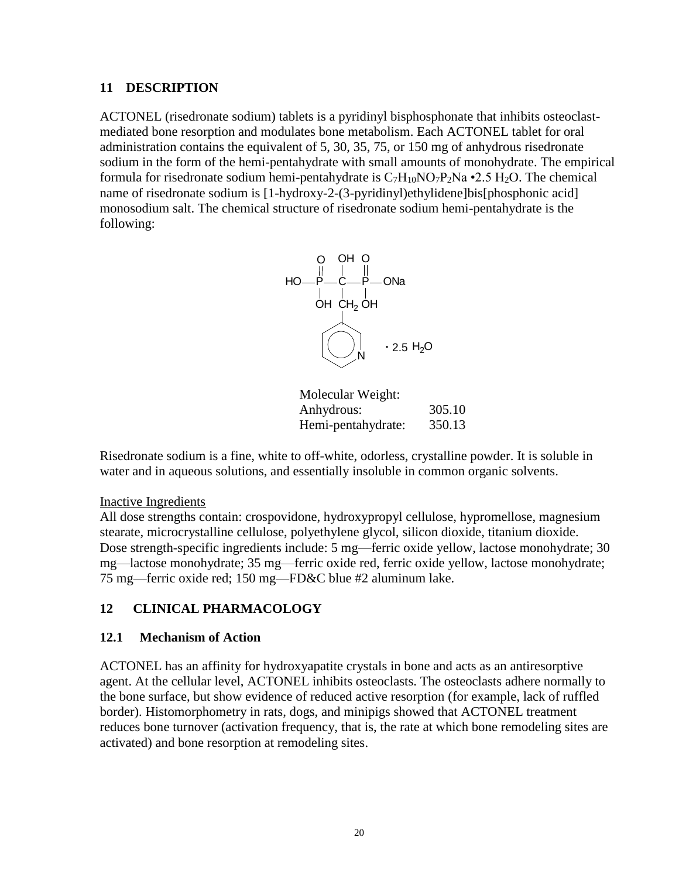## 11 DESCRIPTION

ACTONEL (risedronate sodium) tablets is a pyridinyl bisphosphonate that inhibits osteoclast-mediated bone resorption and modulates bone metabolism. Each ACTONEL tablet for oral administration contains the equivalent of 5, 30, 35, 75, or 150 mg of anhydrous risedronate sodium in the form of the hemi-pentahydrate with small amounts of monohydrate. The empirical formula for risedronate sodium hemi-pentahydrate is $C_7H_{10}NO_7P_2Na \cdot 2.5\ H_2O$. The chemical name of risedronate sodium is [1-hydroxy-2-(3-pyridinyl)ethylidene]bis[phosphonic acid] monosodium salt. The chemical structure of risedronate sodium hemi-pentahydrate is the following:

Molecular Weight:

| | |
|---|---|
| Anhydrous: | 305.10 |
| Hemi-pentahydrate: | 350.13 |

Risedronate sodium is a fine, white to off-white, odorless, crystalline powder. It is soluble in water and in aqueous solutions, and essentially insoluble in common organic solvents.

Inactive Ingredients

All dose strengths contain: crospovidone, hydroxypropyl cellulose, hypromellose, magnesium stearate, microcrystalline cellulose, polyethylene glycol, silicon dioxide, titanium dioxide. Dose strength-specific ingredients include: 5 mg—ferric oxide yellow, lactose monohydrate; 30 mg—lactose monohydrate; 35 mg—ferric oxide red, ferric oxide yellow, lactose monohydrate; 75 mg—ferric oxide red; 150 mg—FD&C blue #2 aluminum lake.

## 12 CLINICAL PHARMACOLOGY

### 12.1 Mechanism of Action

ACTONEL has an affinity for hydroxyapatite crystals in bone and acts as an antiresorptive agent. At the cellular level, ACTONEL inhibits osteoclasts. The osteoclasts adhere normally to the bone surface, but show evidence of reduced active resorption (for example, lack of ruffled border). Histomorphometry in rats, dogs, and minipigs showed that ACTONEL treatment reduces bone turnover (activation frequency, that is, the rate at which bone remodeling sites are activated) and bone resorption at remodeling sites.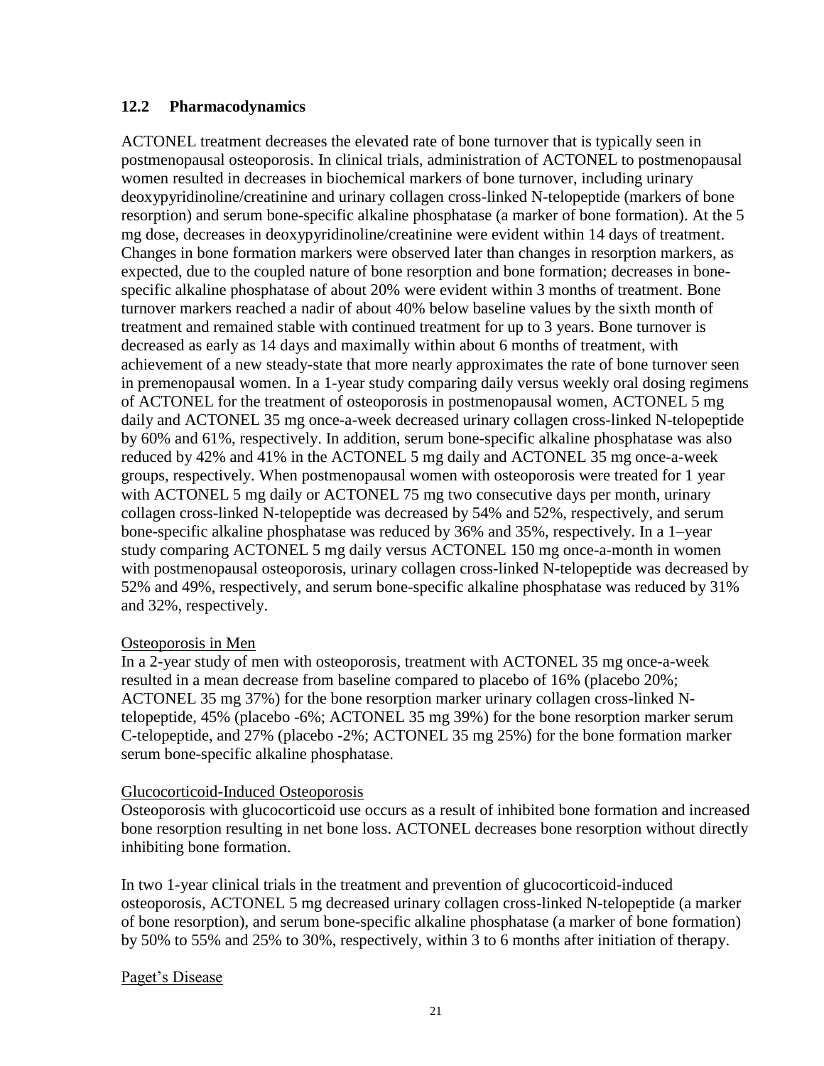## 12.2 Pharmacodynamics

ACTONEL treatment decreases the elevated rate of bone turnover that is typically seen in postmenopausal osteoporosis. In clinical trials, administration of ACTONEL to postmenopausal women resulted in decreases in biochemical markers of bone turnover, including urinary deoxypyridinoline/creatinine and urinary collagen cross-linked N-telopeptide (markers of bone resorption) and serum bone-specific alkaline phosphatase (a marker of bone formation). At the 5 mg dose, decreases in deoxypyridinoline/creatinine were evident within 14 days of treatment. Changes in bone formation markers were observed later than changes in resorption markers, as expected, due to the coupled nature of bone resorption and bone formation; decreases in bone-specific alkaline phosphatase of about 20% were evident within 3 months of treatment. Bone turnover markers reached a nadir of about 40% below baseline values by the sixth month of treatment and remained stable with continued treatment for up to 3 years. Bone turnover is decreased as early as 14 days and maximally within about 6 months of treatment, with achievement of a new steady-state that more nearly approximates the rate of bone turnover seen in premenopausal women. In a 1-year study comparing daily versus weekly oral dosing regimens of ACTONEL for the treatment of osteoporosis in postmenopausal women, ACTONEL 5 mg daily and ACTONEL 35 mg once-a-week decreased urinary collagen cross-linked N-telopeptide by 60% and 61%, respectively. In addition, serum bone-specific alkaline phosphatase was also reduced by 42% and 41% in the ACTONEL 5 mg daily and ACTONEL 35 mg once-a-week groups, respectively. When postmenopausal women with osteoporosis were treated for 1 year with ACTONEL 5 mg daily or ACTONEL 75 mg two consecutive days per month, urinary collagen cross-linked N-telopeptide was decreased by 54% and 52%, respectively, and serum bone-specific alkaline phosphatase was reduced by 36% and 35%, respectively. In a 1–year study comparing ACTONEL 5 mg daily versus ACTONEL 150 mg once-a-month in women with postmenopausal osteoporosis, urinary collagen cross-linked N-telopeptide was decreased by 52% and 49%, respectively, and serum bone-specific alkaline phosphatase was reduced by 31% and 32%, respectively.

Osteoporosis in Men

In a 2-year study of men with osteoporosis, treatment with ACTONEL 35 mg once-a-week resulted in a mean decrease from baseline compared to placebo of 16% (placebo 20%; ACTONEL 35 mg 37%) for the bone resorption marker urinary collagen cross-linked N-telopeptide, 45% (placebo -6%; ACTONEL 35 mg 39%) for the bone resorption marker serum C-telopeptide, and 27% (placebo -2%; ACTONEL 35 mg 25%) for the bone formation marker serum bone-specific alkaline phosphatase.

Glucocorticoid-Induced Osteoporosis

Osteoporosis with glucocorticoid use occurs as a result of inhibited bone formation and increased bone resorption resulting in net bone loss. ACTONEL decreases bone resorption without directly inhibiting bone formation.

In two 1-year clinical trials in the treatment and prevention of glucocorticoid-induced osteoporosis, ACTONEL 5 mg decreased urinary collagen cross-linked N-telopeptide (a marker of bone resorption), and serum bone-specific alkaline phosphatase (a marker of bone formation) by 50% to 55% and 25% to 30%, respectively, within 3 to 6 months after initiation of therapy.

Paget's Disease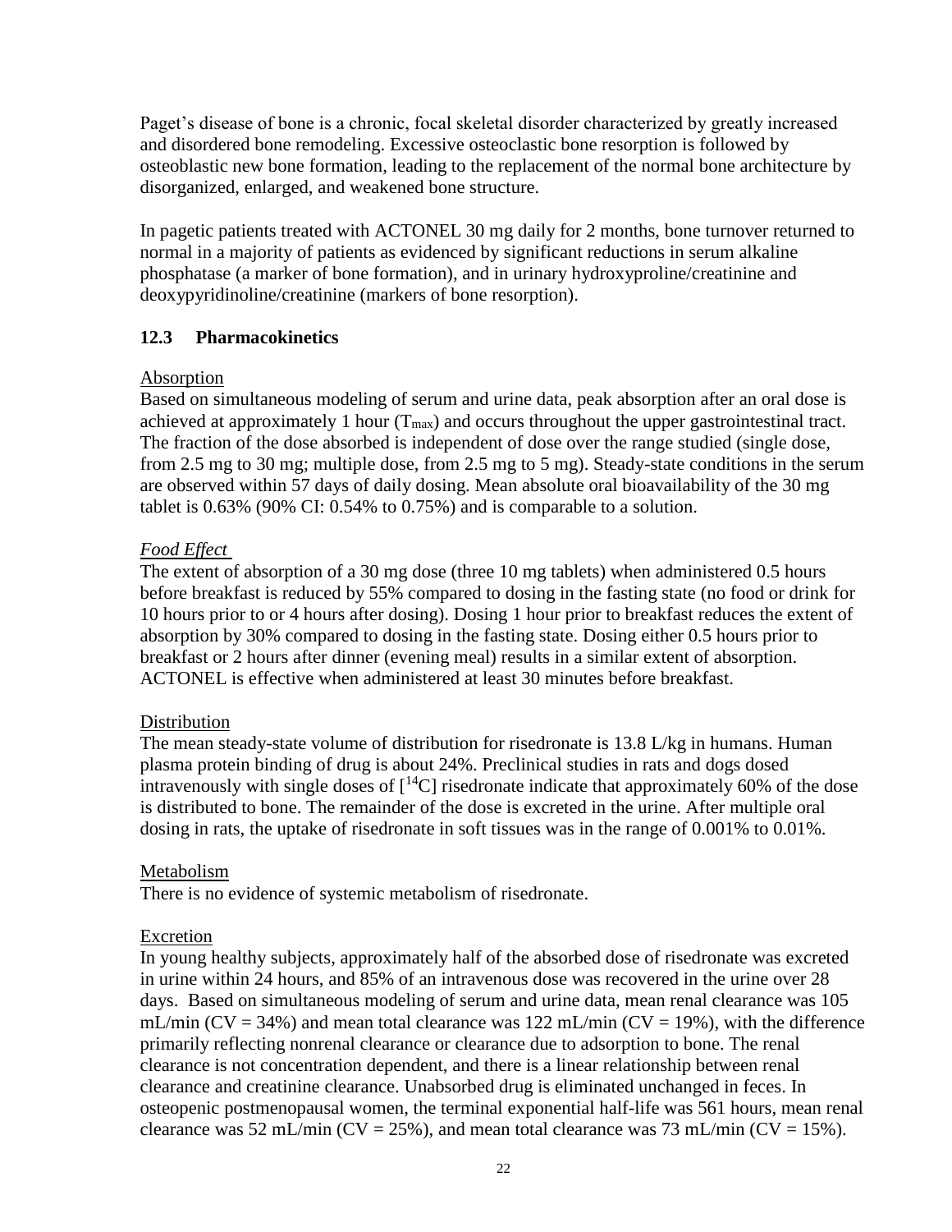Paget's disease of bone is a chronic, focal skeletal disorder characterized by greatly increased and disordered bone remodeling. Excessive osteoclastic bone resorption is followed by osteoblastic new bone formation, leading to the replacement of the normal bone architecture by disorganized, enlarged, and weakened bone structure.

In pagetic patients treated with ACTONEL 30 mg daily for 2 months, bone turnover returned to normal in a majority of patients as evidenced by significant reductions in serum alkaline phosphatase (a marker of bone formation), and in urinary hydroxyproline/creatinine and deoxypyridinoline/creatinine (markers of bone resorption).

### 12.3 Pharmacokinetics

Absorption

Based on simultaneous modeling of serum and urine data, peak absorption after an oral dose is achieved at approximately 1 hour ($T_{max}$) and occurs throughout the upper gastrointestinal tract. The fraction of the dose absorbed is independent of dose over the range studied (single dose, from 2.5 mg to 30 mg; multiple dose, from 2.5 mg to 5 mg). Steady-state conditions in the serum are observed within 57 days of daily dosing. Mean absolute oral bioavailability of the 30 mg tablet is 0.63% (90% CI: 0.54% to 0.75%) and is comparable to a solution.

*Food Effect*

The extent of absorption of a 30 mg dose (three 10 mg tablets) when administered 0.5 hours before breakfast is reduced by 55% compared to dosing in the fasting state (no food or drink for 10 hours prior to or 4 hours after dosing). Dosing 1 hour prior to breakfast reduces the extent of absorption by 30% compared to dosing in the fasting state. Dosing either 0.5 hours prior to breakfast or 2 hours after dinner (evening meal) results in a similar extent of absorption. ACTONEL is effective when administered at least 30 minutes before breakfast.

Distribution

The mean steady-state volume of distribution for risedronate is 13.8 L/kg in humans. Human plasma protein binding of drug is about 24%. Preclinical studies in rats and dogs dosed intravenously with single doses of [$^{14}C$] risedronate indicate that approximately 60% of the dose is distributed to bone. The remainder of the dose is excreted in the urine. After multiple oral dosing in rats, the uptake of risedronate in soft tissues was in the range of 0.001% to 0.01%.

Metabolism

There is no evidence of systemic metabolism of risedronate.

Excretion

In young healthy subjects, approximately half of the absorbed dose of risedronate was excreted in urine within 24 hours, and 85% of an intravenous dose was recovered in the urine over 28 days. Based on simultaneous modeling of serum and urine data, mean renal clearance was 105 mL/min (CV = 34%) and mean total clearance was 122 mL/min (CV = 19%), with the difference primarily reflecting nonrenal clearance or clearance due to adsorption to bone. The renal clearance is not concentration dependent, and there is a linear relationship between renal clearance and creatinine clearance. Unabsorbed drug is eliminated unchanged in feces. In osteopenic postmenopausal women, the terminal exponential half-life was 561 hours, mean renal clearance was 52 mL/min (CV = 25%), and mean total clearance was 73 mL/min (CV = 15%).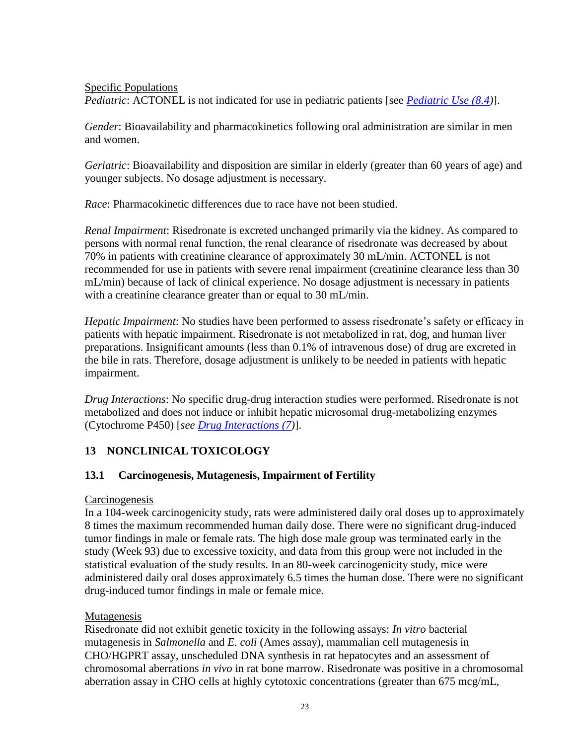Specific Populations

*Pediatric*: ACTONEL is not indicated for use in pediatric patients [see *Pediatric Use (8.4)*].

*Gender*: Bioavailability and pharmacokinetics following oral administration are similar in men and women.

*Geriatric*: Bioavailability and disposition are similar in elderly (greater than 60 years of age) and younger subjects. No dosage adjustment is necessary.

*Race*: Pharmacokinetic differences due to race have not been studied.

*Renal Impairment*: Risedronate is excreted unchanged primarily via the kidney. As compared to persons with normal renal function, the renal clearance of risedronate was decreased by about 70% in patients with creatinine clearance of approximately 30 mL/min. ACTONEL is not recommended for use in patients with severe renal impairment (creatinine clearance less than 30 mL/min) because of lack of clinical experience. No dosage adjustment is necessary in patients with a creatinine clearance greater than or equal to 30 mL/min.

*Hepatic Impairment*: No studies have been performed to assess risedronate's safety or efficacy in patients with hepatic impairment. Risedronate is not metabolized in rat, dog, and human liver preparations. Insignificant amounts (less than 0.1% of intravenous dose) of drug are excreted in the bile in rats. Therefore, dosage adjustment is unlikely to be needed in patients with hepatic impairment.

*Drug Interactions*: No specific drug-drug interaction studies were performed. Risedronate is not metabolized and does not induce or inhibit hepatic microsomal drug-metabolizing enzymes (Cytochrome P450) [*see Drug Interactions (7)*].

## 13 NONCLINICAL TOXICOLOGY

### 13.1 Carcinogenesis, Mutagenesis, Impairment of Fertility

Carcinogenesis

In a 104-week carcinogenicity study, rats were administered daily oral doses up to approximately 8 times the maximum recommended human daily dose. There were no significant drug-induced tumor findings in male or female rats. The high dose male group was terminated early in the study (Week 93) due to excessive toxicity, and data from this group were not included in the statistical evaluation of the study results. In an 80-week carcinogenicity study, mice were administered daily oral doses approximately 6.5 times the human dose. There were no significant drug-induced tumor findings in male or female mice.

Mutagenesis

Risedronate did not exhibit genetic toxicity in the following assays: *In vitro* bacterial mutagenesis in *Salmonella* and *E. coli* (Ames assay), mammalian cell mutagenesis in CHO/HGPRT assay, unscheduled DNA synthesis in rat hepatocytes and an assessment of chromosomal aberrations *in vivo* in rat bone marrow. Risedronate was positive in a chromosomal aberration assay in CHO cells at highly cytotoxic concentrations (greater than 675 mcg/mL,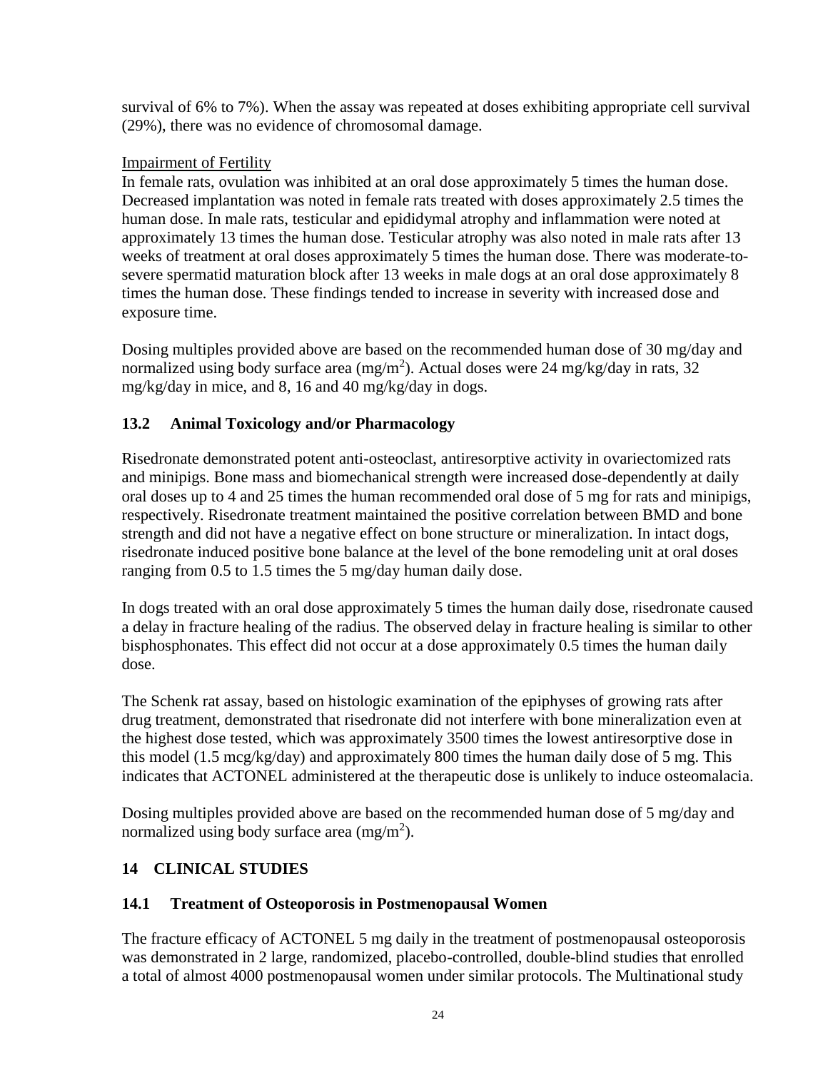survival of 6% to 7%). When the assay was repeated at doses exhibiting appropriate cell survival (29%), there was no evidence of chromosomal damage.

Impairment of Fertility

In female rats, ovulation was inhibited at an oral dose approximately 5 times the human dose. Decreased implantation was noted in female rats treated with doses approximately 2.5 times the human dose. In male rats, testicular and epididymal atrophy and inflammation were noted at approximately 13 times the human dose. Testicular atrophy was also noted in male rats after 13 weeks of treatment at oral doses approximately 5 times the human dose. There was moderate-to-severe spermatid maturation block after 13 weeks in male dogs at an oral dose approximately 8 times the human dose. These findings tended to increase in severity with increased dose and exposure time.

Dosing multiples provided above are based on the recommended human dose of 30 mg/day and normalized using body surface area (mg/m$^2$). Actual doses were 24 mg/kg/day in rats, 32 mg/kg/day in mice, and 8, 16 and 40 mg/kg/day in dogs.

### 13.2 Animal Toxicology and/or Pharmacology

Risedronate demonstrated potent anti-osteoclast, antiresorptive activity in ovariectomized rats and minipigs. Bone mass and biomechanical strength were increased dose-dependently at daily oral doses up to 4 and 25 times the human recommended oral dose of 5 mg for rats and minipigs, respectively. Risedronate treatment maintained the positive correlation between BMD and bone strength and did not have a negative effect on bone structure or mineralization. In intact dogs, risedronate induced positive bone balance at the level of the bone remodeling unit at oral doses ranging from 0.5 to 1.5 times the 5 mg/day human daily dose.

In dogs treated with an oral dose approximately 5 times the human daily dose, risedronate caused a delay in fracture healing of the radius. The observed delay in fracture healing is similar to other bisphosphonates. This effect did not occur at a dose approximately 0.5 times the human daily dose.

The Schenk rat assay, based on histologic examination of the epiphyses of growing rats after drug treatment, demonstrated that risedronate did not interfere with bone mineralization even at the highest dose tested, which was approximately 3500 times the lowest antiresorptive dose in this model (1.5 mcg/kg/day) and approximately 800 times the human daily dose of 5 mg. This indicates that ACTONEL administered at the therapeutic dose is unlikely to induce osteomalacia.

Dosing multiples provided above are based on the recommended human dose of 5 mg/day and normalized using body surface area (mg/m$^2$).

## 14 CLINICAL STUDIES

### 14.1 Treatment of Osteoporosis in Postmenopausal Women

The fracture efficacy of ACTONEL 5 mg daily in the treatment of postmenopausal osteoporosis was demonstrated in 2 large, randomized, placebo-controlled, double-blind studies that enrolled a total of almost 4000 postmenopausal women under similar protocols. The Multinational study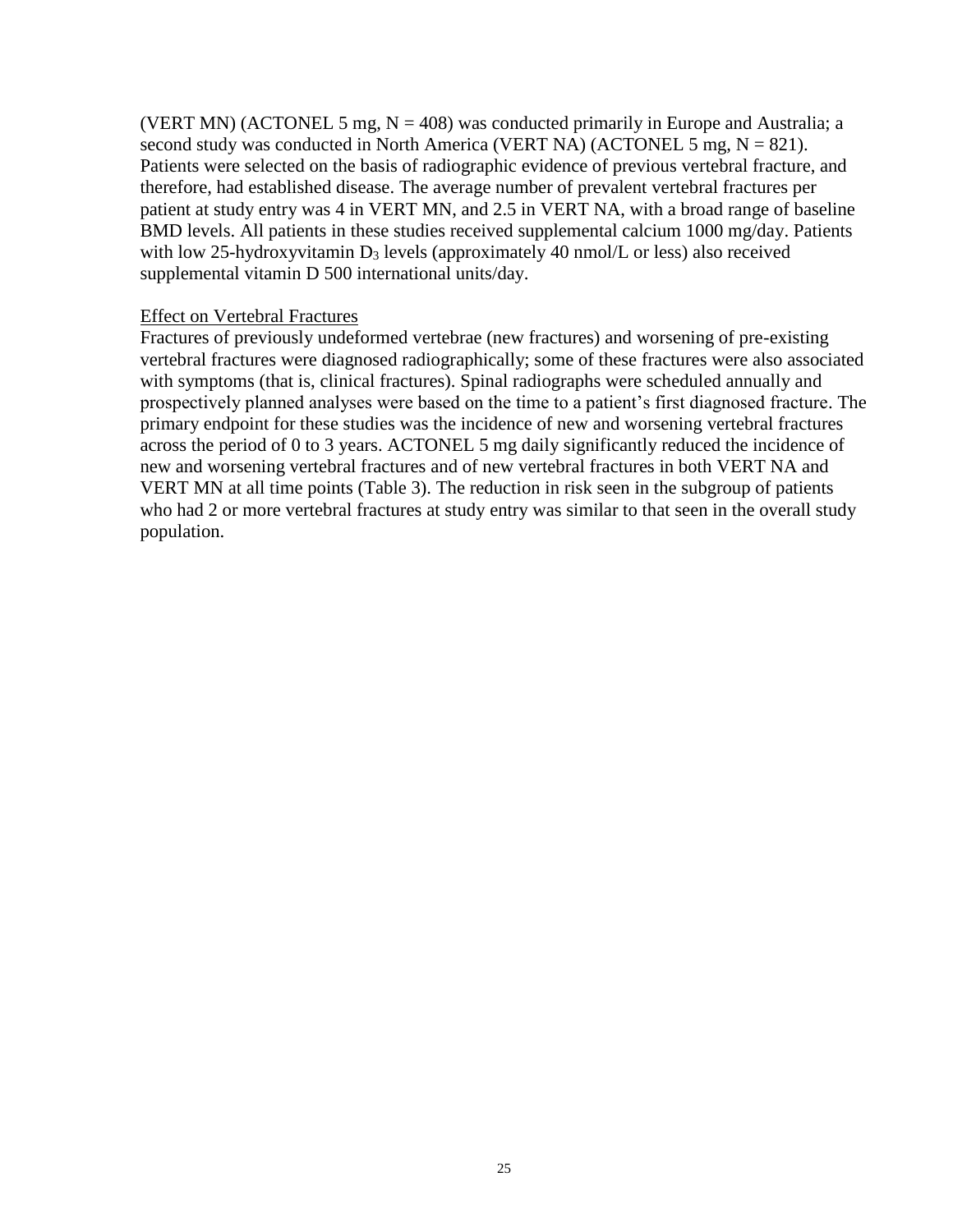(VERT MN) (ACTONEL 5 mg, N = 408) was conducted primarily in Europe and Australia; a second study was conducted in North America (VERT NA) (ACTONEL 5 mg, N = 821). Patients were selected on the basis of radiographic evidence of previous vertebral fracture, and therefore, had established disease. The average number of prevalent vertebral fractures per patient at study entry was 4 in VERT MN, and 2.5 in VERT NA, with a broad range of baseline BMD levels. All patients in these studies received supplemental calcium 1000 mg/day. Patients with low 25-hydroxyvitamin $D_3$ levels (approximately 40 nmol/L or less) also received supplemental vitamin D 500 international units/day.

Effect on Vertebral Fractures

Fractures of previously undeformed vertebrae (new fractures) and worsening of pre-existing vertebral fractures were diagnosed radiographically; some of these fractures were also associated with symptoms (that is, clinical fractures). Spinal radiographs were scheduled annually and prospectively planned analyses were based on the time to a patient's first diagnosed fracture. The primary endpoint for these studies was the incidence of new and worsening vertebral fractures across the period of 0 to 3 years. ACTONEL 5 mg daily significantly reduced the incidence of new and worsening vertebral fractures and of new vertebral fractures in both VERT NA and VERT MN at all time points (Table 3). The reduction in risk seen in the subgroup of patients who had 2 or more vertebral fractures at study entry was similar to that seen in the overall study population.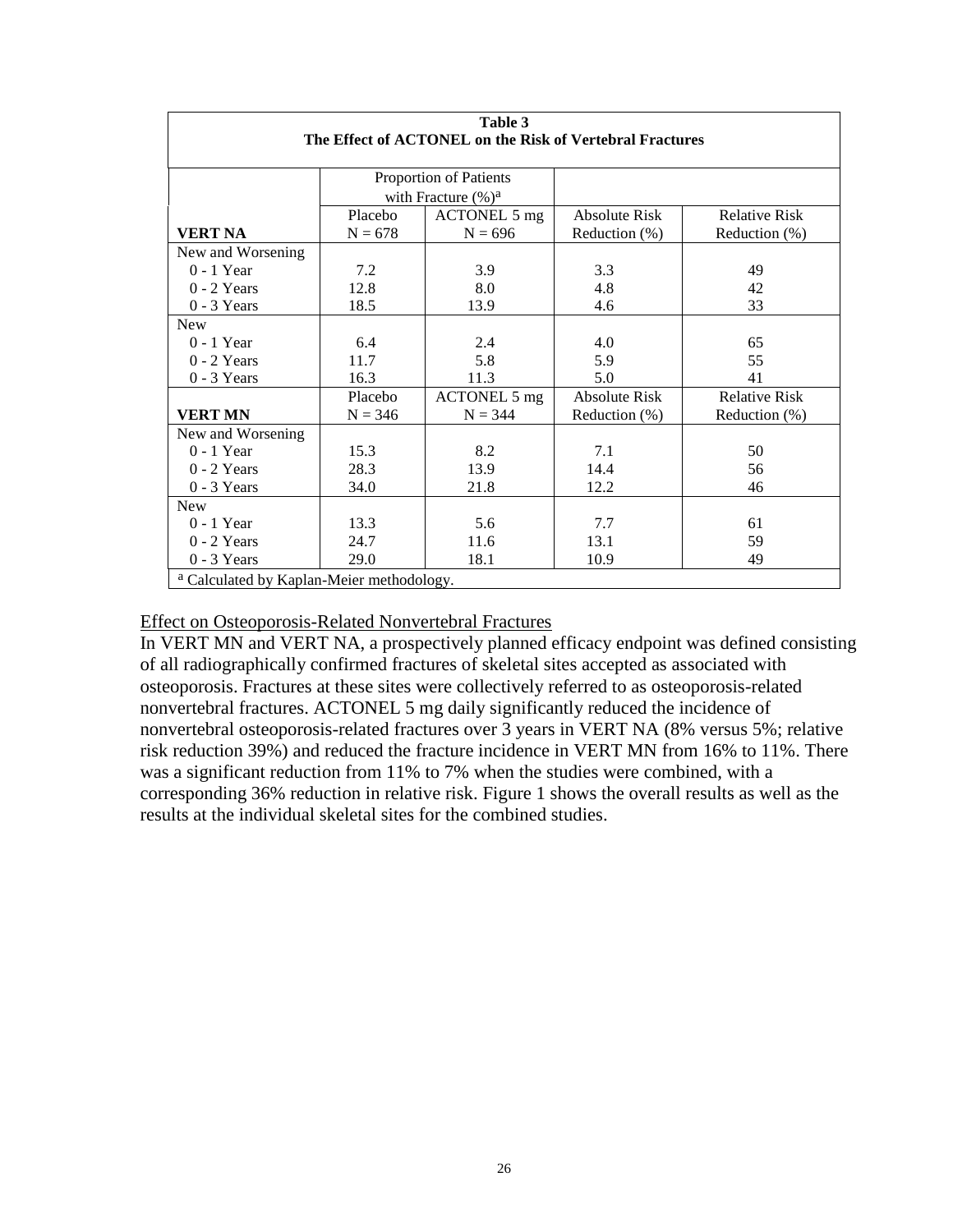**Table 3**
**The Effect of ACTONEL on the Risk of Vertebral Fractures**

| | Proportion of Patients with Fracture (%)[a] | | | |
|---|---|---|---|---|
| **VERT NA** | Placebo N = 678 | ACTONEL 5 mg N = 696 | Absolute Risk Reduction (%) | Relative Risk Reduction (%) |
| New and Worsening | | | | |
| 0 - 1 Year | 7.2 | 3.9 | 3.3 | 49 |
| 0 - 2 Years | 12.8 | 8.0 | 4.8 | 42 |
| 0 - 3 Years | 18.5 | 13.9 | 4.6 | 33 |
| New | | | | |
| 0 - 1 Year | 6.4 | 2.4 | 4.0 | 65 |
| 0 - 2 Years | 11.7 | 5.8 | 5.9 | 55 |
| 0 - 3 Years | 16.3 | 11.3 | 5.0 | 41 |
| **VERT MN** | Placebo N = 346 | ACTONEL 5 mg N = 344 | Absolute Risk Reduction (%) | Relative Risk Reduction (%) |
| New and Worsening | | | | |
| 0 - 1 Year | 15.3 | 8.2 | 7.1 | 50 |
| 0 - 2 Years | 28.3 | 13.9 | 14.4 | 56 |
| 0 - 3 Years | 34.0 | 21.8 | 12.2 | 46 |
| New | | | | |
| 0 - 1 Year | 13.3 | 5.6 | 7.7 | 61 |
| 0 - 2 Years | 24.7 | 11.6 | 13.1 | 59 |
| 0 - 3 Years | 29.0 | 18.1 | 10.9 | 49 |

[a] Calculated by Kaplan-Meier methodology.

Effect on Osteoporosis-Related Nonvertebral Fractures

In VERT MN and VERT NA, a prospectively planned efficacy endpoint was defined consisting of all radiographically confirmed fractures of skeletal sites accepted as associated with osteoporosis. Fractures at these sites were collectively referred to as osteoporosis-related nonvertebral fractures. ACTONEL 5 mg daily significantly reduced the incidence of nonvertebral osteoporosis-related fractures over 3 years in VERT NA (8% versus 5%; relative risk reduction 39%) and reduced the fracture incidence in VERT MN from 16% to 11%. There was a significant reduction from 11% to 7% when the studies were combined, with a corresponding 36% reduction in relative risk. Figure 1 shows the overall results as well as the results at the individual skeletal sites for the combined studies.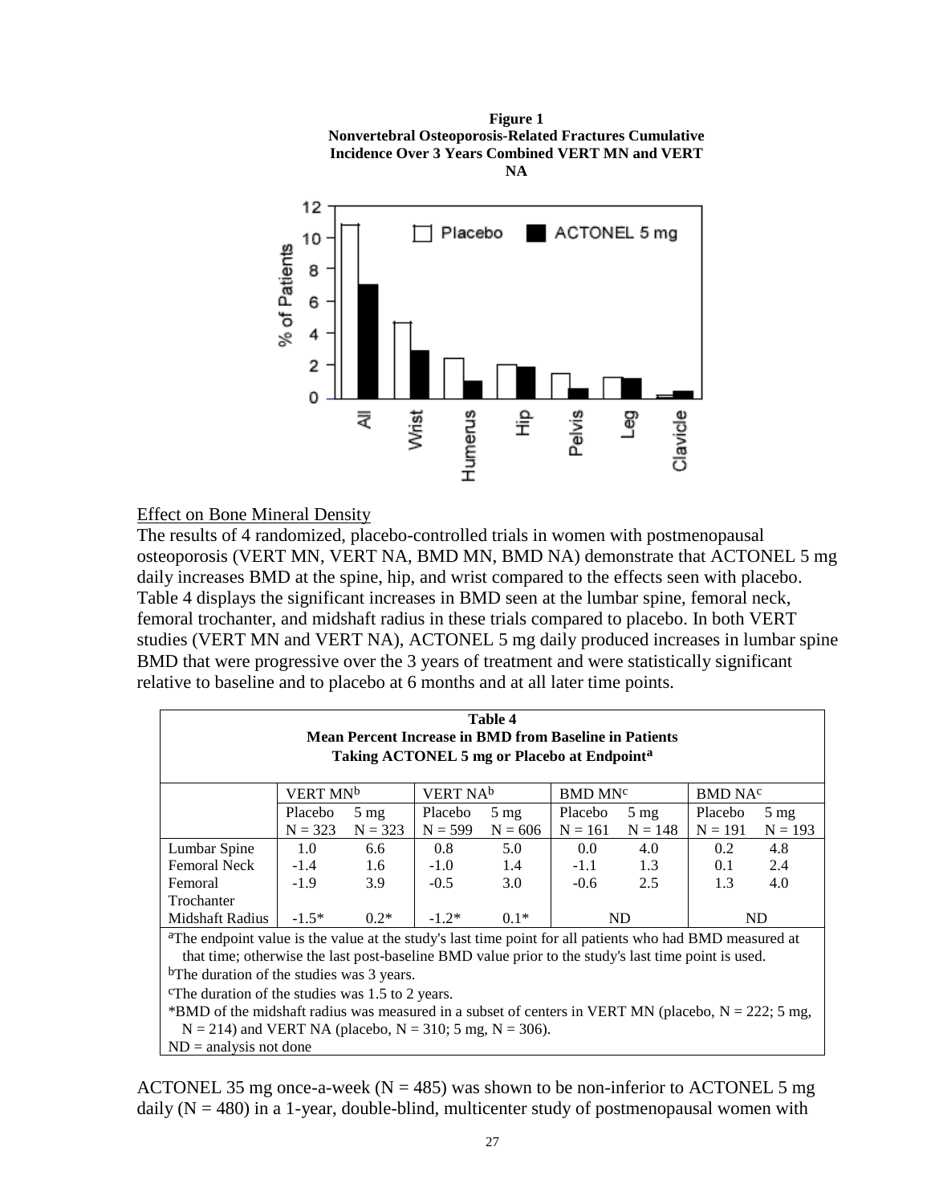**Figure 1**
**Nonvertebral Osteoporosis-Related Fractures Cumulative Incidence Over 3 Years Combined VERT MN and VERT NA**

12
10
8
6
4
2
0

% of Patients

Placebo
ACTONEL 5 mg

All
Wrist
Humerus
Hip
Pelvis
Leg
Clavicle

Effect on Bone Mineral Density

The results of 4 randomized, placebo-controlled trials in women with postmenopausal osteoporosis (VERT MN, VERT NA, BMD MN, BMD NA) demonstrate that ACTONEL 5 mg daily increases BMD at the spine, hip, and wrist compared to the effects seen with placebo. Table 4 displays the significant increases in BMD seen at the lumbar spine, femoral neck, femoral trochanter, and midshaft radius in these trials compared to placebo. In both VERT studies (VERT MN and VERT NA), ACTONEL 5 mg daily produced increases in lumbar spine BMD that were progressive over the 3 years of treatment and were statistically significant relative to baseline and to placebo at 6 months and at all later time points.

**Table 4**
**Mean Percent Increase in BMD from Baseline in Patients Taking ACTONEL 5 mg or Placebo at Endpoint[a]**

| | VERT MN[b] | | VERT NA[b] | | BMD MN[c] | | BMD NA[c] | |
|---|---|---|---|---|---|---|---|---|
| | Placebo N = 323 | 5 mg N = 323 | Placebo N = 599 | 5 mg N = 606 | Placebo N = 161 | 5 mg N = 148 | Placebo N = 191 | 5 mg N = 193 |
| Lumbar Spine | 1.0 | 6.6 | 0.8 | 5.0 | 0.0 | 4.0 | 0.2 | 4.8 |
| Femoral Neck | -1.4 | 1.6 | -1.0 | 1.4 | -1.1 | 1.3 | 0.1 | 2.4 |
| Femoral Trochanter | -1.9 | 3.9 | -0.5 | 3.0 | -0.6 | 2.5 | 1.3 | 4.0 |
| Midshaft Radius | -1.5* | 0.2* | -1.2* | 0.1* | ND | | ND | |

[a]The endpoint value is the value at the study's last time point for all patients who had BMD measured at that time; otherwise the last post-baseline BMD value prior to the study's last time point is used.
[b]The duration of the studies was 3 years.
[c]The duration of the studies was 1.5 to 2 years.
*BMD of the midshaft radius was measured in a subset of centers in VERT MN (placebo, N = 222; 5 mg, N = 214) and VERT NA (placebo, N = 310; 5 mg, N = 306).
ND = analysis not done

ACTONEL 35 mg once-a-week (N = 485) was shown to be non-inferior to ACTONEL 5 mg daily (N = 480) in a 1-year, double-blind, multicenter study of postmenopausal women with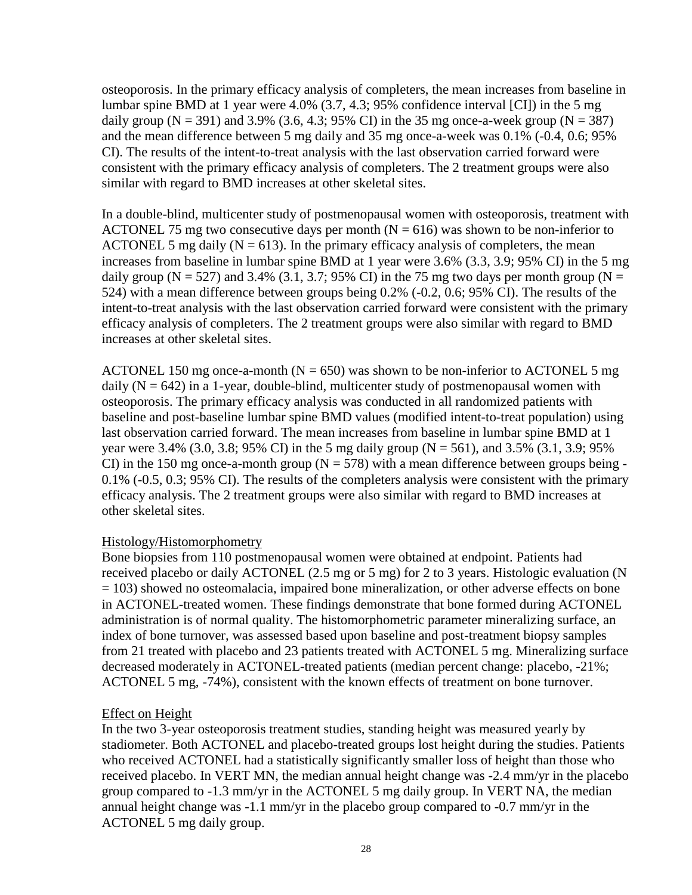osteoporosis. In the primary efficacy analysis of completers, the mean increases from baseline in lumbar spine BMD at 1 year were 4.0% (3.7, 4.3; 95% confidence interval [CI]) in the 5 mg daily group (N = 391) and 3.9% (3.6, 4.3; 95% CI) in the 35 mg once-a-week group (N = 387) and the mean difference between 5 mg daily and 35 mg once-a-week was 0.1% (-0.4, 0.6; 95% CI). The results of the intent-to-treat analysis with the last observation carried forward were consistent with the primary efficacy analysis of completers. The 2 treatment groups were also similar with regard to BMD increases at other skeletal sites.

In a double-blind, multicenter study of postmenopausal women with osteoporosis, treatment with ACTONEL 75 mg two consecutive days per month (N = 616) was shown to be non-inferior to ACTONEL 5 mg daily (N = 613). In the primary efficacy analysis of completers, the mean increases from baseline in lumbar spine BMD at 1 year were 3.6% (3.3, 3.9; 95% CI) in the 5 mg daily group (N = 527) and 3.4% (3.1, 3.7; 95% CI) in the 75 mg two days per month group (N = 524) with a mean difference between groups being 0.2% (-0.2, 0.6; 95% CI). The results of the intent-to-treat analysis with the last observation carried forward were consistent with the primary efficacy analysis of completers. The 2 treatment groups were also similar with regard to BMD increases at other skeletal sites.

ACTONEL 150 mg once-a-month (N = 650) was shown to be non-inferior to ACTONEL 5 mg daily (N = 642) in a 1-year, double-blind, multicenter study of postmenopausal women with osteoporosis. The primary efficacy analysis was conducted in all randomized patients with baseline and post-baseline lumbar spine BMD values (modified intent-to-treat population) using last observation carried forward. The mean increases from baseline in lumbar spine BMD at 1 year were 3.4% (3.0, 3.8; 95% CI) in the 5 mg daily group (N = 561), and 3.5% (3.1, 3.9; 95% CI) in the 150 mg once-a-month group (N = 578) with a mean difference between groups being -0.1% (-0.5, 0.3; 95% CI). The results of the completers analysis were consistent with the primary efficacy analysis. The 2 treatment groups were also similar with regard to BMD increases at other skeletal sites.

Histology/Histomorphometry

Bone biopsies from 110 postmenopausal women were obtained at endpoint. Patients had received placebo or daily ACTONEL (2.5 mg or 5 mg) for 2 to 3 years. Histologic evaluation (N = 103) showed no osteomalacia, impaired bone mineralization, or other adverse effects on bone in ACTONEL-treated women. These findings demonstrate that bone formed during ACTONEL administration is of normal quality. The histomorphometric parameter mineralizing surface, an index of bone turnover, was assessed based upon baseline and post-treatment biopsy samples from 21 treated with placebo and 23 patients treated with ACTONEL 5 mg. Mineralizing surface decreased moderately in ACTONEL-treated patients (median percent change: placebo, -21%; ACTONEL 5 mg, -74%), consistent with the known effects of treatment on bone turnover.

Effect on Height

In the two 3-year osteoporosis treatment studies, standing height was measured yearly by stadiometer. Both ACTONEL and placebo-treated groups lost height during the studies. Patients who received ACTONEL had a statistically significantly smaller loss of height than those who received placebo. In VERT MN, the median annual height change was -2.4 mm/yr in the placebo group compared to -1.3 mm/yr in the ACTONEL 5 mg daily group. In VERT NA, the median annual height change was -1.1 mm/yr in the placebo group compared to -0.7 mm/yr in the ACTONEL 5 mg daily group.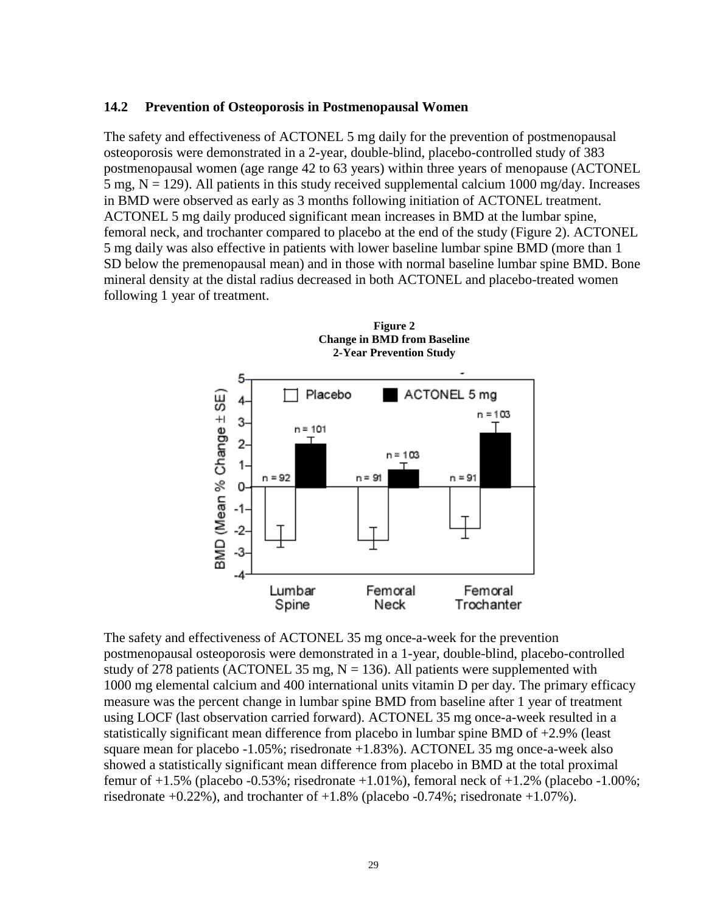### 14.2 Prevention of Osteoporosis in Postmenopausal Women

The safety and effectiveness of ACTONEL 5 mg daily for the prevention of postmenopausal osteoporosis were demonstrated in a 2-year, double-blind, placebo-controlled study of 383 postmenopausal women (age range 42 to 63 years) within three years of menopause (ACTONEL 5 mg, N = 129). All patients in this study received supplemental calcium 1000 mg/day. Increases in BMD were observed as early as 3 months following initiation of ACTONEL treatment. ACTONEL 5 mg daily produced significant mean increases in BMD at the lumbar spine, femoral neck, and trochanter compared to placebo at the end of the study (Figure 2). ACTONEL 5 mg daily was also effective in patients with lower baseline lumbar spine BMD (more than 1 SD below the premenopausal mean) and in those with normal baseline lumbar spine BMD. Bone mineral density at the distal radius decreased in both ACTONEL and placebo-treated women following 1 year of treatment.

**Figure 2**
**Change in BMD from Baseline**
**2-Year Prevention Study**

BMD (Mean % Change ± SE)

Placebo
ACTONEL 5 mg

5
4
3
2
1
0
-1
-2
-3
-4

n = 92
n = 101
n = 91
n = 103
n = 91
n = 103

Lumbar Spine
Femoral Neck
Femoral Trochanter

The safety and effectiveness of ACTONEL 35 mg once-a-week for the prevention postmenopausal osteoporosis were demonstrated in a 1-year, double-blind, placebo-controlled study of 278 patients (ACTONEL 35 mg, N = 136). All patients were supplemented with 1000 mg elemental calcium and 400 international units vitamin D per day. The primary efficacy measure was the percent change in lumbar spine BMD from baseline after 1 year of treatment using LOCF (last observation carried forward). ACTONEL 35 mg once-a-week resulted in a statistically significant mean difference from placebo in lumbar spine BMD of +2.9% (least square mean for placebo -1.05%; risedronate +1.83%). ACTONEL 35 mg once-a-week also showed a statistically significant mean difference from placebo in BMD at the total proximal femur of +1.5% (placebo -0.53%; risedronate +1.01%), femoral neck of +1.2% (placebo -1.00%; risedronate +0.22%), and trochanter of +1.8% (placebo -0.74%; risedronate +1.07%).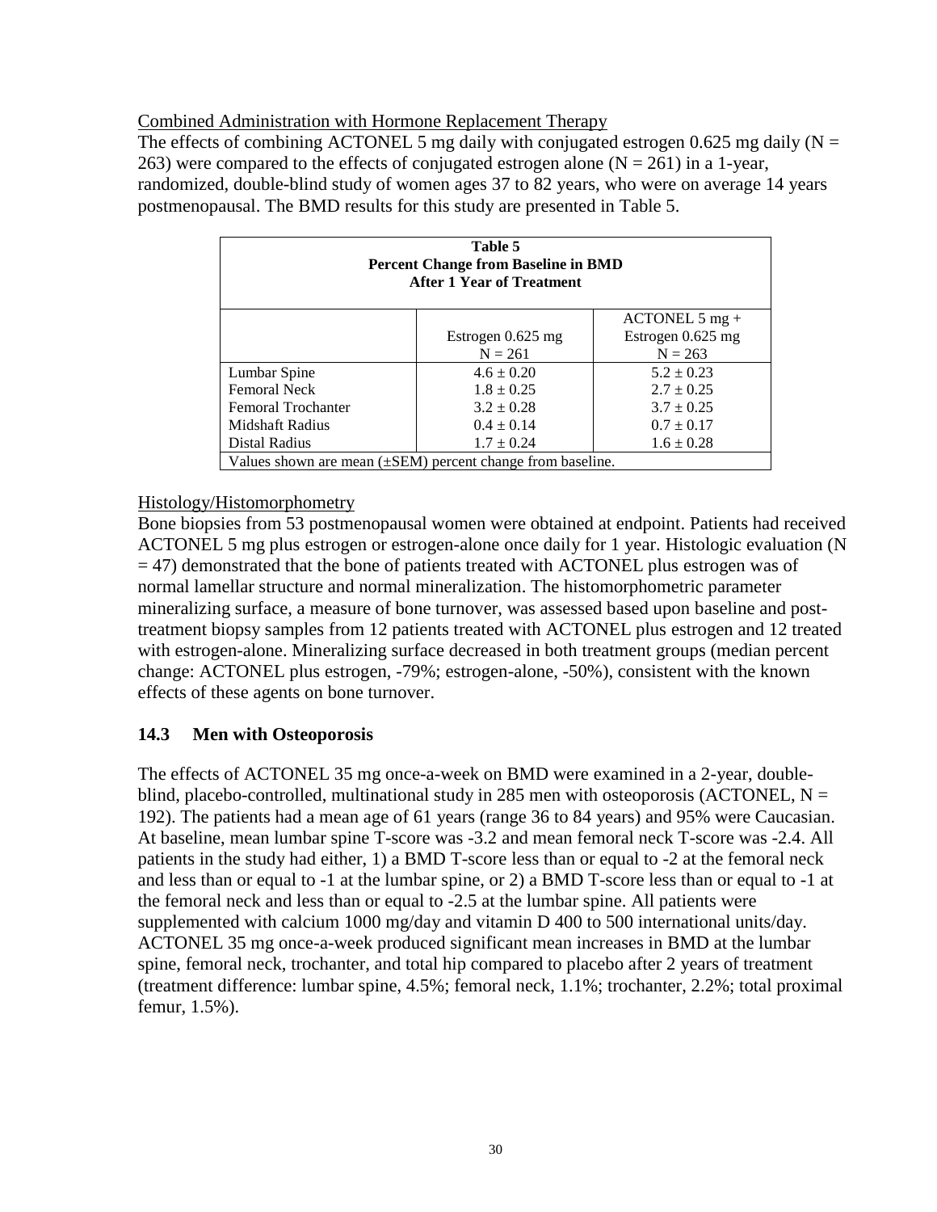Combined Administration with Hormone Replacement Therapy

The effects of combining ACTONEL 5 mg daily with conjugated estrogen 0.625 mg daily (N = 263) were compared to the effects of conjugated estrogen alone (N = 261) in a 1-year, randomized, double-blind study of women ages 37 to 82 years, who were on average 14 years postmenopausal. The BMD results for this study are presented in Table 5.

**Table 5**
**Percent Change from Baseline in BMD**
**After 1 Year of Treatment**

| | Estrogen 0.625 mg<br>N = 261 | ACTONEL 5 mg +<br>Estrogen 0.625 mg<br>N = 263 |
|---|---|---|
| Lumbar Spine | 4.6 ± 0.20 | 5.2 ± 0.23 |
| Femoral Neck | 1.8 ± 0.25 | 2.7 ± 0.25 |
| Femoral Trochanter | 3.2 ± 0.28 | 3.7 ± 0.25 |
| Midshaft Radius | 0.4 ± 0.14 | 0.7 ± 0.17 |
| Distal Radius | 1.7 ± 0.24 | 1.6 ± 0.28 |

Values shown are mean (±SEM) percent change from baseline.

Histology/Histomorphometry

Bone biopsies from 53 postmenopausal women were obtained at endpoint. Patients had received ACTONEL 5 mg plus estrogen or estrogen-alone once daily for 1 year. Histologic evaluation (N = 47) demonstrated that the bone of patients treated with ACTONEL plus estrogen was of normal lamellar structure and normal mineralization. The histomorphometric parameter mineralizing surface, a measure of bone turnover, was assessed based upon baseline and post-treatment biopsy samples from 12 patients treated with ACTONEL plus estrogen and 12 treated with estrogen-alone. Mineralizing surface decreased in both treatment groups (median percent change: ACTONEL plus estrogen, -79%; estrogen-alone, -50%), consistent with the known effects of these agents on bone turnover.

### 14.3 Men with Osteoporosis

The effects of ACTONEL 35 mg once-a-week on BMD were examined in a 2-year, double-blind, placebo-controlled, multinational study in 285 men with osteoporosis (ACTONEL, N = 192). The patients had a mean age of 61 years (range 36 to 84 years) and 95% were Caucasian. At baseline, mean lumbar spine T-score was -3.2 and mean femoral neck T-score was -2.4. All patients in the study had either, 1) a BMD T-score less than or equal to -2 at the femoral neck and less than or equal to -1 at the lumbar spine, or 2) a BMD T-score less than or equal to -1 at the femoral neck and less than or equal to -2.5 at the lumbar spine. All patients were supplemented with calcium 1000 mg/day and vitamin D 400 to 500 international units/day. ACTONEL 35 mg once-a-week produced significant mean increases in BMD at the lumbar spine, femoral neck, trochanter, and total hip compared to placebo after 2 years of treatment (treatment difference: lumbar spine, 4.5%; femoral neck, 1.1%; trochanter, 2.2%; total proximal femur, 1.5%).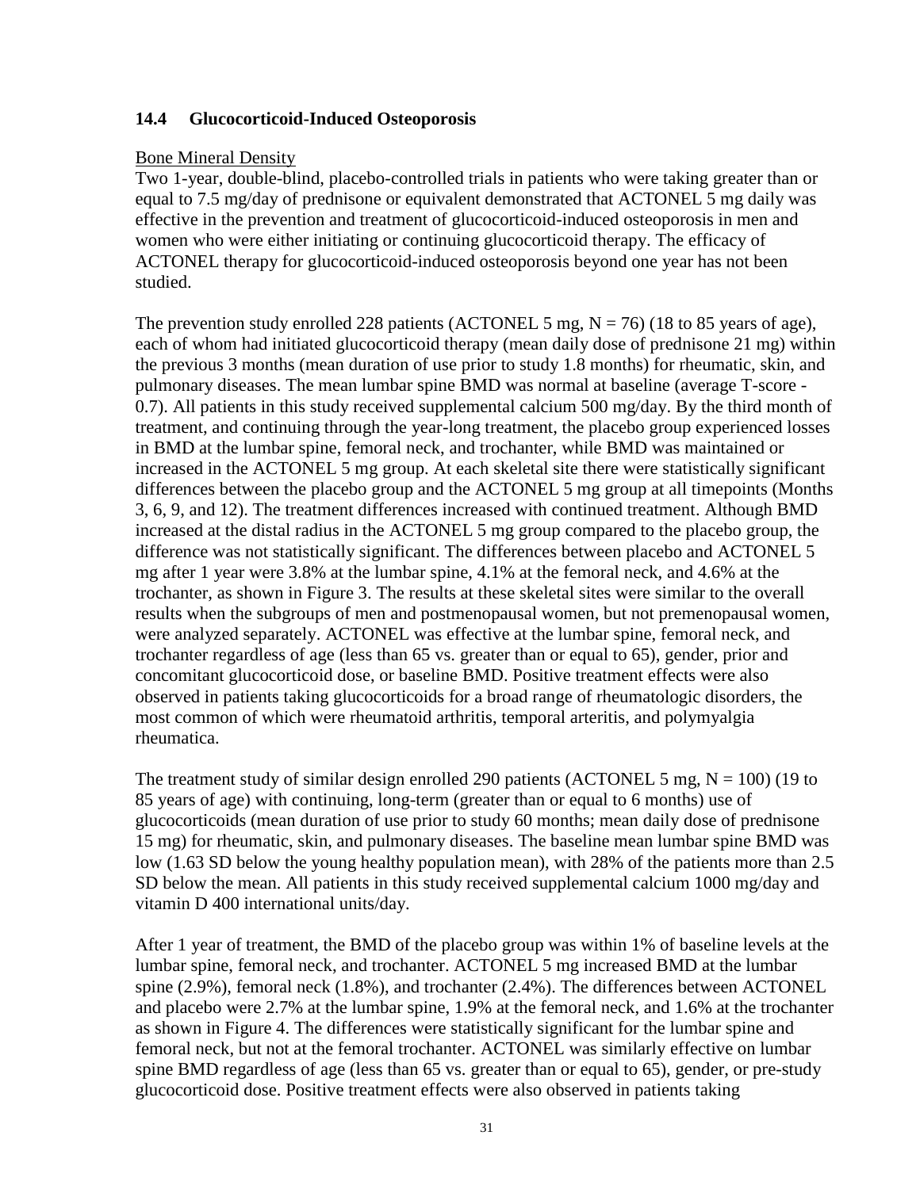### 14.4 Glucocorticoid-Induced Osteoporosis

Bone Mineral Density

Two 1-year, double-blind, placebo-controlled trials in patients who were taking greater than or equal to 7.5 mg/day of prednisone or equivalent demonstrated that ACTONEL 5 mg daily was effective in the prevention and treatment of glucocorticoid-induced osteoporosis in men and women who were either initiating or continuing glucocorticoid therapy. The efficacy of ACTONEL therapy for glucocorticoid-induced osteoporosis beyond one year has not been studied.

The prevention study enrolled 228 patients (ACTONEL 5 mg, N = 76) (18 to 85 years of age), each of whom had initiated glucocorticoid therapy (mean daily dose of prednisone 21 mg) within the previous 3 months (mean duration of use prior to study 1.8 months) for rheumatic, skin, and pulmonary diseases. The mean lumbar spine BMD was normal at baseline (average T-score -0.7). All patients in this study received supplemental calcium 500 mg/day. By the third month of treatment, and continuing through the year-long treatment, the placebo group experienced losses in BMD at the lumbar spine, femoral neck, and trochanter, while BMD was maintained or increased in the ACTONEL 5 mg group. At each skeletal site there were statistically significant differences between the placebo group and the ACTONEL 5 mg group at all timepoints (Months 3, 6, 9, and 12). The treatment differences increased with continued treatment. Although BMD increased at the distal radius in the ACTONEL 5 mg group compared to the placebo group, the difference was not statistically significant. The differences between placebo and ACTONEL 5 mg after 1 year were 3.8% at the lumbar spine, 4.1% at the femoral neck, and 4.6% at the trochanter, as shown in Figure 3. The results at these skeletal sites were similar to the overall results when the subgroups of men and postmenopausal women, but not premenopausal women, were analyzed separately. ACTONEL was effective at the lumbar spine, femoral neck, and trochanter regardless of age (less than 65 vs. greater than or equal to 65), gender, prior and concomitant glucocorticoid dose, or baseline BMD. Positive treatment effects were also observed in patients taking glucocorticoids for a broad range of rheumatologic disorders, the most common of which were rheumatoid arthritis, temporal arteritis, and polymyalgia rheumatica.

The treatment study of similar design enrolled 290 patients (ACTONEL 5 mg, N = 100) (19 to 85 years of age) with continuing, long-term (greater than or equal to 6 months) use of glucocorticoids (mean duration of use prior to study 60 months; mean daily dose of prednisone 15 mg) for rheumatic, skin, and pulmonary diseases. The baseline mean lumbar spine BMD was low (1.63 SD below the young healthy population mean), with 28% of the patients more than 2.5 SD below the mean. All patients in this study received supplemental calcium 1000 mg/day and vitamin D 400 international units/day.

After 1 year of treatment, the BMD of the placebo group was within 1% of baseline levels at the lumbar spine, femoral neck, and trochanter. ACTONEL 5 mg increased BMD at the lumbar spine (2.9%), femoral neck (1.8%), and trochanter (2.4%). The differences between ACTONEL and placebo were 2.7% at the lumbar spine, 1.9% at the femoral neck, and 1.6% at the trochanter as shown in Figure 4. The differences were statistically significant for the lumbar spine and femoral neck, but not at the femoral trochanter. ACTONEL was similarly effective on lumbar spine BMD regardless of age (less than 65 vs. greater than or equal to 65), gender, or pre-study glucocorticoid dose. Positive treatment effects were also observed in patients taking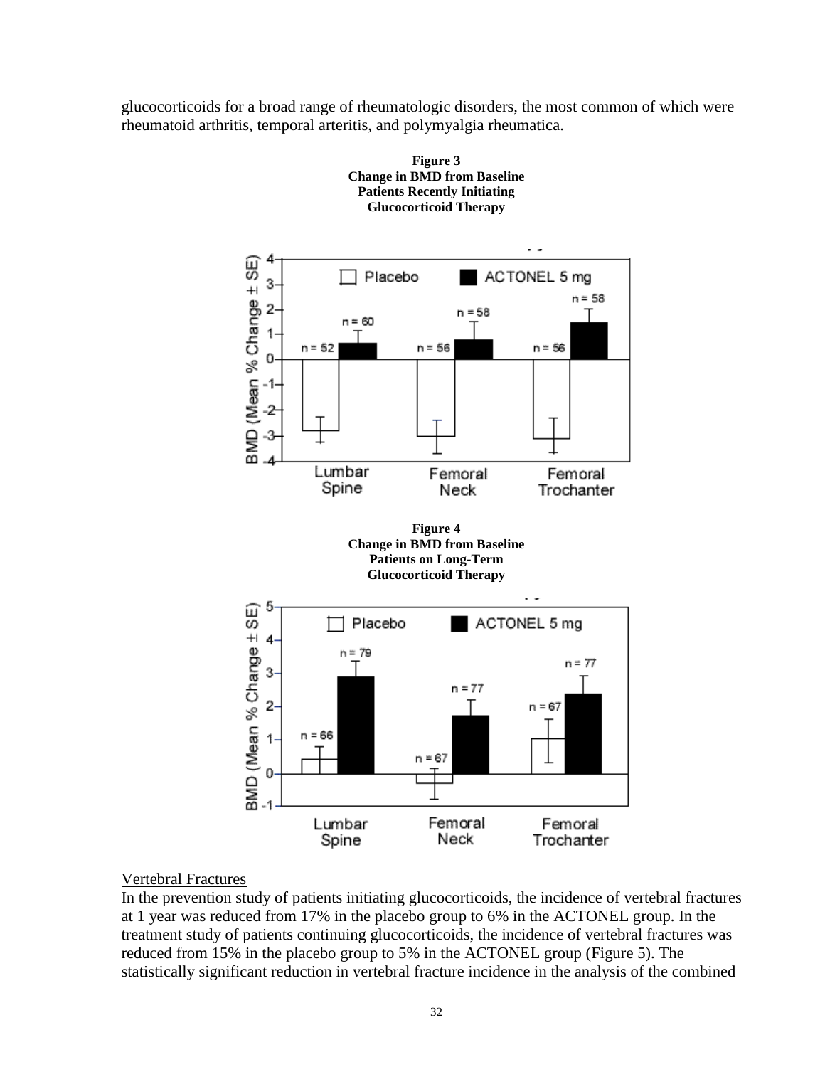glucocorticoids for a broad range of rheumatologic disorders, the most common of which were rheumatoid arthritis, temporal arteritis, and polymyalgia rheumatica.

**Figure 3**
**Change in BMD from Baseline**
**Patients Recently Initiating**
**Glucocorticoid Therapy**

Placebo
ACTONEL 5 mg

BMD (Mean % Change ± SE)

4
3
2
1
0
-1
-2
-3
-4

n = 52
n = 60
n = 56
n = 58
n = 56
n = 58

Lumbar Spine
Femoral Neck
Femoral Trochanter

**Figure 4**
**Change in BMD from Baseline**
**Patients on Long-Term**
**Glucocorticoid Therapy**

Placebo
ACTONEL 5 mg

BMD (Mean % Change ± SE)

5
4
3
2
1
0
-1

n = 66
n = 79
n = 67
n = 77
n = 67
n = 77

Lumbar Spine
Femoral Neck
Femoral Trochanter

Vertebral Fractures

In the prevention study of patients initiating glucocorticoids, the incidence of vertebral fractures at 1 year was reduced from 17% in the placebo group to 6% in the ACTONEL group. In the treatment study of patients continuing glucocorticoids, the incidence of vertebral fractures was reduced from 15% in the placebo group to 5% in the ACTONEL group (Figure 5). The statistically significant reduction in vertebral fracture incidence in the analysis of the combined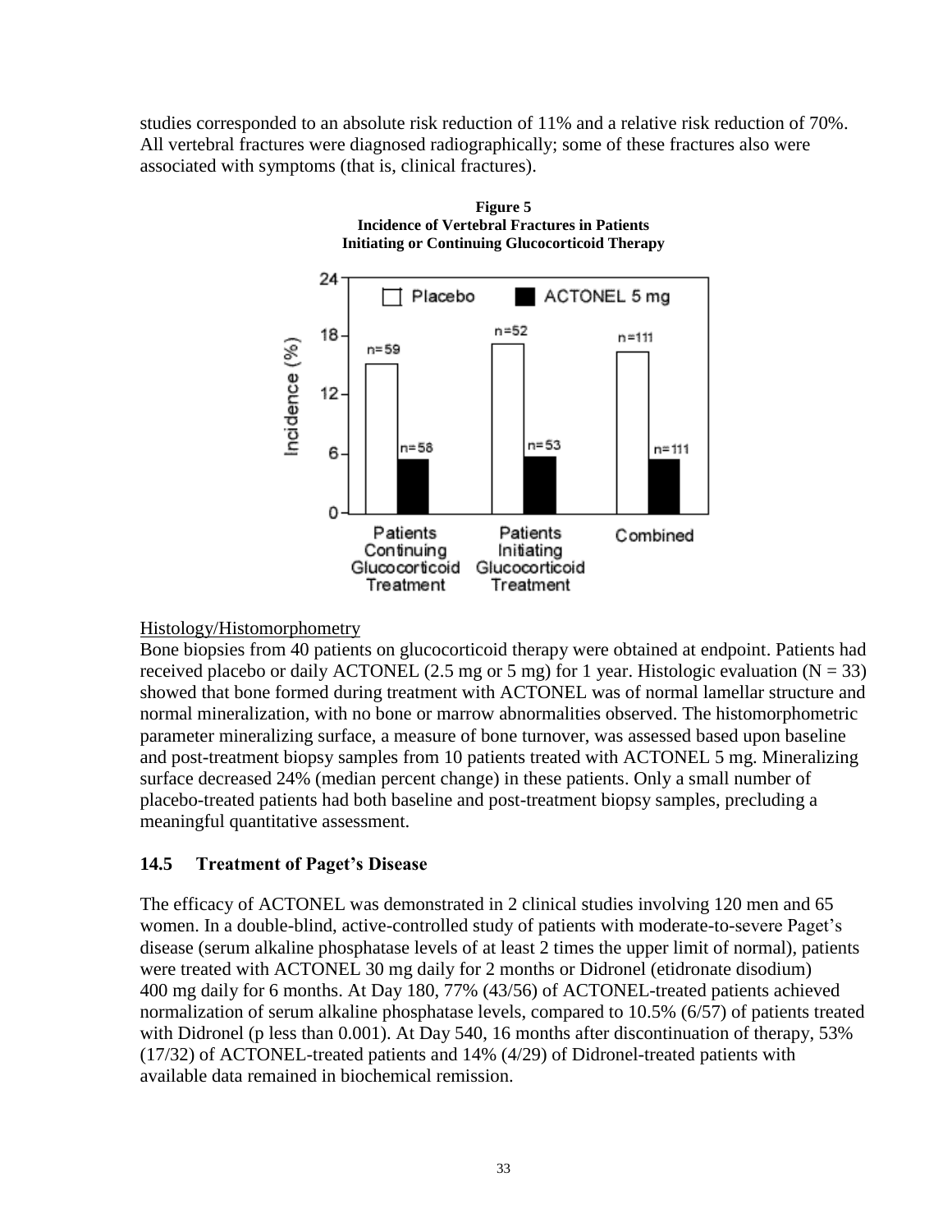studies corresponded to an absolute risk reduction of 11% and a relative risk reduction of 70%. All vertebral fractures were diagnosed radiographically; some of these fractures also were associated with symptoms (that is, clinical fractures).

**Figure 5**
**Incidence of Vertebral Fractures in Patients Initiating or Continuing Glucocorticoid Therapy**

Placebo
ACTONEL 5 mg

Incidence (%)

24
18
12
6
0

n=59
n=58
n=52
n=53
n=111
n=111

Patients Continuing Glucocorticoid Treatment
Patients Initiating Glucocorticoid Treatment
Combined

Histology/Histomorphometry

Bone biopsies from 40 patients on glucocorticoid therapy were obtained at endpoint. Patients had received placebo or daily ACTONEL (2.5 mg or 5 mg) for 1 year. Histologic evaluation (N = 33) showed that bone formed during treatment with ACTONEL was of normal lamellar structure and normal mineralization, with no bone or marrow abnormalities observed. The histomorphometric parameter mineralizing surface, a measure of bone turnover, was assessed based upon baseline and post-treatment biopsy samples from 10 patients treated with ACTONEL 5 mg. Mineralizing surface decreased 24% (median percent change) in these patients. Only a small number of placebo-treated patients had both baseline and post-treatment biopsy samples, precluding a meaningful quantitative assessment.

### 14.5 Treatment of Paget's Disease

The efficacy of ACTONEL was demonstrated in 2 clinical studies involving 120 men and 65 women. In a double-blind, active-controlled study of patients with moderate-to-severe Paget's disease (serum alkaline phosphatase levels of at least 2 times the upper limit of normal), patients were treated with ACTONEL 30 mg daily for 2 months or Didronel (etidronate disodium) 400 mg daily for 6 months. At Day 180, 77% (43/56) of ACTONEL-treated patients achieved normalization of serum alkaline phosphatase levels, compared to 10.5% (6/57) of patients treated with Didronel (p less than 0.001). At Day 540, 16 months after discontinuation of therapy, 53% (17/32) of ACTONEL-treated patients and 14% (4/29) of Didronel-treated patients with available data remained in biochemical remission.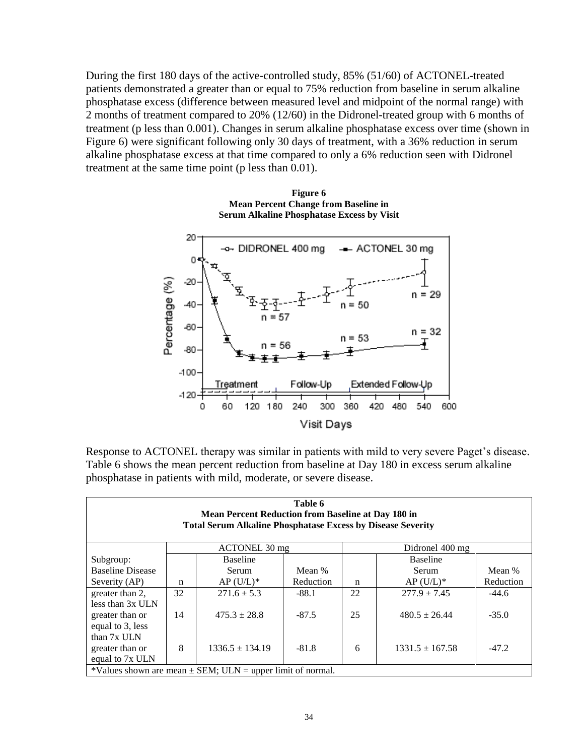During the first 180 days of the active-controlled study, 85% (51/60) of ACTONEL-treated patients demonstrated a greater than or equal to 75% reduction from baseline in serum alkaline phosphatase excess (difference between measured level and midpoint of the normal range) with 2 months of treatment compared to 20% (12/60) in the Didronel-treated group with 6 months of treatment (p less than 0.001). Changes in serum alkaline phosphatase excess over time (shown in Figure 6) were significant following only 30 days of treatment, with a 36% reduction in serum alkaline phosphatase excess at that time compared to only a 6% reduction seen with Didronel treatment at the same time point (p less than 0.01).

**Figure 6**
**Mean Percent Change from Baseline in Serum Alkaline Phosphatase Excess by Visit**

DIDRONEL 400 mg
ACTONEL 30 mg

Percentage (%)

20
0
-20
-40
-60
-80
-100
-120

n = 57
n = 50
n = 29
n = 56
n = 53
n = 32

Treatment
Follow-Up
Extended Follow-Up

0 60 120 180 240 300 360 420 480 540 600

Visit Days

Response to ACTONEL therapy was similar in patients with mild to very severe Paget's disease. Table 6 shows the mean percent reduction from baseline at Day 180 in excess serum alkaline phosphatase in patients with mild, moderate, or severe disease.

**Table 6**
**Mean Percent Reduction from Baseline at Day 180 in Total Serum Alkaline Phosphatase Excess by Disease Severity**

| | ACTONEL 30 mg | | | Didronel 400 mg | | |
|---|---|---|---|---|---|---|
| Subgroup: Baseline Disease Severity (AP) | n | Baseline Serum AP (U/L)* | Mean % Reduction | n | Baseline Serum AP (U/L)* | Mean % Reduction |
| greater than 2, less than 3x ULN | 32 | 271.6 ± 5.3 | -88.1 | 22 | 277.9 ± 7.45 | -44.6 |
| greater than or equal to 3, less than 7x ULN | 14 | 475.3 ± 28.8 | -87.5 | 25 | 480.5 ± 26.44 | -35.0 |
| greater than or equal to 7x ULN | 8 | 1336.5 ± 134.19 | -81.8 | 6 | 1331.5 ± 167.58 | -47.2 |

*Values shown are mean ± SEM; ULN = upper limit of normal.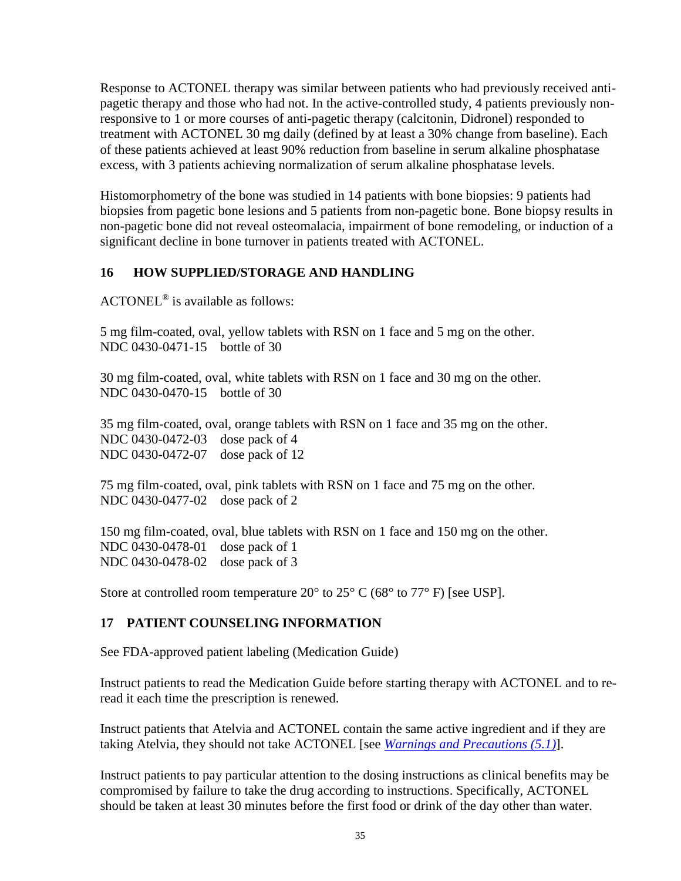Response to ACTONEL therapy was similar between patients who had previously received anti-pagetic therapy and those who had not. In the active-controlled study, 4 patients previously non-responsive to 1 or more courses of anti-pagetic therapy (calcitonin, Didronel) responded to treatment with ACTONEL 30 mg daily (defined by at least a 30% change from baseline). Each of these patients achieved at least 90% reduction from baseline in serum alkaline phosphatase excess, with 3 patients achieving normalization of serum alkaline phosphatase levels.

Histomorphometry of the bone was studied in 14 patients with bone biopsies: 9 patients had biopsies from pagetic bone lesions and 5 patients from non-pagetic bone. Bone biopsy results in non-pagetic bone did not reveal osteomalacia, impairment of bone remodeling, or induction of a significant decline in bone turnover in patients treated with ACTONEL.

## 16 HOW SUPPLIED/STORAGE AND HANDLING

ACTONEL® is available as follows:

5 mg film-coated, oval, yellow tablets with RSN on 1 face and 5 mg on the other.
NDC 0430-0471-15 bottle of 30

30 mg film-coated, oval, white tablets with RSN on 1 face and 30 mg on the other.
NDC 0430-0470-15 bottle of 30

35 mg film-coated, oval, orange tablets with RSN on 1 face and 35 mg on the other.
NDC 0430-0472-03 dose pack of 4
NDC 0430-0472-07 dose pack of 12

75 mg film-coated, oval, pink tablets with RSN on 1 face and 75 mg on the other.
NDC 0430-0477-02 dose pack of 2

150 mg film-coated, oval, blue tablets with RSN on 1 face and 150 mg on the other.
NDC 0430-0478-01 dose pack of 1
NDC 0430-0478-02 dose pack of 3

Store at controlled room temperature 20° to 25° C (68° to 77° F) [see USP].

## 17 PATIENT COUNSELING INFORMATION

See FDA-approved patient labeling (Medication Guide)

Instruct patients to read the Medication Guide before starting therapy with ACTONEL and to re-read it each time the prescription is renewed.

Instruct patients that Atelvia and ACTONEL contain the same active ingredient and if they are taking Atelvia, they should not take ACTONEL [see *Warnings and Precautions (5.1)*].

Instruct patients to pay particular attention to the dosing instructions as clinical benefits may be compromised by failure to take the drug according to instructions. Specifically, ACTONEL should be taken at least 30 minutes before the first food or drink of the day other than water.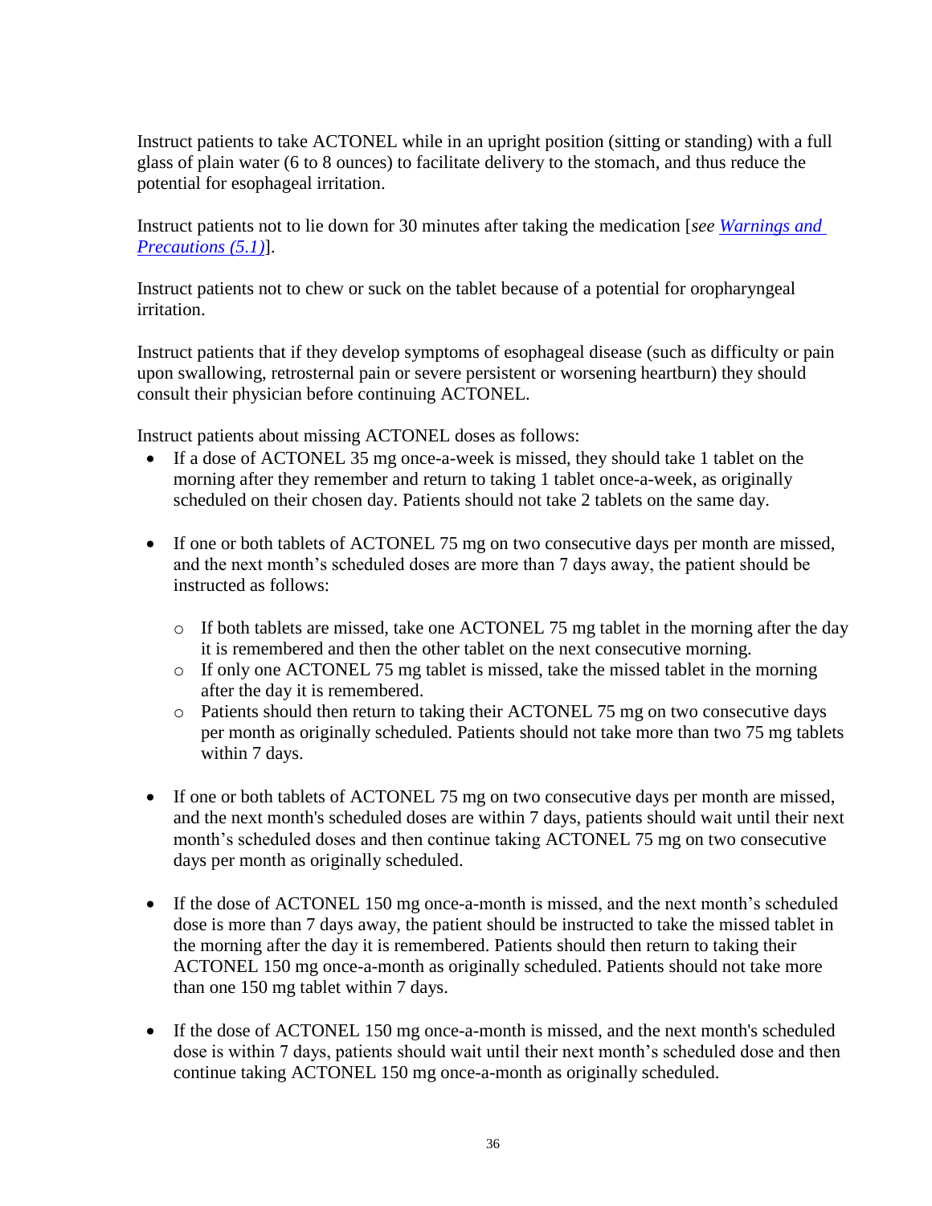Instruct patients to take ACTONEL while in an upright position (sitting or standing) with a full glass of plain water (6 to 8 ounces) to facilitate delivery to the stomach, and thus reduce the potential for esophageal irritation.

Instruct patients not to lie down for 30 minutes after taking the medication [*see* Warnings and Precautions (5.1)].

Instruct patients not to chew or suck on the tablet because of a potential for oropharyngeal irritation.

Instruct patients that if they develop symptoms of esophageal disease (such as difficulty or pain upon swallowing, retrosternal pain or severe persistent or worsening heartburn) they should consult their physician before continuing ACTONEL.

Instruct patients about missing ACTONEL doses as follows:

- If a dose of ACTONEL 35 mg once-a-week is missed, they should take 1 tablet on the morning after they remember and return to taking 1 tablet once-a-week, as originally scheduled on their chosen day. Patients should not take 2 tablets on the same day.

- If one or both tablets of ACTONEL 75 mg on two consecutive days per month are missed, and the next month's scheduled doses are more than 7 days away, the patient should be instructed as follows:

  - If both tablets are missed, take one ACTONEL 75 mg tablet in the morning after the day it is remembered and then the other tablet on the next consecutive morning.
  - If only one ACTONEL 75 mg tablet is missed, take the missed tablet in the morning after the day it is remembered.
  - Patients should then return to taking their ACTONEL 75 mg on two consecutive days per month as originally scheduled. Patients should not take more than two 75 mg tablets within 7 days.

- If one or both tablets of ACTONEL 75 mg on two consecutive days per month are missed, and the next month's scheduled doses are within 7 days, patients should wait until their next month's scheduled doses and then continue taking ACTONEL 75 mg on two consecutive days per month as originally scheduled.

- If the dose of ACTONEL 150 mg once-a-month is missed, and the next month's scheduled dose is more than 7 days away, the patient should be instructed to take the missed tablet in the morning after the day it is remembered. Patients should then return to taking their ACTONEL 150 mg once-a-month as originally scheduled. Patients should not take more than one 150 mg tablet within 7 days.

- If the dose of ACTONEL 150 mg once-a-month is missed, and the next month's scheduled dose is within 7 days, patients should wait until their next month's scheduled dose and then continue taking ACTONEL 150 mg once-a-month as originally scheduled.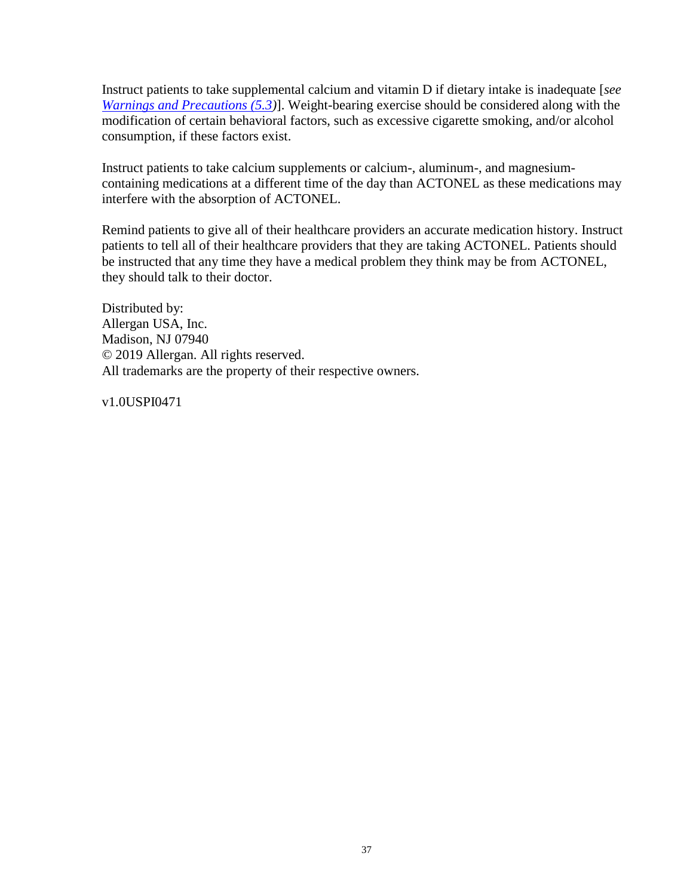Instruct patients to take supplemental calcium and vitamin D if dietary intake is inadequate [*see Warnings and Precautions (5.3)*]. Weight-bearing exercise should be considered along with the modification of certain behavioral factors, such as excessive cigarette smoking, and/or alcohol consumption, if these factors exist.

Instruct patients to take calcium supplements or calcium-, aluminum-, and magnesium-containing medications at a different time of the day than ACTONEL as these medications may interfere with the absorption of ACTONEL.

Remind patients to give all of their healthcare providers an accurate medication history. Instruct patients to tell all of their healthcare providers that they are taking ACTONEL. Patients should be instructed that any time they have a medical problem they think may be from ACTONEL, they should talk to their doctor.

Distributed by:
Allergan USA, Inc.
Madison, NJ 07940
© 2019 Allergan. All rights reserved.
All trademarks are the property of their respective owners.

v1.0USPI0471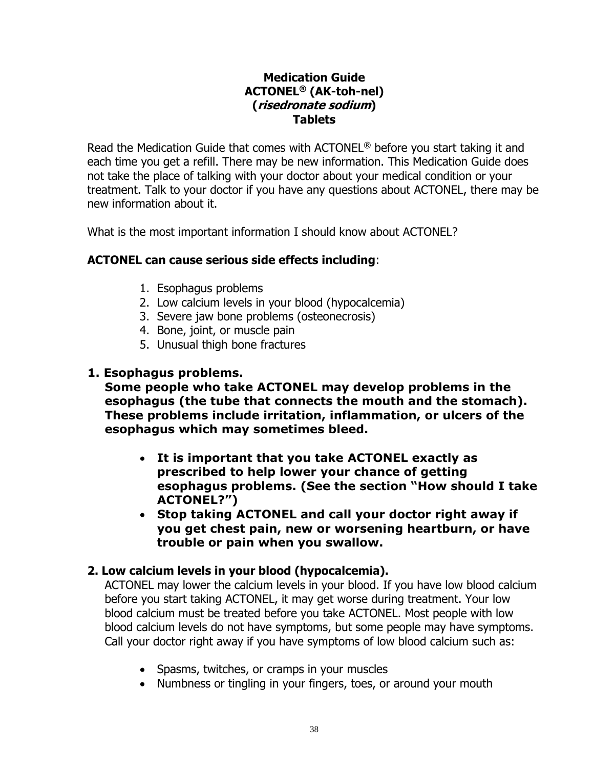**Medication Guide**
**ACTONEL® (AK-toh-nel)**
**(*risedronate sodium*)**
**Tablets**

Read the Medication Guide that comes with ACTONEL® before you start taking it and each time you get a refill. There may be new information. This Medication Guide does not take the place of talking with your doctor about your medical condition or your treatment. Talk to your doctor if you have any questions about ACTONEL, there may be new information about it.

What is the most important information I should know about ACTONEL?

**ACTONEL can cause serious side effects including**:

1. Esophagus problems
2. Low calcium levels in your blood (hypocalcemia)
3. Severe jaw bone problems (osteonecrosis)
4. Bone, joint, or muscle pain
5. Unusual thigh bone fractures

**1. Esophagus problems.**

**Some people who take ACTONEL may develop problems in the esophagus (the tube that connects the mouth and the stomach). These problems include irritation, inflammation, or ulcers of the esophagus which may sometimes bleed.**

- **It is important that you take ACTONEL exactly as prescribed to help lower your chance of getting esophagus problems. (See the section "How should I take ACTONEL?")**
- **Stop taking ACTONEL and call your doctor right away if you get chest pain, new or worsening heartburn, or have trouble or pain when you swallow.**

**2. Low calcium levels in your blood (hypocalcemia).**

ACTONEL may lower the calcium levels in your blood. If you have low blood calcium before you start taking ACTONEL, it may get worse during treatment. Your low blood calcium must be treated before you take ACTONEL. Most people with low blood calcium levels do not have symptoms, but some people may have symptoms. Call your doctor right away if you have symptoms of low blood calcium such as:

- Spasms, twitches, or cramps in your muscles
- Numbness or tingling in your fingers, toes, or around your mouth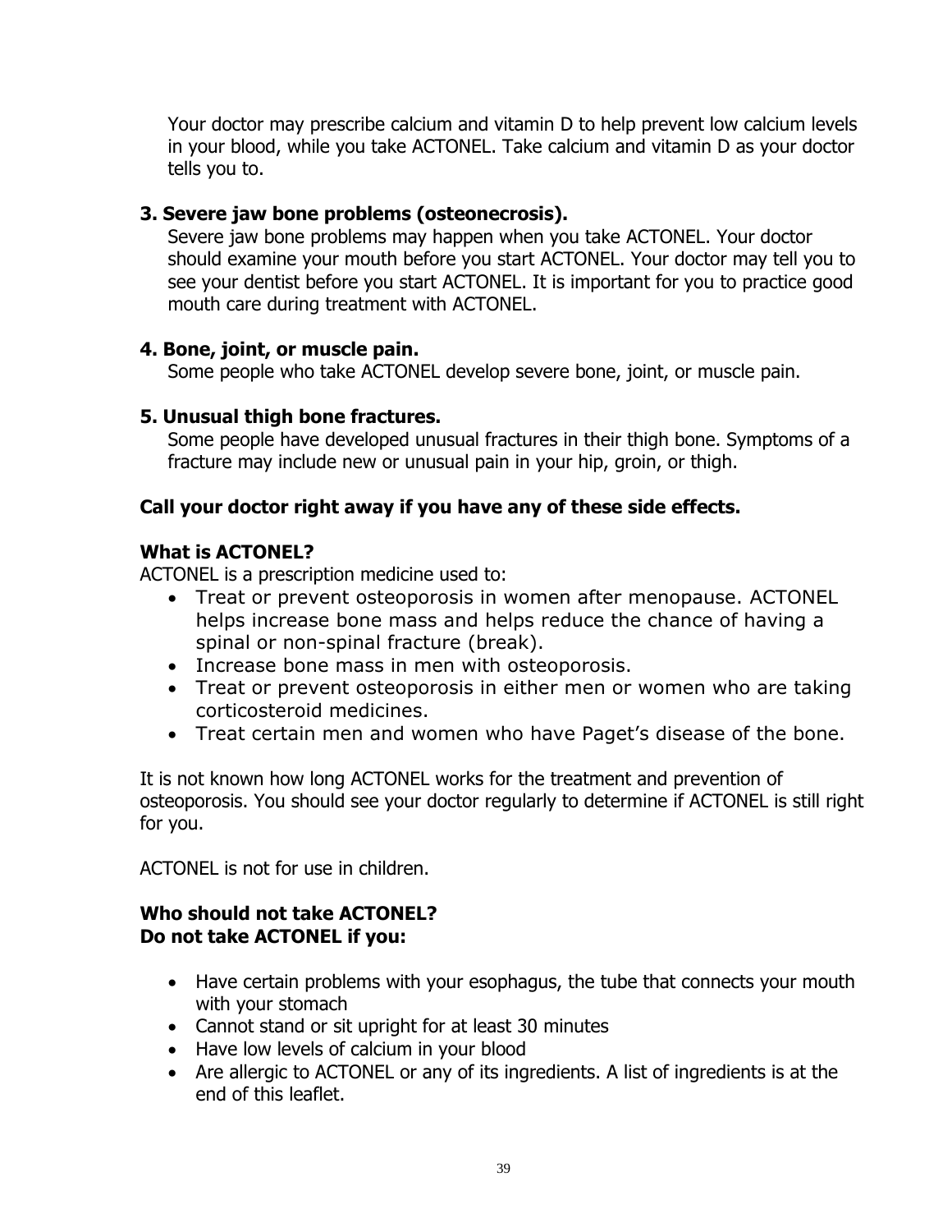Your doctor may prescribe calcium and vitamin D to help prevent low calcium levels in your blood, while you take ACTONEL. Take calcium and vitamin D as your doctor tells you to.

**3. Severe jaw bone problems (osteonecrosis).**

Severe jaw bone problems may happen when you take ACTONEL. Your doctor should examine your mouth before you start ACTONEL. Your doctor may tell you to see your dentist before you start ACTONEL. It is important for you to practice good mouth care during treatment with ACTONEL.

**4. Bone, joint, or muscle pain.**

Some people who take ACTONEL develop severe bone, joint, or muscle pain.

**5. Unusual thigh bone fractures.**

Some people have developed unusual fractures in their thigh bone. Symptoms of a fracture may include new or unusual pain in your hip, groin, or thigh.

**Call your doctor right away if you have any of these side effects.**

**What is ACTONEL?**

ACTONEL is a prescription medicine used to:

- Treat or prevent osteoporosis in women after menopause. ACTONEL helps increase bone mass and helps reduce the chance of having a spinal or non-spinal fracture (break).
- Increase bone mass in men with osteoporosis.
- Treat or prevent osteoporosis in either men or women who are taking corticosteroid medicines.
- Treat certain men and women who have Paget's disease of the bone.

It is not known how long ACTONEL works for the treatment and prevention of osteoporosis. You should see your doctor regularly to determine if ACTONEL is still right for you.

ACTONEL is not for use in children.

**Who should not take ACTONEL?**
**Do not take ACTONEL if you:**

- Have certain problems with your esophagus, the tube that connects your mouth with your stomach
- Cannot stand or sit upright for at least 30 minutes
- Have low levels of calcium in your blood
- Are allergic to ACTONEL or any of its ingredients. A list of ingredients is at the end of this leaflet.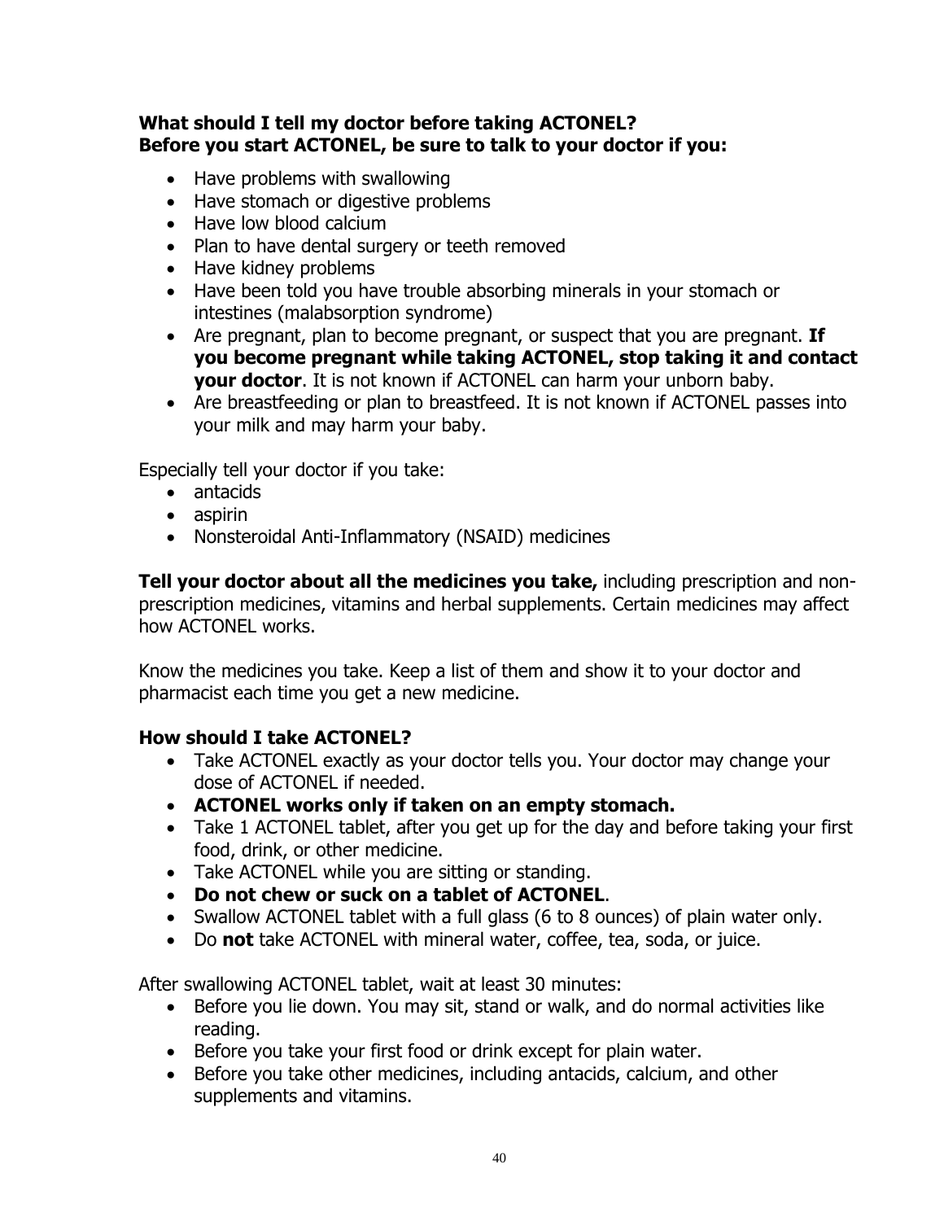**What should I tell my doctor before taking ACTONEL?**
**Before you start ACTONEL, be sure to talk to your doctor if you:**

- Have problems with swallowing
- Have stomach or digestive problems
- Have low blood calcium
- Plan to have dental surgery or teeth removed
- Have kidney problems
- Have been told you have trouble absorbing minerals in your stomach or intestines (malabsorption syndrome)
- Are pregnant, plan to become pregnant, or suspect that you are pregnant. **If you become pregnant while taking ACTONEL, stop taking it and contact your doctor**. It is not known if ACTONEL can harm your unborn baby.
- Are breastfeeding or plan to breastfeed. It is not known if ACTONEL passes into your milk and may harm your baby.

Especially tell your doctor if you take:

- antacids
- aspirin
- Nonsteroidal Anti-Inflammatory (NSAID) medicines

**Tell your doctor about all the medicines you take,** including prescription and non-prescription medicines, vitamins and herbal supplements. Certain medicines may affect how ACTONEL works.

Know the medicines you take. Keep a list of them and show it to your doctor and pharmacist each time you get a new medicine.

**How should I take ACTONEL?**

- Take ACTONEL exactly as your doctor tells you. Your doctor may change your dose of ACTONEL if needed.
- **ACTONEL works only if taken on an empty stomach.**
- Take 1 ACTONEL tablet, after you get up for the day and before taking your first food, drink, or other medicine.
- Take ACTONEL while you are sitting or standing.
- **Do not chew or suck on a tablet of ACTONEL**.
- Swallow ACTONEL tablet with a full glass (6 to 8 ounces) of plain water only.
- Do **not** take ACTONEL with mineral water, coffee, tea, soda, or juice.

After swallowing ACTONEL tablet, wait at least 30 minutes:

- Before you lie down. You may sit, stand or walk, and do normal activities like reading.
- Before you take your first food or drink except for plain water.
- Before you take other medicines, including antacids, calcium, and other supplements and vitamins.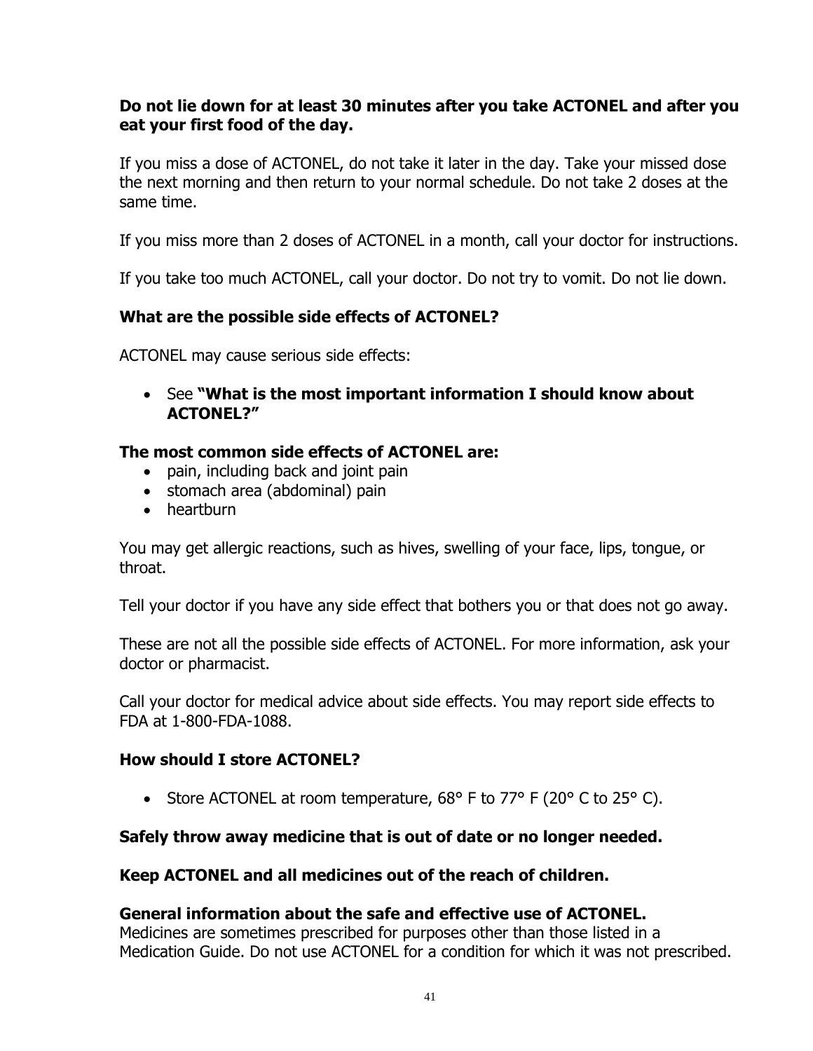**Do not lie down for at least 30 minutes after you take ACTONEL and after you eat your first food of the day.**

If you miss a dose of ACTONEL, do not take it later in the day. Take your missed dose the next morning and then return to your normal schedule. Do not take 2 doses at the same time.

If you miss more than 2 doses of ACTONEL in a month, call your doctor for instructions.

If you take too much ACTONEL, call your doctor. Do not try to vomit. Do not lie down.

**What are the possible side effects of ACTONEL?**

ACTONEL may cause serious side effects:

- See **"What is the most important information I should know about ACTONEL?"**

**The most common side effects of ACTONEL are:**

- pain, including back and joint pain
- stomach area (abdominal) pain
- heartburn

You may get allergic reactions, such as hives, swelling of your face, lips, tongue, or throat.

Tell your doctor if you have any side effect that bothers you or that does not go away.

These are not all the possible side effects of ACTONEL. For more information, ask your doctor or pharmacist.

Call your doctor for medical advice about side effects. You may report side effects to FDA at 1-800-FDA-1088.

**How should I store ACTONEL?**

- Store ACTONEL at room temperature, 68° F to 77° F (20° C to 25° C).

**Safely throw away medicine that is out of date or no longer needed.**

**Keep ACTONEL and all medicines out of the reach of children.**

**General information about the safe and effective use of ACTONEL.**
Medicines are sometimes prescribed for purposes other than those listed in a Medication Guide. Do not use ACTONEL for a condition for which it was not prescribed.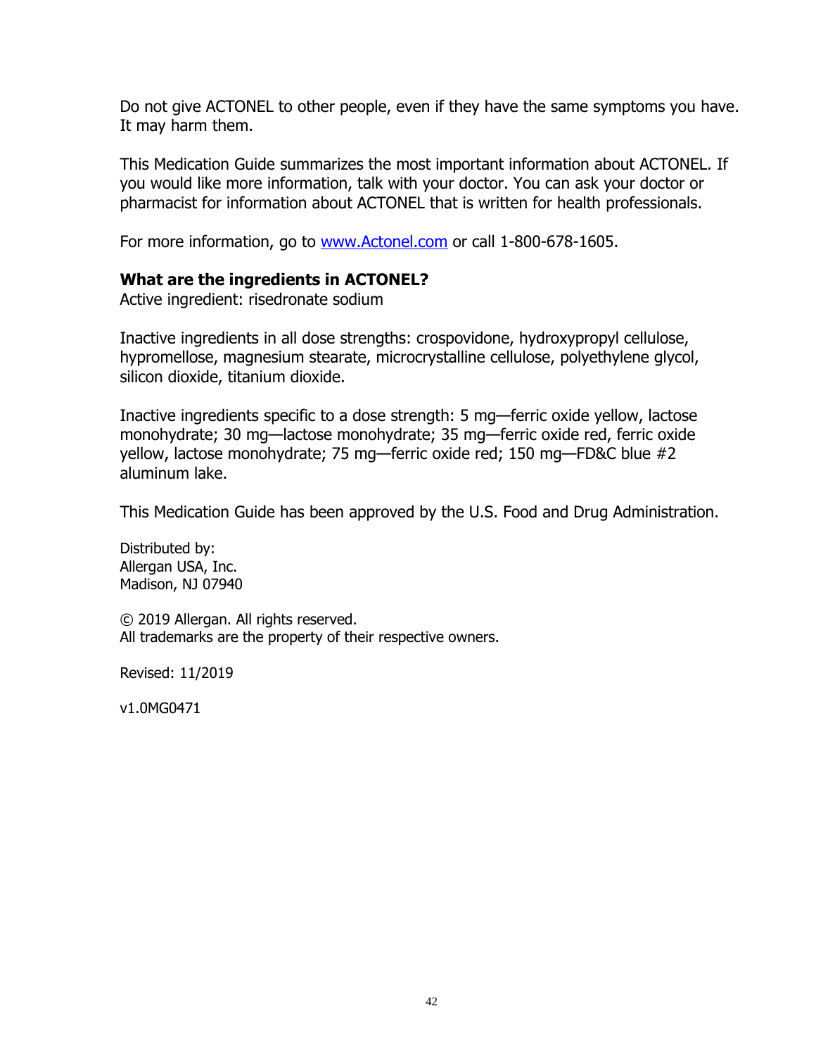Do not give ACTONEL to other people, even if they have the same symptoms you have. It may harm them.

This Medication Guide summarizes the most important information about ACTONEL. If you would like more information, talk with your doctor. You can ask your doctor or pharmacist for information about ACTONEL that is written for health professionals.

For more information, go to www.Actonel.com or call 1-800-678-1605.

**What are the ingredients in ACTONEL?**
Active ingredient: risedronate sodium

Inactive ingredients in all dose strengths: crospovidone, hydroxypropyl cellulose, hypromellose, magnesium stearate, microcrystalline cellulose, polyethylene glycol, silicon dioxide, titanium dioxide.

Inactive ingredients specific to a dose strength: 5 mg—ferric oxide yellow, lactose monohydrate; 30 mg—lactose monohydrate; 35 mg—ferric oxide red, ferric oxide yellow, lactose monohydrate; 75 mg—ferric oxide red; 150 mg—FD&C blue #2 aluminum lake.

This Medication Guide has been approved by the U.S. Food and Drug Administration.

Distributed by:
Allergan USA, Inc.
Madison, NJ 07940

© 2019 Allergan. All rights reserved.
All trademarks are the property of their respective owners.

Revised: 11/2019

v1.0MG0471